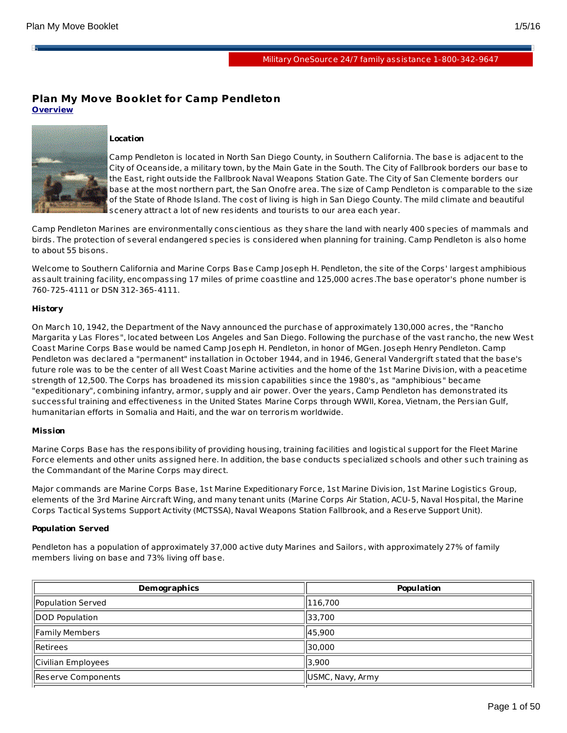Military OneSource 24/7 family assistance 1-800-342-9647

# Plan My Move Booklet for Camp Pendleton

**Overview**

**Location**

Camp Pendleton is located in North San Diego County, in Southern California. The base is adjacent to the City of Oceanside, a military town, by the Main Gate in the South. The City of Fallbrook borders our base to the East, right outside the Fallbrook Naval Weapons Station Gate. The City of San Clemente borders our base at the most northern part, the San Onofre area. The size of Camp Pendleton is comparable to the size of the State of Rhode Island. The cost of living is high in San Diego County. The mild climate and beautiful scenery attract a lot of new residents and tourists to our area each year.

Camp Pendleton Marines are environmentally conscientious as they share the land with nearly 400 species of mammals and birds. The protection of several endangered species is considered when planning for training. Camp Pendleton is also home to about 55 bisons.

Welcome to Southern California and Marine Corps Base Camp Joseph H. Pendleton, the site of the Corps' largest amphibious assault training facility, encompassing 17 miles of prime coastline and 125,000 acres.The base operator's phone number is 760-725-4111 or DSN 312-365-4111.

**History**

On March 10, 1942, the Department of the Navy announced the purchase of approximately 130,000 acres, the "Rancho Margarita y Las Flores", located between Los Angeles and San Diego. Following the purchase of the vast rancho, the new West Coast Marine Corps Base would be named Camp Joseph H. Pendleton, in honor of MGen. Joseph Henry Pendleton. Camp Pendleton was declared a "permanent" installation in October 1944, and in 1946, General Vandergrift stated that the base's future role was to be the center of all West Coast Marine activities and the home of the 1st Marine Division, with a peacetime strength of 12,500. The Corps has broadened its mission capabilities since the 1980's, as "amphibious" became "expeditionary", combining infantry, armor, supply and air power. Over the years, Camp Pendleton has demonstrated its successful training and effectiveness in the United States Marine Corps through WWII, Korea, Vietnam, the Persian Gulf, humanitarian efforts in Somalia and Haiti, and the war on terrorism worldwide.

**Mission**

Marine Corps Base has the responsibility of providing housing, training facilities and logistical support for the Fleet Marine Force elements and other units assigned here. In addition, the base conducts specialized schools and other such training as the Commandant of the Marine Corps may direct.

Major commands are Marine Corps Base, 1st Marine Expeditionary Force, 1st Marine Division, 1st Marine Logistics Group, elements of the 3rd Marine Aircraft Wing, and many tenant units (Marine Corps Air Station, ACU-5, Naval Hospital, the Marine Corps Tactical Systems Support Activity (MCTSSA), Naval Weapons Station Fallbrook, and a Reserve Support Unit).

**Population Served**

Pendleton has a population of approximately 37,000 active duty Marines and Sailors, with approximately 27% of family members living on base and 73% living off base.

| Demographics | Population |
|---|---|
| Population Served | 116,700 |
| DOD Population | 33,700 |
| Family Members | 45,900 |
| Retirees | 30,000 |
| Civilian Employees | 3,900 |
| Reserve Components | USMC, Navy, Army |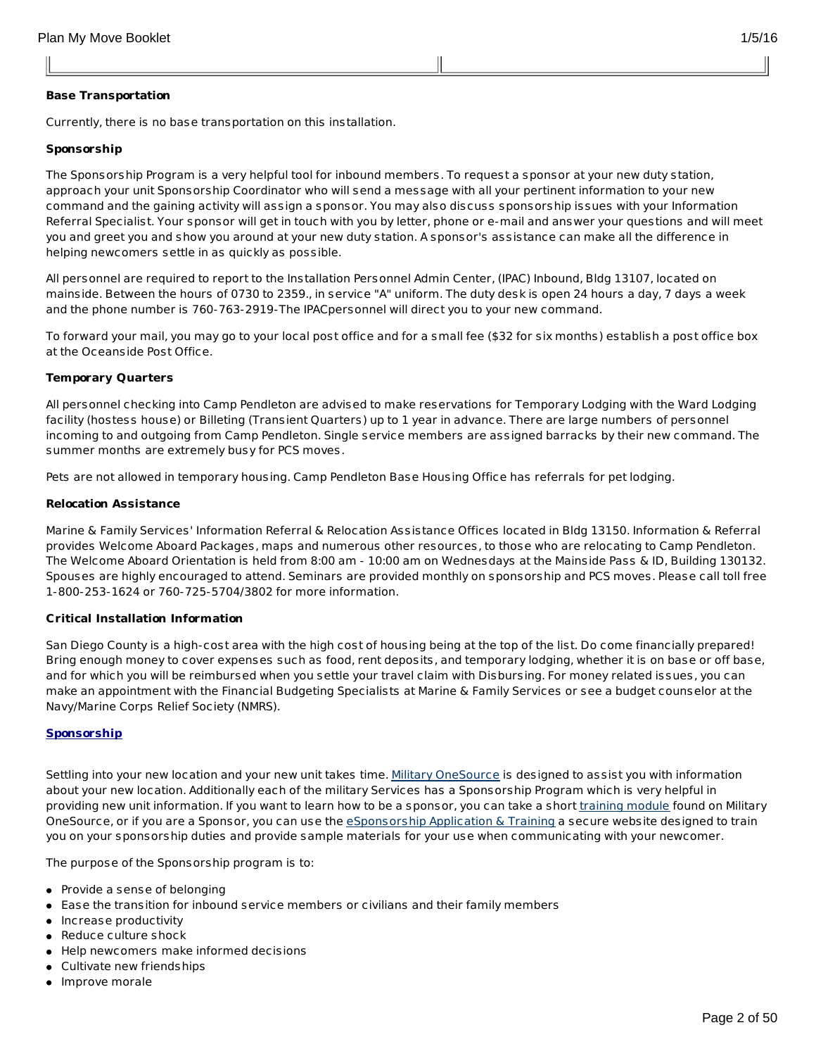**Base Transportation**

Currently, there is no base transportation on this installation.

**Sponsorship**

The Sponsorship Program is a very helpful tool for inbound members. To request a sponsor at your new duty station, approach your unit Sponsorship Coordinator who will send a message with all your pertinent information to your new command and the gaining activity will assign a sponsor. You may also discuss sponsorship issues with your Information Referral Specialist. Your sponsor will get in touch with you by letter, phone or e-mail and answer your questions and will meet you and greet you and show you around at your new duty station. A sponsor's assistance can make all the difference in helping newcomers settle in as quickly as possible.

All personnel are required to report to the Installation Personnel Admin Center, (IPAC) Inbound, Bldg 13107, located on mainside. Between the hours of 0730 to 2359., in service "A" uniform. The duty desk is open 24 hours a day, 7 days a week and the phone number is 760-763-2919-The IPACpersonnel will direct you to your new command.

To forward your mail, you may go to your local post office and for a small fee ($32 for six months) establish a post office box at the Oceanside Post Office.

**Temporary Quarters**

All personnel checking into Camp Pendleton are advised to make reservations for Temporary Lodging with the Ward Lodging facility (hostess house) or Billeting (Transient Quarters) up to 1 year in advance. There are large numbers of personnel incoming to and outgoing from Camp Pendleton. Single service members are assigned barracks by their new command. The summer months are extremely busy for PCS moves.

Pets are not allowed in temporary housing. Camp Pendleton Base Housing Office has referrals for pet lodging.

**Relocation Assistance**

Marine & Family Services' Information Referral & Relocation Assistance Offices located in Bldg 13150. Information & Referral provides Welcome Aboard Packages, maps and numerous other resources, to those who are relocating to Camp Pendleton. The Welcome Aboard Orientation is held from 8:00 am - 10:00 am on Wednesdays at the Mainside Pass & ID, Building 130132. Spouses are highly encouraged to attend. Seminars are provided monthly on sponsorship and PCS moves. Please call toll free 1-800-253-1624 or 760-725-5704/3802 for more information.

**Critical Installation Information**

San Diego County is a high-cost area with the high cost of housing being at the top of the list. Do come financially prepared! Bring enough money to cover expenses such as food, rent deposits, and temporary lodging, whether it is on base or off base, and for which you will be reimbursed when you settle your travel claim with Disbursing. For money related issues, you can make an appointment with the Financial Budgeting Specialists at Marine & Family Services or see a budget counselor at the Navy/Marine Corps Relief Society (NMRS).

**Sponsorship**

Settling into your new location and your new unit takes time. Military OneSource is designed to assist you with information about your new location. Additionally each of the military Services has a Sponsorship Program which is very helpful in providing new unit information. If you want to learn how to be a sponsor, you can take a short training module found on Military OneSource, or if you are a Sponsor, you can use the eSponsorship Application & Training a secure website designed to train you on your sponsorship duties and provide sample materials for your use when communicating with your newcomer.

The purpose of the Sponsorship program is to:

- Provide a sense of belonging
- Ease the transition for inbound service members or civilians and their family members
- Increase productivity
- Reduce culture shock
- Help newcomers make informed decisions
- Cultivate new friendships
- Improve morale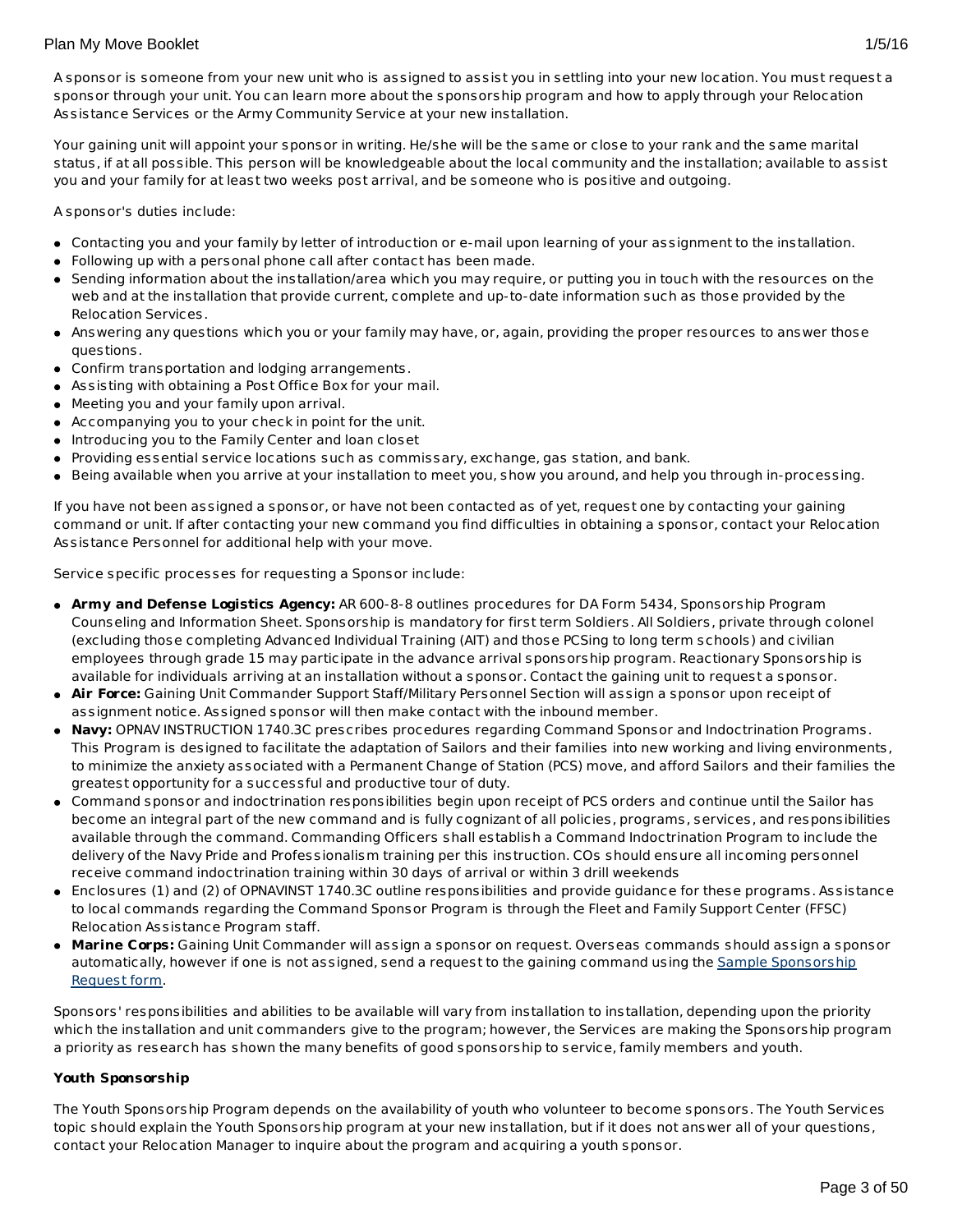A sponsor is someone from your new unit who is assigned to assist you in settling into your new location. You must request a sponsor through your unit. You can learn more about the sponsorship program and how to apply through your Relocation Assistance Services or the Army Community Service at your new installation.

Your gaining unit will appoint your sponsor in writing. He/she will be the same or close to your rank and the same marital status, if at all possible. This person will be knowledgeable about the local community and the installation; available to assist you and your family for at least two weeks post arrival, and be someone who is positive and outgoing.

A sponsor's duties include:

- Contacting you and your family by letter of introduction or e-mail upon learning of your assignment to the installation.
- Following up with a personal phone call after contact has been made.
- Sending information about the installation/area which you may require, or putting you in touch with the resources on the web and at the installation that provide current, complete and up-to-date information such as those provided by the Relocation Services.
- Answering any questions which you or your family may have, or, again, providing the proper resources to answer those questions.
- Confirm transportation and lodging arrangements.
- Assisting with obtaining a Post Office Box for your mail.
- Meeting you and your family upon arrival.
- Accompanying you to your check in point for the unit.
- Introducing you to the Family Center and loan closet
- Providing essential service locations such as commissary, exchange, gas station, and bank.
- Being available when you arrive at your installation to meet you, show you around, and help you through in-processing.

If you have not been assigned a sponsor, or have not been contacted as of yet, request one by contacting your gaining command or unit. If after contacting your new command you find difficulties in obtaining a sponsor, contact your Relocation Assistance Personnel for additional help with your move.

Service specific processes for requesting a Sponsor include:

- **Army and Defense Logistics Agency:** AR 600-8-8 outlines procedures for DA Form 5434, Sponsorship Program Counseling and Information Sheet. Sponsorship is mandatory for first term Soldiers. All Soldiers, private through colonel (excluding those completing Advanced Individual Training (AIT) and those PCSing to long term schools) and civilian employees through grade 15 may participate in the advance arrival sponsorship program. Reactionary Sponsorship is available for individuals arriving at an installation without a sponsor. Contact the gaining unit to request a sponsor.
- **Air Force:** Gaining Unit Commander Support Staff/Military Personnel Section will assign a sponsor upon receipt of assignment notice. Assigned sponsor will then make contact with the inbound member.
- **Navy:** OPNAV INSTRUCTION 1740.3C prescribes procedures regarding Command Sponsor and Indoctrination Programs. This Program is designed to facilitate the adaptation of Sailors and their families into new working and living environments, to minimize the anxiety associated with a Permanent Change of Station (PCS) move, and afford Sailors and their families the greatest opportunity for a successful and productive tour of duty.
- Command sponsor and indoctrination responsibilities begin upon receipt of PCS orders and continue until the Sailor has become an integral part of the new command and is fully cognizant of all policies, programs, services, and responsibilities available through the command. Commanding Officers shall establish a Command Indoctrination Program to include the delivery of the Navy Pride and Professionalism training per this instruction. COs should ensure all incoming personnel receive command indoctrination training within 30 days of arrival or within 3 drill weekends
- Enclosures (1) and (2) of OPNAVINST 1740.3C outline responsibilities and provide guidance for these programs. Assistance to local commands regarding the Command Sponsor Program is through the Fleet and Family Support Center (FFSC) Relocation Assistance Program staff.
- **Marine Corps:** Gaining Unit Commander will assign a sponsor on request. Overseas commands should assign a sponsor automatically, however if one is not assigned, send a request to the gaining command using the Sample Sponsorship Request form.

Sponsors' responsibilities and abilities to be available will vary from installation to installation, depending upon the priority which the installation and unit commanders give to the program; however, the Services are making the Sponsorship program a priority as research has shown the many benefits of good sponsorship to service, family members and youth.

**Youth Sponsorship**

The Youth Sponsorship Program depends on the availability of youth who volunteer to become sponsors. The Youth Services topic should explain the Youth Sponsorship program at your new installation, but if it does not answer all of your questions, contact your Relocation Manager to inquire about the program and acquiring a youth sponsor.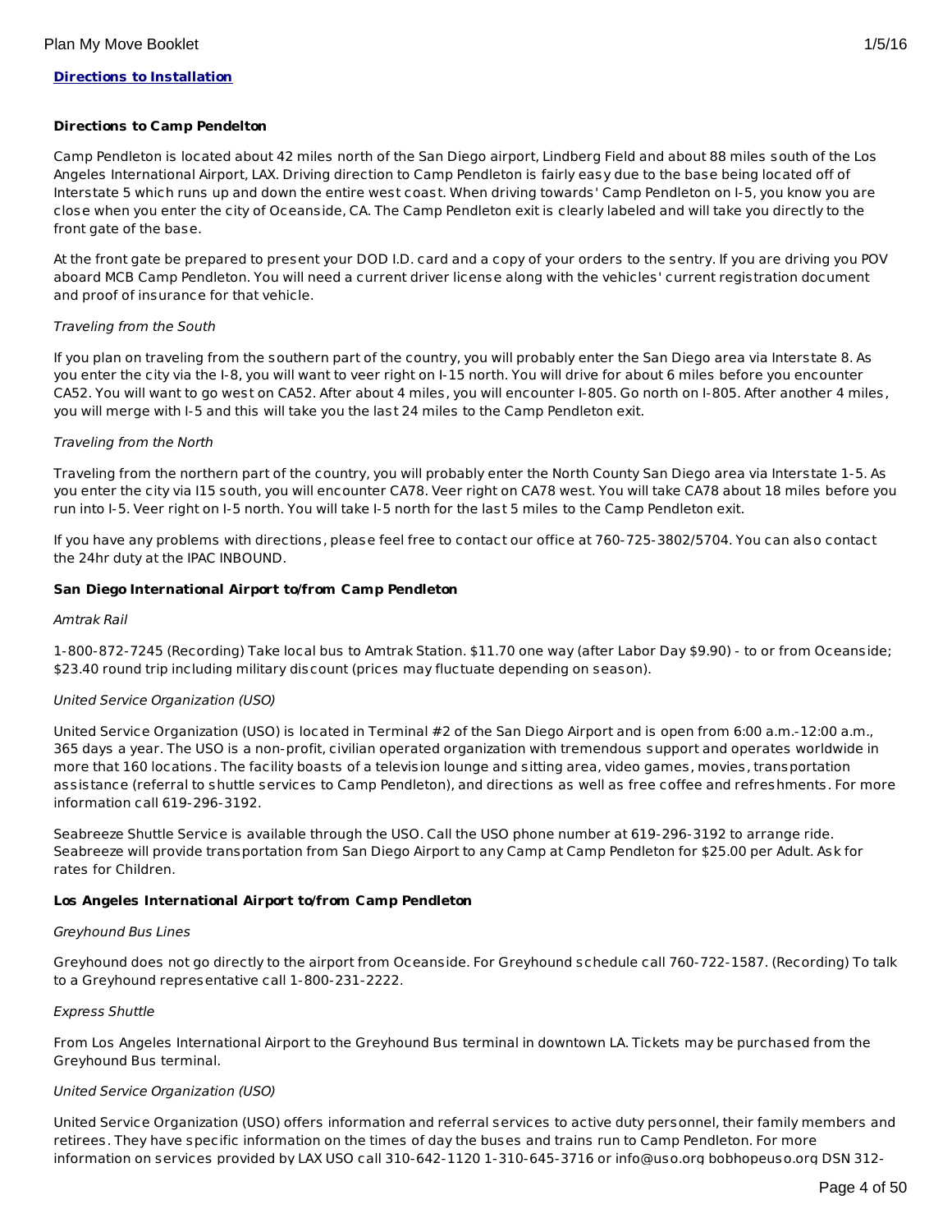**Directions to Installation**

**Directions to Camp Pendelton**

Camp Pendleton is located about 42 miles north of the San Diego airport, Lindberg Field and about 88 miles south of the Los Angeles International Airport, LAX. Driving direction to Camp Pendleton is fairly easy due to the base being located off of Interstate 5 which runs up and down the entire west coast. When driving towards' Camp Pendleton on I-5, you know you are close when you enter the city of Oceanside, CA. The Camp Pendleton exit is clearly labeled and will take you directly to the front gate of the base.

At the front gate be prepared to present your DOD I.D. card and a copy of your orders to the sentry. If you are driving you POV aboard MCB Camp Pendleton. You will need a current driver license along with the vehicles' current registration document and proof of insurance for that vehicle.

*Traveling from the South*

If you plan on traveling from the southern part of the country, you will probably enter the San Diego area via Interstate 8. As you enter the city via the I-8, you will want to veer right on I-15 north. You will drive for about 6 miles before you encounter CA52. You will want to go west on CA52. After about 4 miles, you will encounter I-805. Go north on I-805. After another 4 miles, you will merge with I-5 and this will take you the last 24 miles to the Camp Pendleton exit.

*Traveling from the North*

Traveling from the northern part of the country, you will probably enter the North County San Diego area via Interstate 1-5. As you enter the city via I15 south, you will encounter CA78. Veer right on CA78 west. You will take CA78 about 18 miles before you run into I-5. Veer right on I-5 north. You will take I-5 north for the last 5 miles to the Camp Pendleton exit.

If you have any problems with directions, please feel free to contact our office at 760-725-3802/5704. You can also contact the 24hr duty at the IPAC INBOUND.

**San Diego International Airport to/from Camp Pendleton**

*Amtrak Rail*

1-800-872-7245 (Recording) Take local bus to Amtrak Station. $11.70 one way (after Labor Day $9.90) - to or from Oceanside; $23.40 round trip including military discount (prices may fluctuate depending on season).

*United Service Organization (USO)*

United Service Organization (USO) is located in Terminal #2 of the San Diego Airport and is open from 6:00 a.m.-12:00 a.m., 365 days a year. The USO is a non-profit, civilian operated organization with tremendous support and operates worldwide in more that 160 locations. The facility boasts of a television lounge and sitting area, video games, movies, transportation assistance (referral to shuttle services to Camp Pendleton), and directions as well as free coffee and refreshments. For more information call 619-296-3192.

Seabreeze Shuttle Service is available through the USO. Call the USO phone number at 619-296-3192 to arrange ride. Seabreeze will provide transportation from San Diego Airport to any Camp at Camp Pendleton for $25.00 per Adult. Ask for rates for Children.

**Los Angeles International Airport to/from Camp Pendleton**

*Greyhound Bus Lines*

Greyhound does not go directly to the airport from Oceanside. For Greyhound schedule call 760-722-1587. (Recording) To talk to a Greyhound representative call 1-800-231-2222.

*Express Shuttle*

From Los Angeles International Airport to the Greyhound Bus terminal in downtown LA. Tickets may be purchased from the Greyhound Bus terminal.

*United Service Organization (USO)*

United Service Organization (USO) offers information and referral services to active duty personnel, their family members and retirees. They have specific information on the times of day the buses and trains run to Camp Pendleton. For more information on services provided by LAX USO call 310-642-1120 1-310-645-3716 or info@uso.org bobhopeuso.org DSN 312-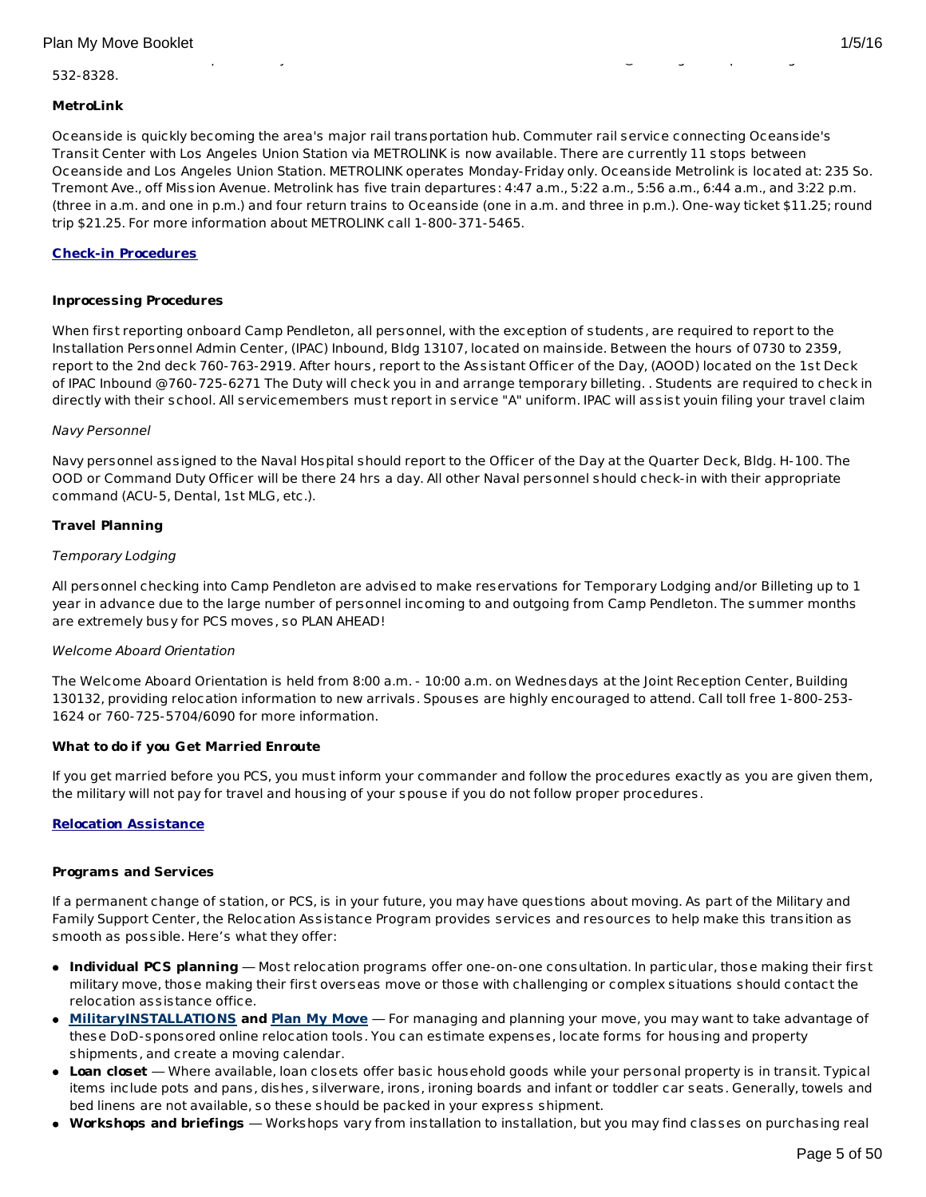532-8328.

**MetroLink**

Oceanside is quickly becoming the area's major rail transportation hub. Commuter rail service connecting Oceanside's Transit Center with Los Angeles Union Station via METROLINK is now available. There are currently 11 stops between Oceanside and Los Angeles Union Station. METROLINK operates Monday-Friday only. Oceanside Metrolink is located at: 235 So. Tremont Ave., off Mission Avenue. Metrolink has five train departures: 4:47 a.m., 5:22 a.m., 5:56 a.m., 6:44 a.m., and 3:22 p.m. (three in a.m. and one in p.m.) and four return trains to Oceanside (one in a.m. and three in p.m.). One-way ticket $11.25; round trip $21.25. For more information about METROLINK call 1-800-371-5465.

## **Check-in Procedures**

**Inprocessing Procedures**

When first reporting onboard Camp Pendleton, all personnel, with the exception of students, are required to report to the Installation Personnel Admin Center, (IPAC) Inbound, Bldg 13107, located on mainside. Between the hours of 0730 to 2359, report to the 2nd deck 760-763-2919. After hours, report to the Assistant Officer of the Day, (AOOD) located on the 1st Deck of IPAC Inbound @760-725-6271 The Duty will check you in and arrange temporary billeting. . Students are required to check in directly with their school. All servicemembers must report in service "A" uniform. IPAC will assist youin filing your travel claim

*Navy Personnel*

Navy personnel assigned to the Naval Hospital should report to the Officer of the Day at the Quarter Deck, Bldg. H-100. The OOD or Command Duty Officer will be there 24 hrs a day. All other Naval personnel should check-in with their appropriate command (ACU-5, Dental, 1st MLG, etc.).

**Travel Planning**

*Temporary Lodging*

All personnel checking into Camp Pendleton are advised to make reservations for Temporary Lodging and/or Billeting up to 1 year in advance due to the large number of personnel incoming to and outgoing from Camp Pendleton. The summer months are extremely busy for PCS moves, so PLAN AHEAD!

*Welcome Aboard Orientation*

The Welcome Aboard Orientation is held from 8:00 a.m. - 10:00 a.m. on Wednesdays at the Joint Reception Center, Building 130132, providing relocation information to new arrivals. Spouses are highly encouraged to attend. Call toll free 1-800-253-1624 or 760-725-5704/6090 for more information.

**What to do if you Get Married Enroute**

If you get married before you PCS, you must inform your commander and follow the procedures exactly as you are given them, the military will not pay for travel and housing of your spouse if you do not follow proper procedures.

## **Relocation Assistance**

**Programs and Services**

If a permanent change of station, or PCS, is in your future, you may have questions about moving. As part of the Military and Family Support Center, the Relocation Assistance Program provides services and resources to help make this transition as smooth as possible. Here's what they offer:

- **Individual PCS planning** — Most relocation programs offer one-on-one consultation. In particular, those making their first military move, those making their first overseas move or those with challenging or complex situations should contact the relocation assistance office.
- **MilitaryINSTALLATIONS and Plan My Move** — For managing and planning your move, you may want to take advantage of these DoD-sponsored online relocation tools. You can estimate expenses, locate forms for housing and property shipments, and create a moving calendar.
- **Loan closet** — Where available, loan closets offer basic household goods while your personal property is in transit. Typical items include pots and pans, dishes, silverware, irons, ironing boards and infant or toddler car seats. Generally, towels and bed linens are not available, so these should be packed in your express shipment.
- **Workshops and briefings** — Workshops vary from installation to installation, but you may find classes on purchasing real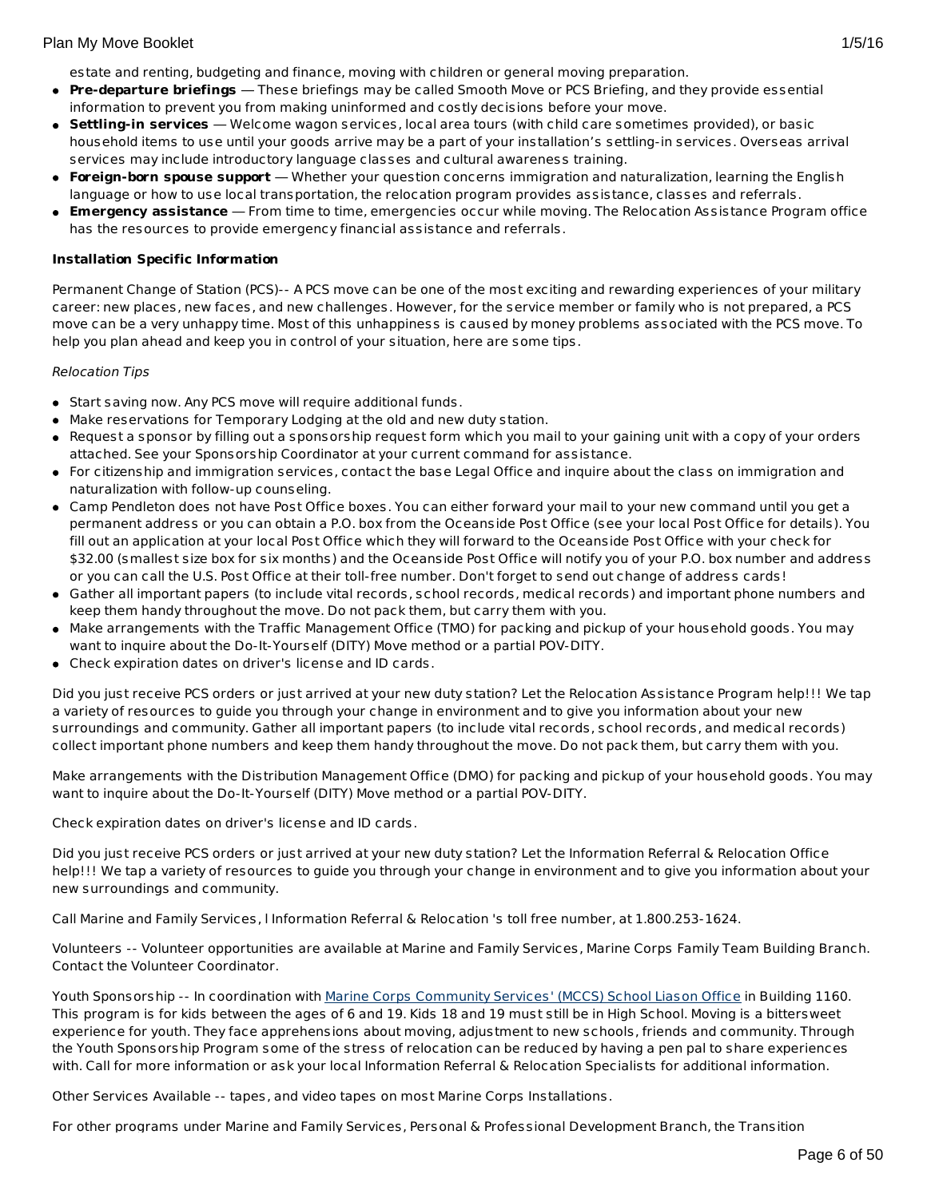estate and renting, budgeting and finance, moving with children or general moving preparation.

- **Pre-departure briefings** — These briefings may be called Smooth Move or PCS Briefing, and they provide essential information to prevent you from making uninformed and costly decisions before your move.
- **Settling-in services** — Welcome wagon services, local area tours (with child care sometimes provided), or basic household items to use until your goods arrive may be a part of your installation's settling-in services. Overseas arrival services may include introductory language classes and cultural awareness training.
- **Foreign-born spouse support** — Whether your question concerns immigration and naturalization, learning the English language or how to use local transportation, the relocation program provides assistance, classes and referrals.
- **Emergency assistance** — From time to time, emergencies occur while moving. The Relocation Assistance Program office has the resources to provide emergency financial assistance and referrals.

**Installation Specific Information**

Permanent Change of Station (PCS)-- A PCS move can be one of the most exciting and rewarding experiences of your military career: new places, new faces, and new challenges. However, for the service member or family who is not prepared, a PCS move can be a very unhappy time. Most of this unhappiness is caused by money problems associated with the PCS move. To help you plan ahead and keep you in control of your situation, here are some tips.

*Relocation Tips*

- Start saving now. Any PCS move will require additional funds.
- Make reservations for Temporary Lodging at the old and new duty station.
- Request a sponsor by filling out a sponsorship request form which you mail to your gaining unit with a copy of your orders attached. See your Sponsorship Coordinator at your current command for assistance.
- For citizenship and immigration services, contact the base Legal Office and inquire about the class on immigration and naturalization with follow-up counseling.
- Camp Pendleton does not have Post Office boxes. You can either forward your mail to your new command until you get a permanent address or you can obtain a P.O. box from the Oceanside Post Office (see your local Post Office for details). You fill out an application at your local Post Office which they will forward to the Oceanside Post Office with your check for $32.00 (smallest size box for six months) and the Oceanside Post Office will notify you of your P.O. box number and address or you can call the U.S. Post Office at their toll-free number. Don't forget to send out change of address cards!
- Gather all important papers (to include vital records, school records, medical records) and important phone numbers and keep them handy throughout the move. Do not pack them, but carry them with you.
- Make arrangements with the Traffic Management Office (TMO) for packing and pickup of your household goods. You may want to inquire about the Do-It-Yourself (DITY) Move method or a partial POV-DITY.
- Check expiration dates on driver's license and ID cards.

Did you just receive PCS orders or just arrived at your new duty station? Let the Relocation Assistance Program help!!! We tap a variety of resources to guide you through your change in environment and to give you information about your new surroundings and community. Gather all important papers (to include vital records, school records, and medical records) collect important phone numbers and keep them handy throughout the move. Do not pack them, but carry them with you.

Make arrangements with the Distribution Management Office (DMO) for packing and pickup of your household goods. You may want to inquire about the Do-It-Yourself (DITY) Move method or a partial POV-DITY.

Check expiration dates on driver's license and ID cards.

Did you just receive PCS orders or just arrived at your new duty station? Let the Information Referral & Relocation Office help!!! We tap a variety of resources to guide you through your change in environment and to give you information about your new surroundings and community.

Call Marine and Family Services, l Information Referral & Relocation 's toll free number, at 1.800.253-1624.

Volunteers -- Volunteer opportunities are available at Marine and Family Services, Marine Corps Family Team Building Branch. Contact the Volunteer Coordinator.

Youth Sponsorship -- In coordination with Marine Corps Community Services' (MCCS) School Liason Office in Building 1160. This program is for kids between the ages of 6 and 19. Kids 18 and 19 must still be in High School. Moving is a bittersweet experience for youth. They face apprehensions about moving, adjustment to new schools, friends and community. Through the Youth Sponsorship Program some of the stress of relocation can be reduced by having a pen pal to share experiences with. Call for more information or ask your local Information Referral & Relocation Specialists for additional information.

Other Services Available -- tapes, and video tapes on most Marine Corps Installations.

For other programs under Marine and Family Services, Personal & Professional Development Branch, the Transition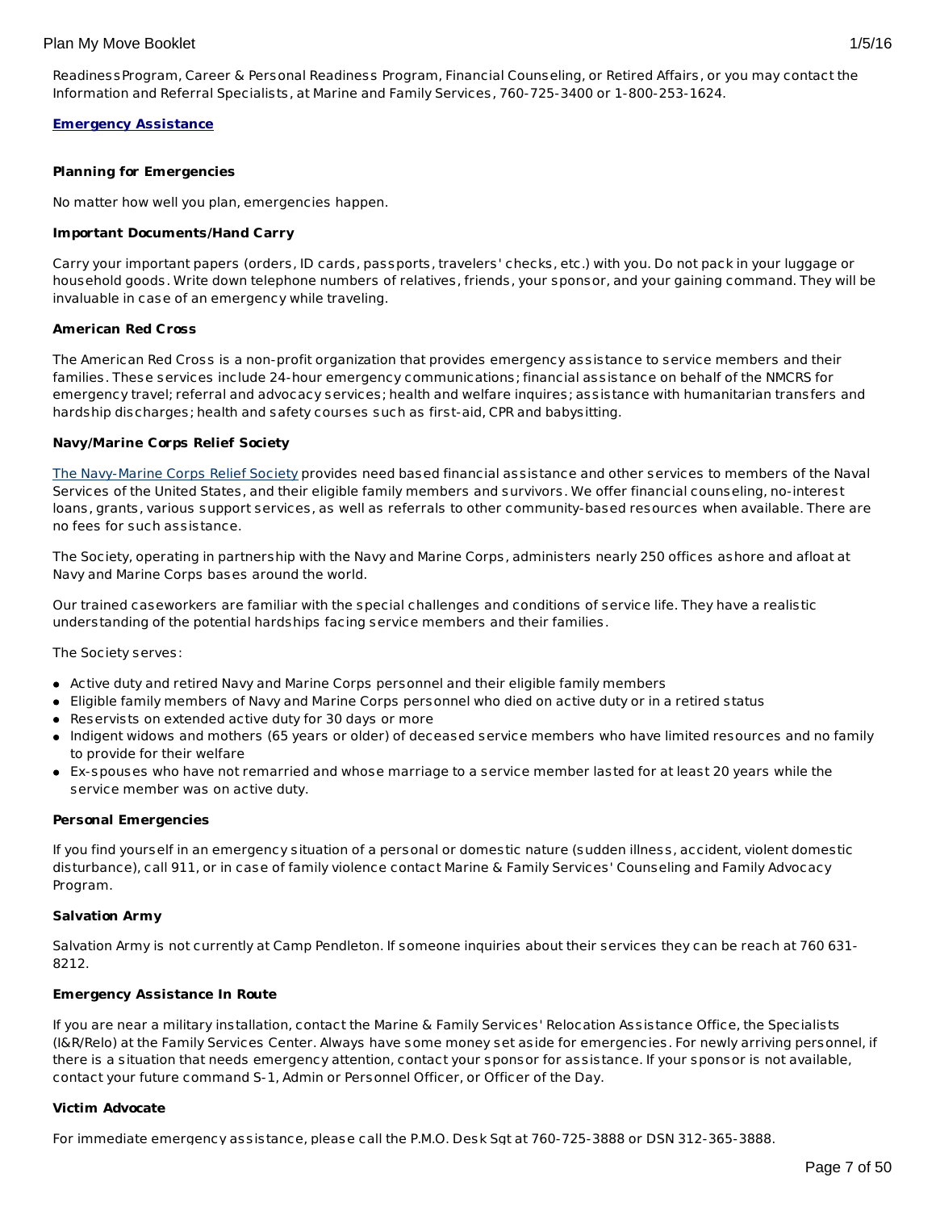ReadinessProgram, Career & Personal Readiness Program, Financial Counseling, or Retired Affairs, or you may contact the Information and Referral Specialists, at Marine and Family Services, 760-725-3400 or 1-800-253-1624.

**Emergency Assistance**

**Planning for Emergencies**

No matter how well you plan, emergencies happen.

**Important Documents/Hand Carry**

Carry your important papers (orders, ID cards, passports, travelers' checks, etc.) with you. Do not pack in your luggage or household goods. Write down telephone numbers of relatives, friends, your sponsor, and your gaining command. They will be invaluable in case of an emergency while traveling.

**American Red Cross**

The American Red Cross is a non-profit organization that provides emergency assistance to service members and their families. These services include 24-hour emergency communications; financial assistance on behalf of the NMCRS for emergency travel; referral and advocacy services; health and welfare inquires; assistance with humanitarian transfers and hardship discharges; health and safety courses such as first-aid, CPR and babysitting.

**Navy/Marine Corps Relief Society**

The Navy-Marine Corps Relief Society provides need based financial assistance and other services to members of the Naval Services of the United States, and their eligible family members and survivors. We offer financial counseling, no-interest loans, grants, various support services, as well as referrals to other community-based resources when available. There are no fees for such assistance.

The Society, operating in partnership with the Navy and Marine Corps, administers nearly 250 offices ashore and afloat at Navy and Marine Corps bases around the world.

Our trained caseworkers are familiar with the special challenges and conditions of service life. They have a realistic understanding of the potential hardships facing service members and their families.

The Society serves:

- Active duty and retired Navy and Marine Corps personnel and their eligible family members
- Eligible family members of Navy and Marine Corps personnel who died on active duty or in a retired status
- Reservists on extended active duty for 30 days or more
- Indigent widows and mothers (65 years or older) of deceased service members who have limited resources and no family to provide for their welfare
- Ex-spouses who have not remarried and whose marriage to a service member lasted for at least 20 years while the service member was on active duty.

**Personal Emergencies**

If you find yourself in an emergency situation of a personal or domestic nature (sudden illness, accident, violent domestic disturbance), call 911, or in case of family violence contact Marine & Family Services' Counseling and Family Advocacy Program.

**Salvation Army**

Salvation Army is not currently at Camp Pendleton. If someone inquiries about their services they can be reach at 760 631-8212.

**Emergency Assistance In Route**

If you are near a military installation, contact the Marine & Family Services' Relocation Assistance Office, the Specialists (I&R/Relo) at the Family Services Center. Always have some money set aside for emergencies. For newly arriving personnel, if there is a situation that needs emergency attention, contact your sponsor for assistance. If your sponsor is not available, contact your future command S-1, Admin or Personnel Officer, or Officer of the Day.

**Victim Advocate**

For immediate emergency assistance, please call the P.M.O. Desk Sgt at 760-725-3888 or DSN 312-365-3888.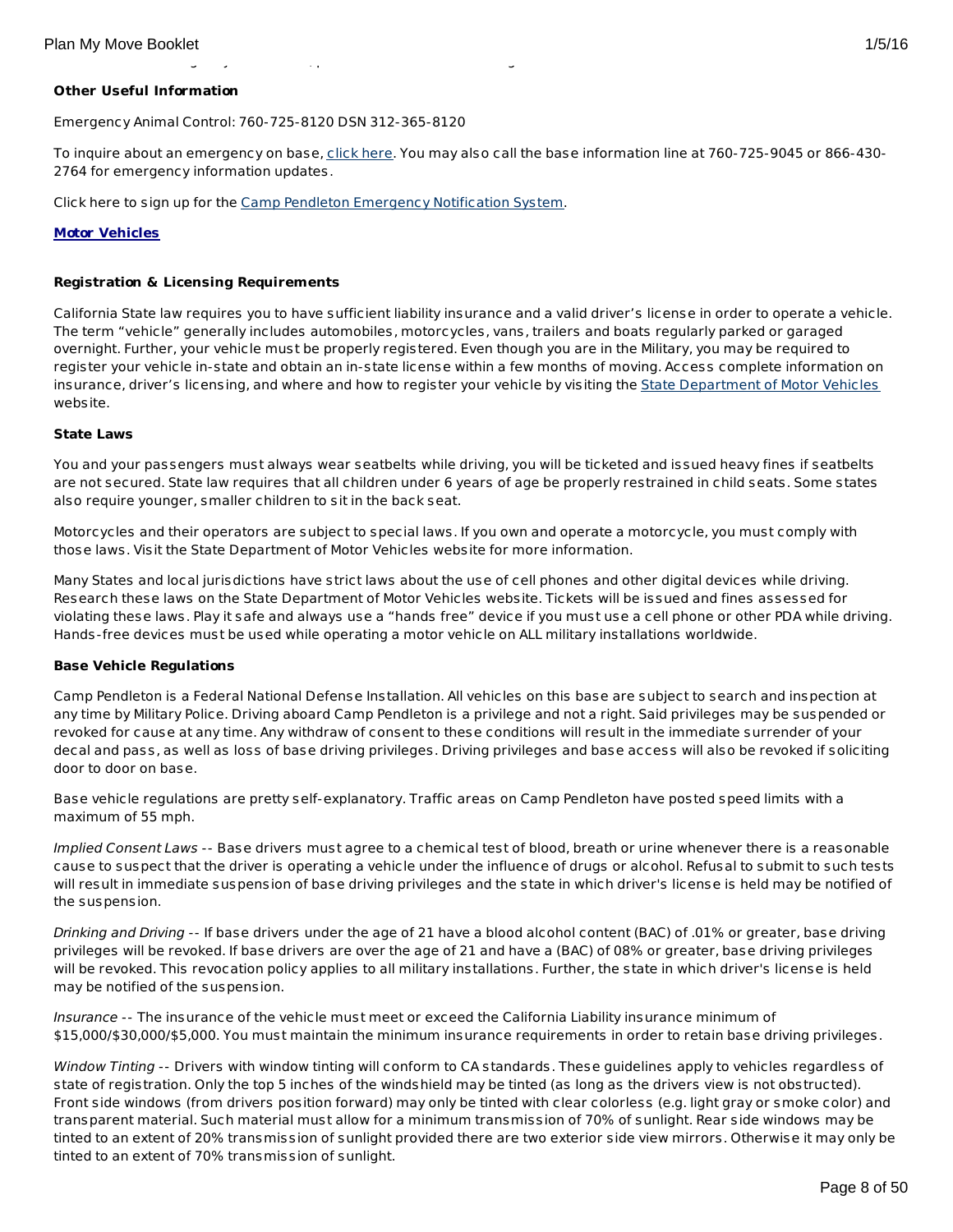**Other Useful Information**

Emergency Animal Control: 760-725-8120 DSN 312-365-8120

To inquire about an emergency on base, click here. You may also call the base information line at 760-725-9045 or 866-430-2764 for emergency information updates.

Click here to sign up for the Camp Pendleton Emergency Notification System.

**Motor Vehicles**

**Registration & Licensing Requirements**

California State law requires you to have sufficient liability insurance and a valid driver's license in order to operate a vehicle. The term "vehicle" generally includes automobiles, motorcycles, vans, trailers and boats regularly parked or garaged overnight. Further, your vehicle must be properly registered. Even though you are in the Military, you may be required to register your vehicle in-state and obtain an in-state license within a few months of moving. Access complete information on insurance, driver's licensing, and where and how to register your vehicle by visiting the State Department of Motor Vehicles website.

**State Laws**

You and your passengers must always wear seatbelts while driving, you will be ticketed and issued heavy fines if seatbelts are not secured. State law requires that all children under 6 years of age be properly restrained in child seats. Some states also require younger, smaller children to sit in the back seat.

Motorcycles and their operators are subject to special laws. If you own and operate a motorcycle, you must comply with those laws. Visit the State Department of Motor Vehicles website for more information.

Many States and local jurisdictions have strict laws about the use of cell phones and other digital devices while driving. Research these laws on the State Department of Motor Vehicles website. Tickets will be issued and fines assessed for violating these laws. Play it safe and always use a "hands free" device if you must use a cell phone or other PDA while driving. Hands-free devices must be used while operating a motor vehicle on ALL military installations worldwide.

**Base Vehicle Regulations**

Camp Pendleton is a Federal National Defense Installation. All vehicles on this base are subject to search and inspection at any time by Military Police. Driving aboard Camp Pendleton is a privilege and not a right. Said privileges may be suspended or revoked for cause at any time. Any withdraw of consent to these conditions will result in the immediate surrender of your decal and pass, as well as loss of base driving privileges. Driving privileges and base access will also be revoked if soliciting door to door on base.

Base vehicle regulations are pretty self-explanatory. Traffic areas on Camp Pendleton have posted speed limits with a maximum of 55 mph.

*Implied Consent Laws* -- Base drivers must agree to a chemical test of blood, breath or urine whenever there is a reasonable cause to suspect that the driver is operating a vehicle under the influence of drugs or alcohol. Refusal to submit to such tests will result in immediate suspension of base driving privileges and the state in which driver's license is held may be notified of the suspension.

*Drinking and Driving* -- If base drivers under the age of 21 have a blood alcohol content (BAC) of .01% or greater, base driving privileges will be revoked. If base drivers are over the age of 21 and have a (BAC) of 08% or greater, base driving privileges will be revoked. This revocation policy applies to all military installations. Further, the state in which driver's license is held may be notified of the suspension.

*Insurance* -- The insurance of the vehicle must meet or exceed the California Liability insurance minimum of \$15,000/\$30,000/\$5,000. You must maintain the minimum insurance requirements in order to retain base driving privileges.

*Window Tinting* -- Drivers with window tinting will conform to CA standards. These guidelines apply to vehicles regardless of state of registration. Only the top 5 inches of the windshield may be tinted (as long as the drivers view is not obstructed). Front side windows (from drivers position forward) may only be tinted with clear colorless (e.g. light gray or smoke color) and transparent material. Such material must allow for a minimum transmission of 70% of sunlight. Rear side windows may be tinted to an extent of 20% transmission of sunlight provided there are two exterior side view mirrors. Otherwise it may only be tinted to an extent of 70% transmission of sunlight.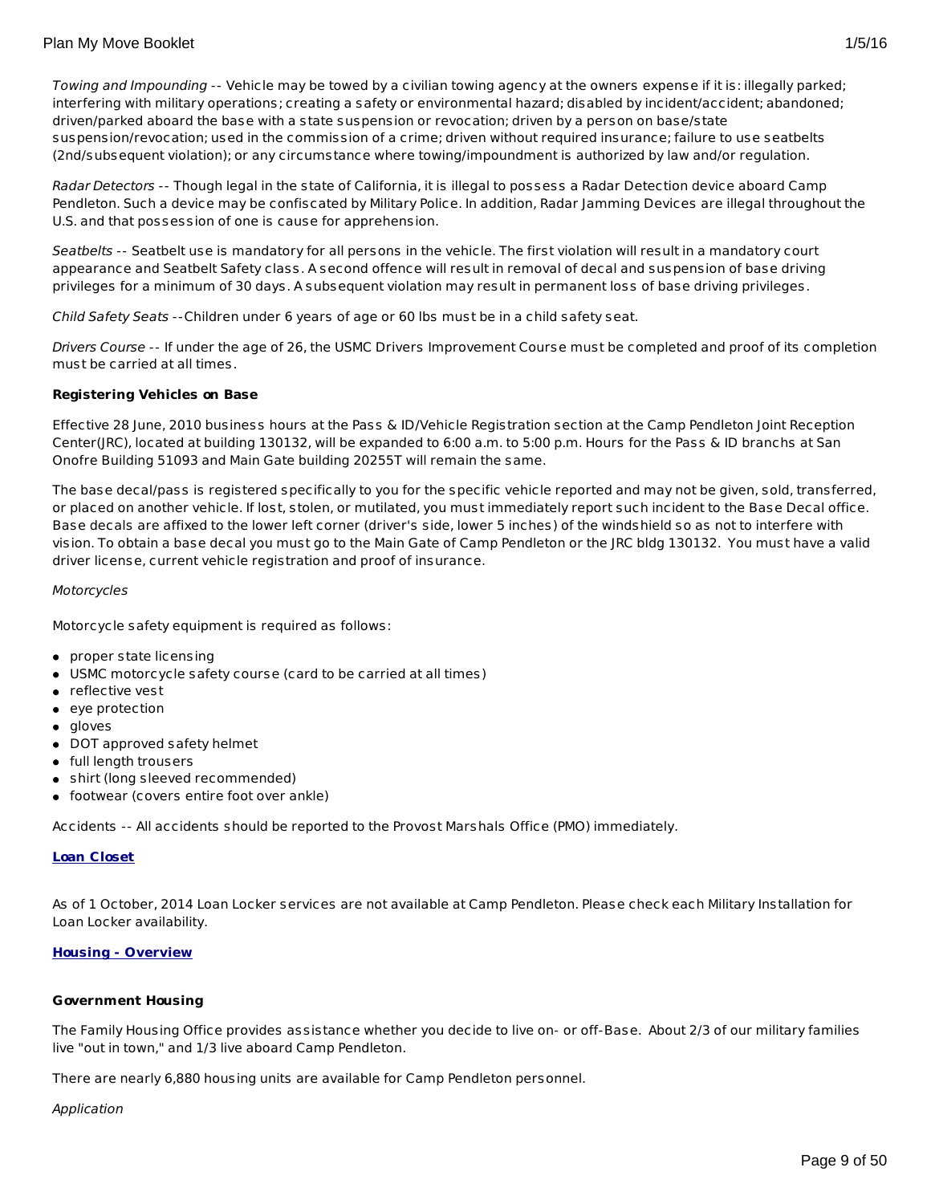*Towing and Impounding* -- Vehicle may be towed by a civilian towing agency at the owners expense if it is: illegally parked; interfering with military operations; creating a safety or environmental hazard; disabled by incident/accident; abandoned; driven/parked aboard the base with a state suspension or revocation; driven by a person on base/state suspension/revocation; used in the commission of a crime; driven without required insurance; failure to use seatbelts (2nd/subsequent violation); or any circumstance where towing/impoundment is authorized by law and/or regulation.

*Radar Detectors* -- Though legal in the state of California, it is illegal to possess a Radar Detection device aboard Camp Pendleton. Such a device may be confiscated by Military Police. In addition, Radar Jamming Devices are illegal throughout the U.S. and that possession of one is cause for apprehension.

*Seatbelts* -- Seatbelt use is mandatory for all persons in the vehicle. The first violation will result in a mandatory court appearance and Seatbelt Safety class. A second offence will result in removal of decal and suspension of base driving privileges for a minimum of 30 days. A subsequent violation may result in permanent loss of base driving privileges.

*Child Safety Seats* --Children under 6 years of age or 60 lbs must be in a child safety seat.

*Drivers Course* -- If under the age of 26, the USMC Drivers Improvement Course must be completed and proof of its completion must be carried at all times.

**Registering Vehicles on Base**

Effective 28 June, 2010 business hours at the Pass & ID/Vehicle Registration section at the Camp Pendleton Joint Reception Center(JRC), located at building 130132, will be expanded to 6:00 a.m. to 5:00 p.m. Hours for the Pass & ID branchs at San Onofre Building 51093 and Main Gate building 20255T will remain the same.

The base decal/pass is registered specifically to you for the specific vehicle reported and may not be given, sold, transferred, or placed on another vehicle. If lost, stolen, or mutilated, you must immediately report such incident to the Base Decal office. Base decals are affixed to the lower left corner (driver's side, lower 5 inches) of the windshield so as not to interfere with vision. To obtain a base decal you must go to the Main Gate of Camp Pendleton or the JRC bldg 130132. You must have a valid driver license, current vehicle registration and proof of insurance.

*Motorcycles*

Motorcycle safety equipment is required as follows:

- proper state licensing
- USMC motorcycle safety course (card to be carried at all times)
- reflective vest
- eye protection
- gloves
- DOT approved safety helmet
- full length trousers
- shirt (long sleeved recommended)
- footwear (covers entire foot over ankle)

Accidents -- All accidents should be reported to the Provost Marshals Office (PMO) immediately.

**Loan Closet**

As of 1 October, 2014 Loan Locker services are not available at Camp Pendleton. Please check each Military Installation for Loan Locker availability.

**Housing - Overview**

**Government Housing**

The Family Housing Office provides assistance whether you decide to live on- or off-Base. About 2/3 of our military families live "out in town," and 1/3 live aboard Camp Pendleton.

There are nearly 6,880 housing units are available for Camp Pendleton personnel.

*Application*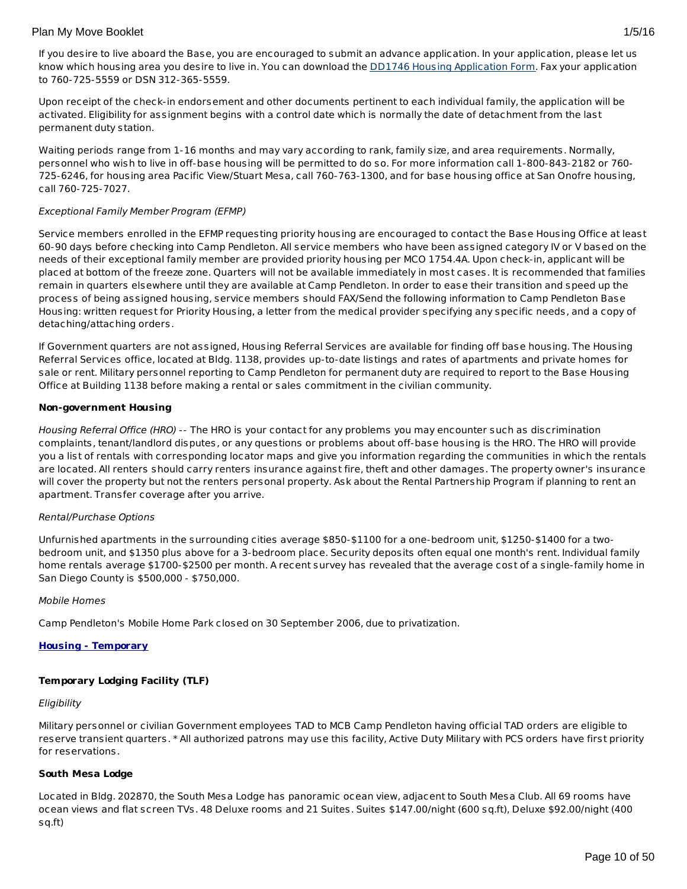If you desire to live aboard the Base, you are encouraged to submit an advance application. In your application, please let us know which housing area you desire to live in. You can download the DD1746 Housing Application Form. Fax your application to 760-725-5559 or DSN 312-365-5559.

Upon receipt of the check-in endorsement and other documents pertinent to each individual family, the application will be activated. Eligibility for assignment begins with a control date which is normally the date of detachment from the last permanent duty station.

Waiting periods range from 1-16 months and may vary according to rank, family size, and area requirements. Normally, personnel who wish to live in off-base housing will be permitted to do so. For more information call 1-800-843-2182 or 760-725-6246, for housing area Pacific View/Stuart Mesa, call 760-763-1300, and for base housing office at San Onofre housing, call 760-725-7027.

*Exceptional Family Member Program (EFMP)*

Service members enrolled in the EFMP requesting priority housing are encouraged to contact the Base Housing Office at least 60-90 days before checking into Camp Pendleton. All service members who have been assigned category IV or V based on the needs of their exceptional family member are provided priority housing per MCO 1754.4A. Upon check-in, applicant will be placed at bottom of the freeze zone. Quarters will not be available immediately in most cases. It is recommended that families remain in quarters elsewhere until they are available at Camp Pendleton. In order to ease their transition and speed up the process of being assigned housing, service members should FAX/Send the following information to Camp Pendleton Base Housing: written request for Priority Housing, a letter from the medical provider specifying any specific needs, and a copy of detaching/attaching orders.

If Government quarters are not assigned, Housing Referral Services are available for finding off base housing. The Housing Referral Services office, located at Bldg. 1138, provides up-to-date listings and rates of apartments and private homes for sale or rent. Military personnel reporting to Camp Pendleton for permanent duty are required to report to the Base Housing Office at Building 1138 before making a rental or sales commitment in the civilian community.

**Non-government Housing**

*Housing Referral Office (HRO)* -- The HRO is your contact for any problems you may encounter such as discrimination complaints, tenant/landlord disputes, or any questions or problems about off-base housing is the HRO. The HRO will provide you a list of rentals with corresponding locator maps and give you information regarding the communities in which the rentals are located. All renters should carry renters insurance against fire, theft and other damages. The property owner's insurance will cover the property but not the renters personal property. Ask about the Rental Partnership Program if planning to rent an apartment. Transfer coverage after you arrive.

*Rental/Purchase Options*

Unfurnished apartments in the surrounding cities average $850-$1100 for a one-bedroom unit, $1250-$1400 for a two-bedroom unit, and $1350 plus above for a 3-bedroom place. Security deposits often equal one month's rent. Individual family home rentals average $1700-$2500 per month. A recent survey has revealed that the average cost of a single-family home in San Diego County is $500,000 - $750,000.

*Mobile Homes*

Camp Pendleton's Mobile Home Park closed on 30 September 2006, due to privatization.

**Housing - Temporary**

**Temporary Lodging Facility (TLF)**

*Eligibility*

Military personnel or civilian Government employees TAD to MCB Camp Pendleton having official TAD orders are eligible to reserve transient quarters. * All authorized patrons may use this facility, Active Duty Military with PCS orders have first priority for reservations.

**South Mesa Lodge**

Located in Bldg. 202870, the South Mesa Lodge has panoramic ocean view, adjacent to South Mesa Club. All 69 rooms have ocean views and flat screen TVs. 48 Deluxe rooms and 21 Suites. Suites $147.00/night (600 sq.ft), Deluxe $92.00/night (400 sq.ft)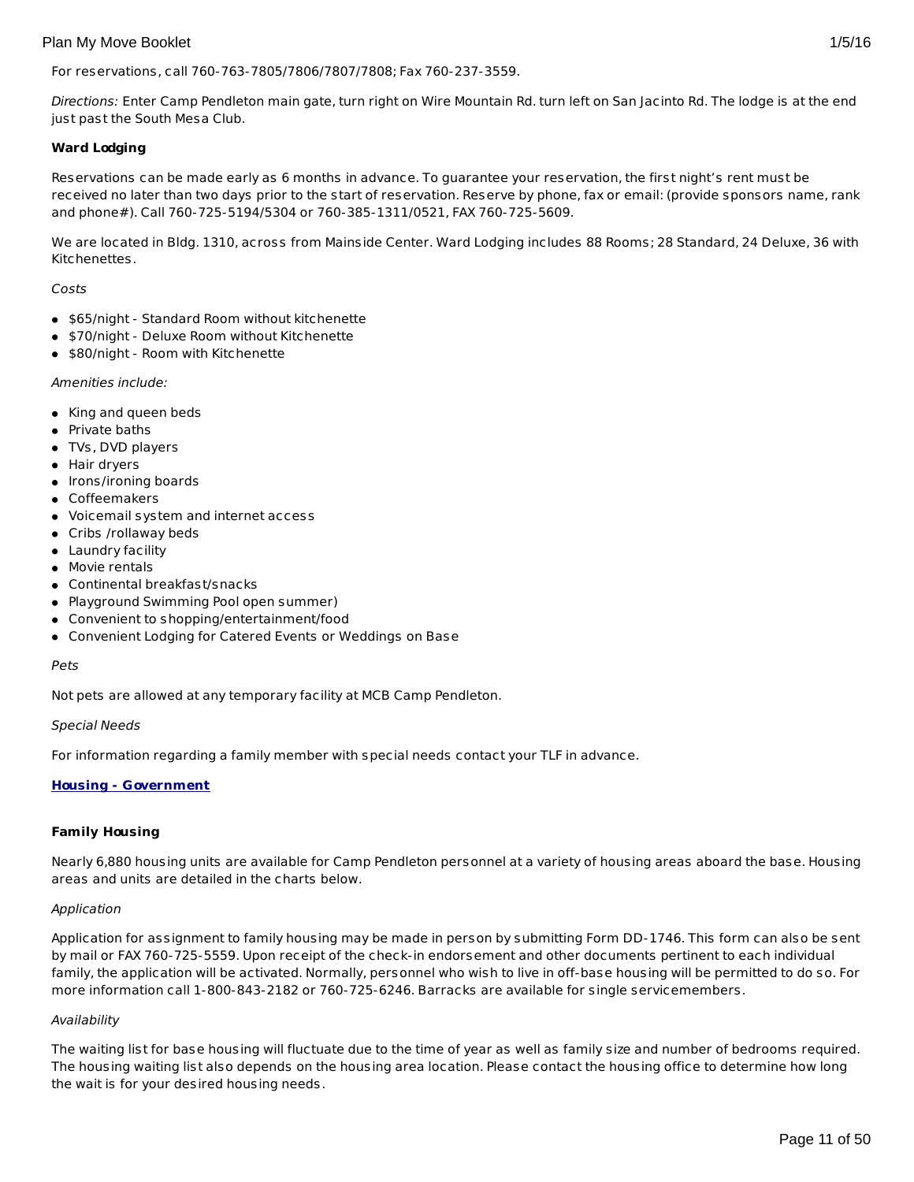For reservations, call 760-763-7805/7806/7807/7808; Fax 760-237-3559.

*Directions:* Enter Camp Pendleton main gate, turn right on Wire Mountain Rd. turn left on San Jacinto Rd. The lodge is at the end just past the South Mesa Club.

**Ward Lodging**

Reservations can be made early as 6 months in advance. To guarantee your reservation, the first night's rent must be received no later than two days prior to the start of reservation. Reserve by phone, fax or email: (provide sponsors name, rank and phone#). Call 760-725-5194/5304 or 760-385-1311/0521, FAX 760-725-5609.

We are located in Bldg. 1310, across from Mainside Center. Ward Lodging includes 88 Rooms; 28 Standard, 24 Deluxe, 36 with Kitchenettes.

*Costs*

- $65/night - Standard Room without kitchenette
- $70/night - Deluxe Room without Kitchenette
- $80/night - Room with Kitchenette

*Amenities include:*

- King and queen beds
- Private baths
- TVs, DVD players
- Hair dryers
- Irons/ironing boards
- Coffeemakers
- Voicemail system and internet access
- Cribs /rollaway beds
- Laundry facility
- Movie rentals
- Continental breakfast/snacks
- Playground Swimming Pool open summer)
- Convenient to shopping/entertainment/food
- Convenient Lodging for Catered Events or Weddings on Base

*Pets*

Not pets are allowed at any temporary facility at MCB Camp Pendleton.

*Special Needs*

For information regarding a family member with special needs contact your TLF in advance.

**Housing - Government**

**Family Housing**

Nearly 6,880 housing units are available for Camp Pendleton personnel at a variety of housing areas aboard the base. Housing areas and units are detailed in the charts below.

*Application*

Application for assignment to family housing may be made in person by submitting Form DD-1746. This form can also be sent by mail or FAX 760-725-5559. Upon receipt of the check-in endorsement and other documents pertinent to each individual family, the application will be activated. Normally, personnel who wish to live in off-base housing will be permitted to do so. For more information call 1-800-843-2182 or 760-725-6246. Barracks are available for single servicemembers.

*Availability*

The waiting list for base housing will fluctuate due to the time of year as well as family size and number of bedrooms required. The housing waiting list also depends on the housing area location. Please contact the housing office to determine how long the wait is for your desired housing needs.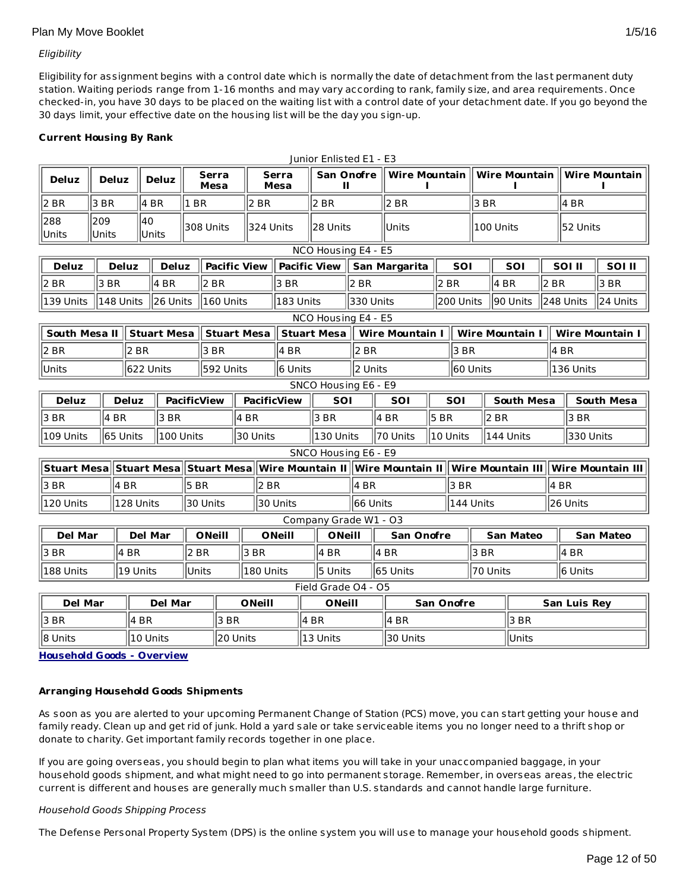*Eligibility*

Eligibility for assignment begins with a control date which is normally the date of detachment from the last permanent duty station. Waiting periods range from 1-16 months and may vary according to rank, family size, and area requirements. Once checked-in, you have 30 days to be placed on the waiting list with a control date of your detachment date. If you go beyond the 30 days limit, your effective date on the housing list will be the day you sign-up.

**Current Housing By Rank**

Junior Enlisted E1 - E3

| Deluz | Deluz | Deluz | Serra Mesa | Serra Mesa | San Onofre II | Wire Mountain I | Wire Mountain I | Wire Mountain I |
|---|---|---|---|---|---|---|---|---|
| 2 BR | 3 BR | 4 BR | 1 BR | 2 BR | 2 BR | 2 BR | 3 BR | 4 BR |
| 288 Units | 209 Units | 40 Units | 308 Units | 324 Units | 28 Units | Units | 100 Units | 52 Units |

NCO Housing E4 - E5

| Deluz | Deluz | Deluz | Pacific View | Pacific View | San Margarita | SOI | SOI | SOI II | SOI II |
|---|---|---|---|---|---|---|---|---|---|
| 2 BR | 3 BR | 4 BR | 2 BR | 3 BR | 2 BR | 2 BR | 4 BR | 2 BR | 3 BR |
| 139 Units | 148 Units | 26 Units | 160 Units | 183 Units | 330 Units | 200 Units | 90 Units | 248 Units | 24 Units |

NCO Housing E4 - E5

| South Mesa II | Stuart Mesa | Stuart Mesa | Stuart Mesa | Wire Mountain I | Wire Mountain I | Wire Mountain I |
|---|---|---|---|---|---|---|
| 2 BR | 2 BR | 3 BR | 4 BR | 2 BR | 3 BR | 4 BR |
| Units | 622 Units | 592 Units | 6 Units | 2 Units | 60 Units | 136 Units |

SNCO Housing E6 - E9

| Deluz | Deluz | PacificView | PacificView | SOI | SOI | SOI | South Mesa | South Mesa |
|---|---|---|---|---|---|---|---|---|
| 3 BR | 4 BR | 3 BR | 4 BR | 3 BR | 4 BR | 5 BR | 2 BR | 3 BR |
| 109 Units | 65 Units | 100 Units | 30 Units | 130 Units | 70 Units | 10 Units | 144 Units | 330 Units |

SNCO Housing E6 - E9

| Stuart Mesa | Stuart Mesa | Stuart Mesa | Wire Mountain II | Wire Mountain II | Wire Mountain III | Wire Mountain III |
|---|---|---|---|---|---|---|
| 3 BR | 4 BR | 5 BR | 2 BR | 4 BR | 3 BR | 4 BR |
| 120 Units | 128 Units | 30 Units | 30 Units | 66 Units | 144 Units | 26 Units |

Company Grade W1 - O3

| Del Mar | Del Mar | ONeill | ONeill | ONeill | San Onofre | San Mateo | San Mateo |
|---|---|---|---|---|---|---|---|
| 3 BR | 4 BR | 2 BR | 3 BR | 4 BR | 4 BR | 3 BR | 4 BR |
| 188 Units | 19 Units | Units | 180 Units | 5 Units | 65 Units | 70 Units | 6 Units |

Field Grade O4 - O5

| Del Mar | Del Mar | ONeill | ONeill | San Onofre | San Luis Rey |
|---|---|---|---|---|---|
| 3 BR | 4 BR | 3 BR | 4 BR | 4 BR | 3 BR |
| 8 Units | 10 Units | 20 Units | 13 Units | 30 Units | Units |

**Household Goods - Overview**

**Arranging Household Goods Shipments**

As soon as you are alerted to your upcoming Permanent Change of Station (PCS) move, you can start getting your house and family ready. Clean up and get rid of junk. Hold a yard sale or take serviceable items you no longer need to a thrift shop or donate to charity. Get important family records together in one place.

If you are going overseas, you should begin to plan what items you will take in your unaccompanied baggage, in your household goods shipment, and what might need to go into permanent storage. Remember, in overseas areas, the electric current is different and houses are generally much smaller than U.S. standards and cannot handle large furniture.

*Household Goods Shipping Process*

The Defense Personal Property System (DPS) is the online system you will use to manage your household goods shipment.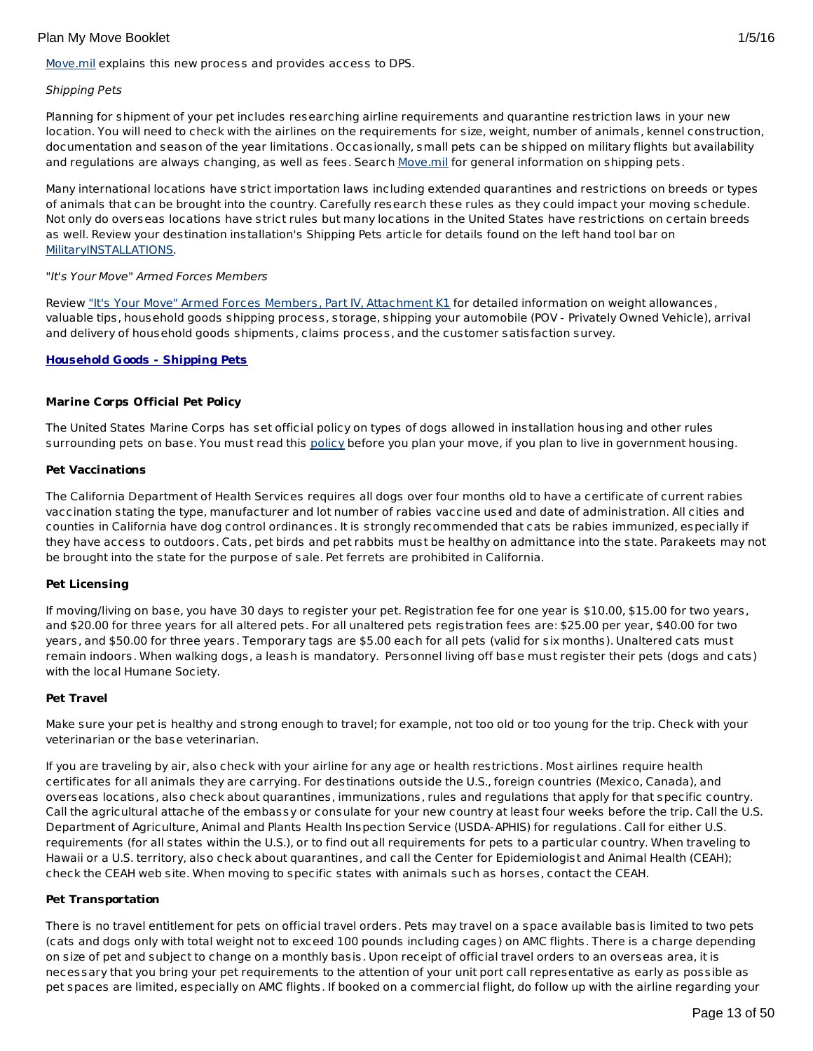Move.mil explains this new process and provides access to DPS.

*Shipping Pets*

Planning for shipment of your pet includes researching airline requirements and quarantine restriction laws in your new location. You will need to check with the airlines on the requirements for size, weight, number of animals, kennel construction, documentation and season of the year limitations. Occasionally, small pets can be shipped on military flights but availability and regulations are always changing, as well as fees. Search Move.mil for general information on shipping pets.

Many international locations have strict importation laws including extended quarantines and restrictions on breeds or types of animals that can be brought into the country. Carefully research these rules as they could impact your moving schedule. Not only do overseas locations have strict rules but many locations in the United States have restrictions on certain breeds as well. Review your destination installation's Shipping Pets article for details found on the left hand tool bar on MilitaryINSTALLATIONS.

*"It's Your Move" Armed Forces Members*

Review "It's Your Move" Armed Forces Members, Part IV, Attachment K1 for detailed information on weight allowances, valuable tips, household goods shipping process, storage, shipping your automobile (POV - Privately Owned Vehicle), arrival and delivery of household goods shipments, claims process, and the customer satisfaction survey.

**Household Goods - Shipping Pets**

**Marine Corps Official Pet Policy**

The United States Marine Corps has set official policy on types of dogs allowed in installation housing and other rules surrounding pets on base. You must read this policy before you plan your move, if you plan to live in government housing.

**Pet Vaccinations**

The California Department of Health Services requires all dogs over four months old to have a certificate of current rabies vaccination stating the type, manufacturer and lot number of rabies vaccine used and date of administration. All cities and counties in California have dog control ordinances. It is strongly recommended that cats be rabies immunized, especially if they have access to outdoors. Cats, pet birds and pet rabbits must be healthy on admittance into the state. Parakeets may not be brought into the state for the purpose of sale. Pet ferrets are prohibited in California.

**Pet Licensing**

If moving/living on base, you have 30 days to register your pet. Registration fee for one year is $10.00, $15.00 for two years, and $20.00 for three years for all altered pets. For all unaltered pets registration fees are: $25.00 per year, $40.00 for two years, and $50.00 for three years. Temporary tags are $5.00 each for all pets (valid for six months). Unaltered cats must remain indoors. When walking dogs, a leash is mandatory. Personnel living off base must register their pets (dogs and cats) with the local Humane Society.

**Pet Travel**

Make sure your pet is healthy and strong enough to travel; for example, not too old or too young for the trip. Check with your veterinarian or the base veterinarian.

If you are traveling by air, also check with your airline for any age or health restrictions. Most airlines require health certificates for all animals they are carrying. For destinations outside the U.S., foreign countries (Mexico, Canada), and overseas locations, also check about quarantines, immunizations, rules and regulations that apply for that specific country. Call the agricultural attache of the embassy or consulate for your new country at least four weeks before the trip. Call the U.S. Department of Agriculture, Animal and Plants Health Inspection Service (USDA-APHIS) for regulations. Call for either U.S. requirements (for all states within the U.S.), or to find out all requirements for pets to a particular country. When traveling to Hawaii or a U.S. territory, also check about quarantines, and call the Center for Epidemiologist and Animal Health (CEAH); check the CEAH web site. When moving to specific states with animals such as horses, contact the CEAH.

**Pet Transportation**

There is no travel entitlement for pets on official travel orders. Pets may travel on a space available basis limited to two pets (cats and dogs only with total weight not to exceed 100 pounds including cages) on AMC flights. There is a charge depending on size of pet and subject to change on a monthly basis. Upon receipt of official travel orders to an overseas area, it is necessary that you bring your pet requirements to the attention of your unit port call representative as early as possible as pet spaces are limited, especially on AMC flights. If booked on a commercial flight, do follow up with the airline regarding your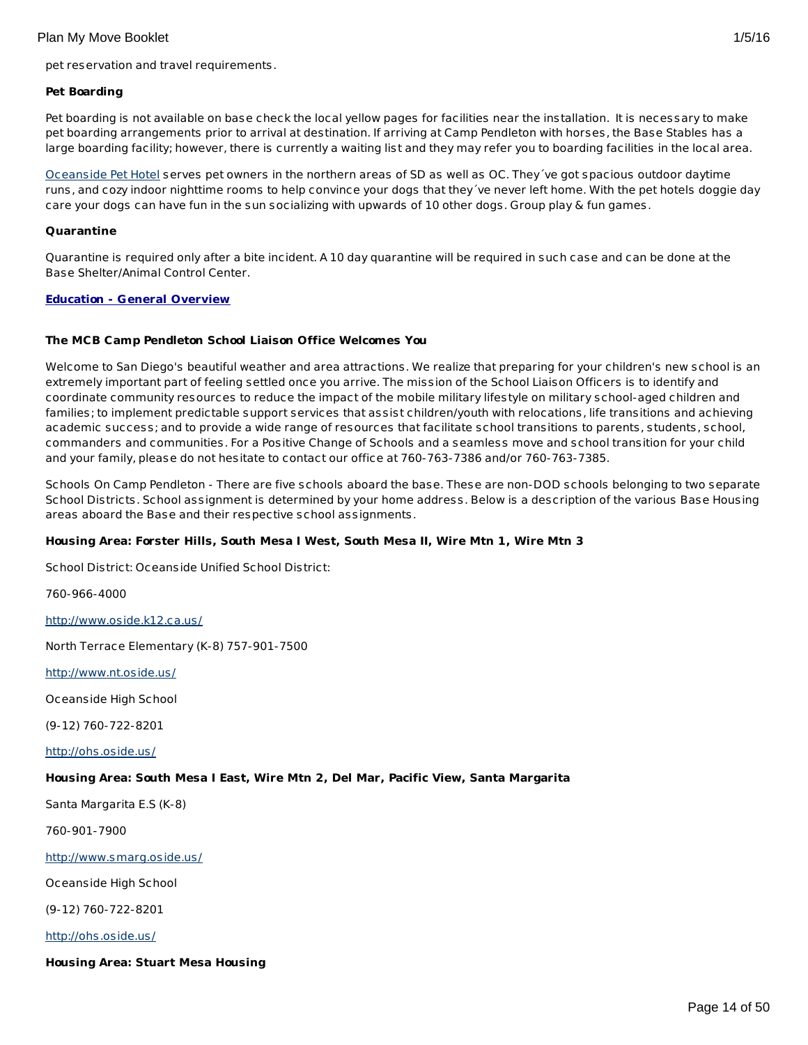pet reservation and travel requirements.

**Pet Boarding**

Pet boarding is not available on base check the local yellow pages for facilities near the installation. It is necessary to make pet boarding arrangements prior to arrival at destination. If arriving at Camp Pendleton with horses, the Base Stables has a large boarding facility; however, there is currently a waiting list and they may refer you to boarding facilities in the local area.

[Oceanside Pet Hotel](#) serves pet owners in the northern areas of SD as well as OC. They´ve got spacious outdoor daytime runs, and cozy indoor nighttime rooms to help convince your dogs that they´ve never left home. With the pet hotels doggie day care your dogs can have fun in the sun socializing with upwards of 10 other dogs. Group play & fun games.

**Quarantine**

Quarantine is required only after a bite incident. A 10 day quarantine will be required in such case and can be done at the Base Shelter/Animal Control Center.

## Education - General Overview

**The MCB Camp Pendleton School Liaison Office Welcomes You**

Welcome to San Diego's beautiful weather and area attractions. We realize that preparing for your children's new school is an extremely important part of feeling settled once you arrive. The mission of the School Liaison Officers is to identify and coordinate community resources to reduce the impact of the mobile military lifestyle on military school-aged children and families; to implement predictable support services that assist children/youth with relocations, life transitions and achieving academic success; and to provide a wide range of resources that facilitate school transitions to parents, students, school, commanders and communities. For a Positive Change of Schools and a seamless move and school transition for your child and your family, please do not hesitate to contact our office at 760-763-7386 and/or 760-763-7385.

Schools On Camp Pendleton - There are five schools aboard the base. These are non-DOD schools belonging to two separate School Districts. School assignment is determined by your home address. Below is a description of the various Base Housing areas aboard the Base and their respective school assignments.

**Housing Area: Forster Hills, South Mesa I West, South Mesa II, Wire Mtn 1, Wire Mtn 3**

School District: Oceanside Unified School District:

760-966-4000

http://www.oside.k12.ca.us/

North Terrace Elementary (K-8) 757-901-7500

http://www.nt.oside.us/

Oceanside High School

(9-12) 760-722-8201

http://ohs.oside.us/

**Housing Area: South Mesa I East, Wire Mtn 2, Del Mar, Pacific View, Santa Margarita**

Santa Margarita E.S (K-8)

760-901-7900

http://www.smarg.oside.us/

Oceanside High School

(9-12) 760-722-8201

http://ohs.oside.us/

**Housing Area: Stuart Mesa Housing**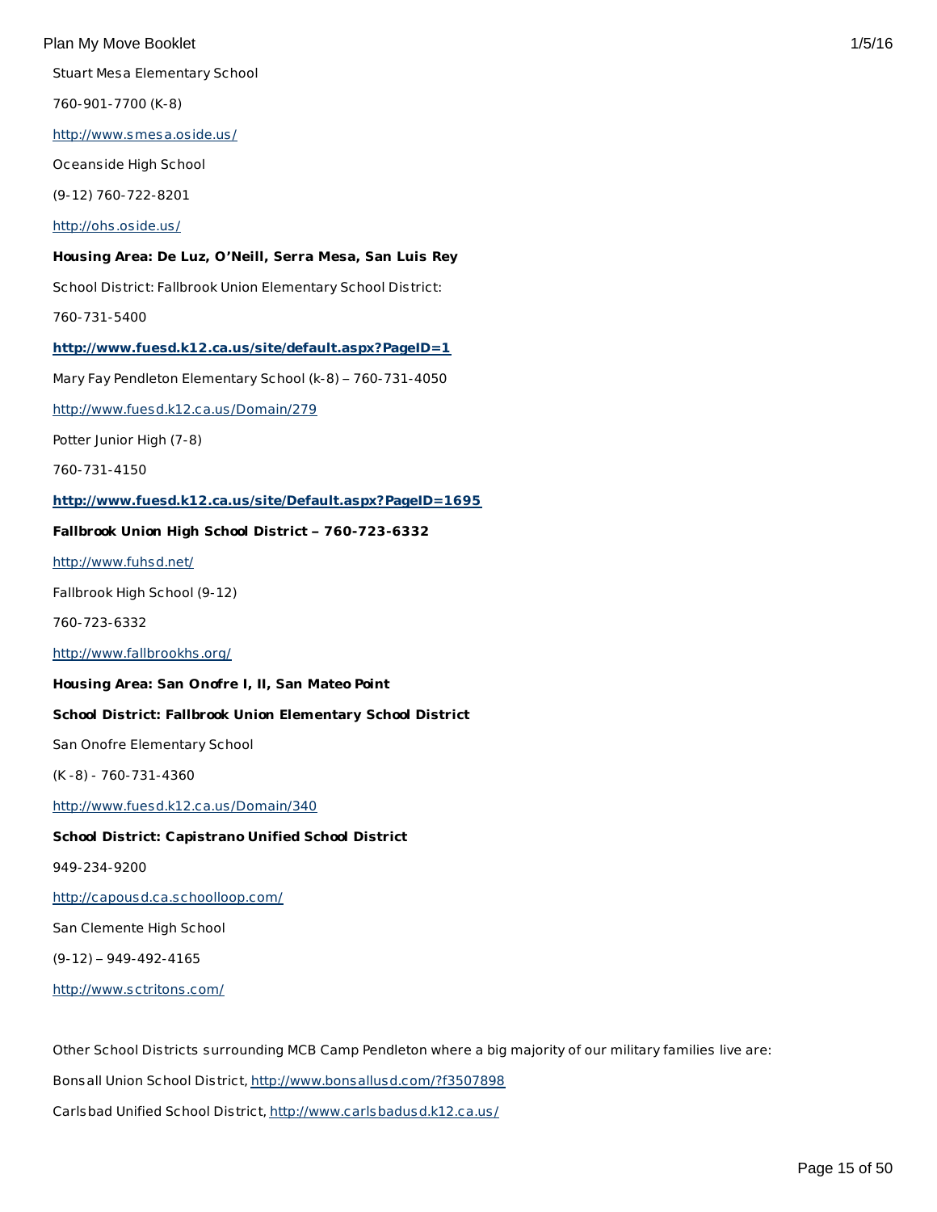Stuart Mesa Elementary School

760-901-7700 (K-8)

http://www.smesa.oside.us/

Oceanside High School

(9-12) 760-722-8201

http://ohs.oside.us/

**Housing Area: De Luz, O'Neill, Serra Mesa, San Luis Rey**

School District: Fallbrook Union Elementary School District:

760-731-5400

**http://www.fuesd.k12.ca.us/site/default.aspx?PageID=1**

Mary Fay Pendleton Elementary School (k-8) – 760-731-4050

http://www.fuesd.k12.ca.us/Domain/279

Potter Junior High (7-8)

760-731-4150

**http://www.fuesd.k12.ca.us/site/Default.aspx?PageID=1695**

**Fallbrook Union High School District – 760-723-6332**

http://www.fuhsd.net/

Fallbrook High School (9-12)

760-723-6332

http://www.fallbrookhs.org/

**Housing Area: San Onofre I, II, San Mateo Point**

**School District: Fallbrook Union Elementary School District**

San Onofre Elementary School

(K-8) - 760-731-4360

http://www.fuesd.k12.ca.us/Domain/340

**School District: Capistrano Unified School District**

949-234-9200

http://capousd.ca.schoolloop.com/

San Clemente High School

(9-12) – 949-492-4165

http://www.sctritons.com/

Other School Districts surrounding MCB Camp Pendleton where a big majority of our military families live are:

Bonsall Union School District, http://www.bonsallusd.com/?f3507898

Carlsbad Unified School District, http://www.carlsbadusd.k12.ca.us/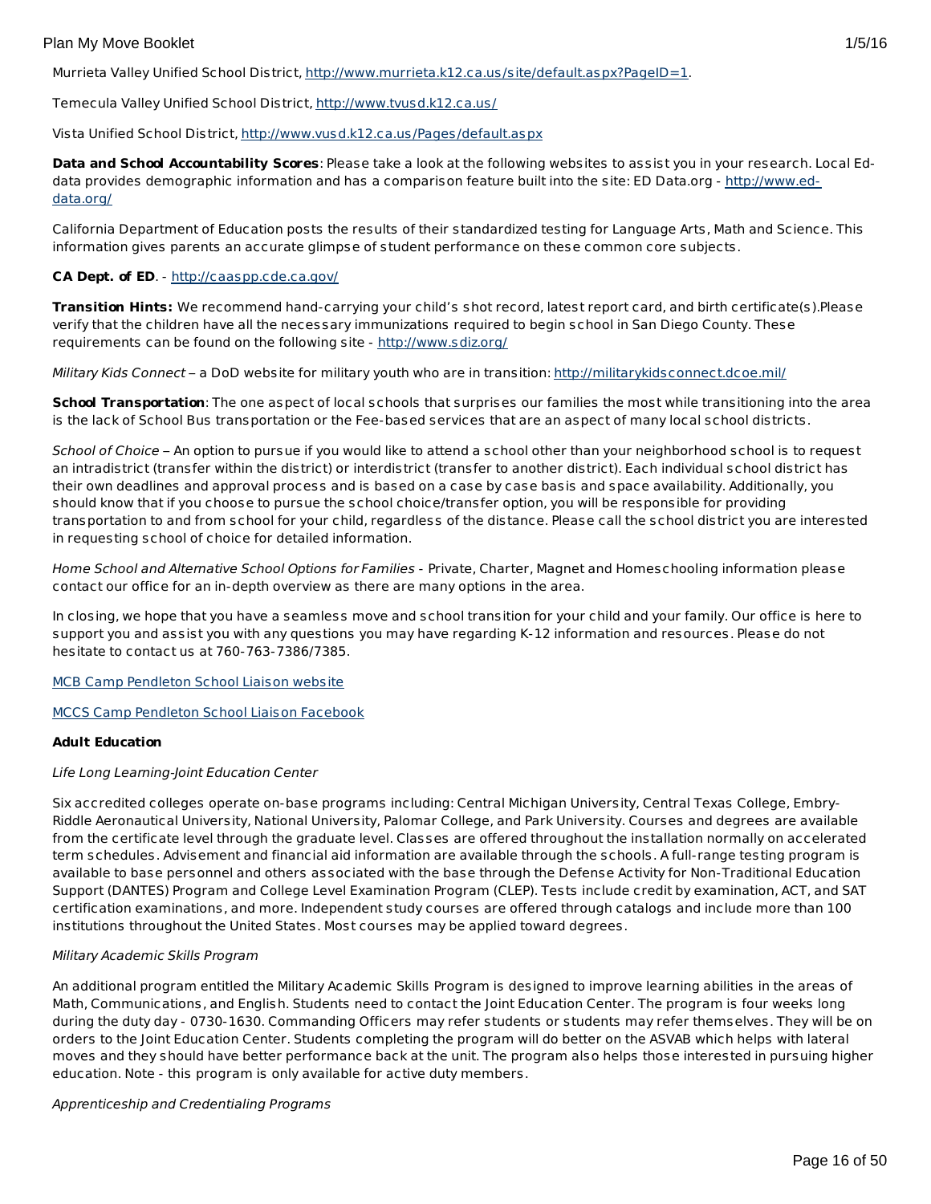Murrieta Valley Unified School District, [http://www.murrieta.k12.ca.us/site/default.aspx?PageID=1](http://www.murrieta.k12.ca.us/site/default.aspx?PageID=1).

Temecula Valley Unified School District, [http://www.tvusd.k12.ca.us/](http://www.tvusd.k12.ca.us/)

Vista Unified School District, [http://www.vusd.k12.ca.us/Pages/default.aspx](http://www.vusd.k12.ca.us/Pages/default.aspx)

**Data and School Accountability Scores**: Please take a look at the following websites to assist you in your research. Local Ed-data provides demographic information and has a comparison feature built into the site: ED Data.org - [http://www.ed-data.org/](http://www.ed-data.org/)

California Department of Education posts the results of their standardized testing for Language Arts, Math and Science. This information gives parents an accurate glimpse of student performance on these common core subjects.

**CA Dept. of ED**. - [http://caaspp.cde.ca.gov/](http://caaspp.cde.ca.gov/)

**Transition Hints:** We recommend hand-carrying your child's shot record, latest report card, and birth certificate(s).Please verify that the children have all the necessary immunizations required to begin school in San Diego County. These requirements can be found on the following site - [http://www.sdiz.org/](http://www.sdiz.org/)

*Military Kids Connect* – a DoD website for military youth who are in transition: [http://militarykidsconnect.dcoe.mil/](http://militarykidsconnect.dcoe.mil/)

**School Transportation**: The one aspect of local schools that surprises our families the most while transitioning into the area is the lack of School Bus transportation or the Fee-based services that are an aspect of many local school districts.

*School of Choice* – An option to pursue if you would like to attend a school other than your neighborhood school is to request an intradistrict (transfer within the district) or interdistrict (transfer to another district). Each individual school district has their own deadlines and approval process and is based on a case by case basis and space availability. Additionally, you should know that if you choose to pursue the school choice/transfer option, you will be responsible for providing transportation to and from school for your child, regardless of the distance. Please call the school district you are interested in requesting school of choice for detailed information.

*Home School and Alternative School Options for Families* - Private, Charter, Magnet and Homeschooling information please contact our office for an in-depth overview as there are many options in the area.

In closing, we hope that you have a seamless move and school transition for your child and your family. Our office is here to support you and assist you with any questions you may have regarding K-12 information and resources. Please do not hesitate to contact us at 760-763-7386/7385.

[MCB Camp Pendleton School Liaison website]()

[MCCS Camp Pendleton School Liaison Facebook]()

**Adult Education**

*Life Long Learning-Joint Education Center*

Six accredited colleges operate on-base programs including: Central Michigan University, Central Texas College, Embry-Riddle Aeronautical University, National University, Palomar College, and Park University. Courses and degrees are available from the certificate level through the graduate level. Classes are offered throughout the installation normally on accelerated term schedules. Advisement and financial aid information are available through the schools. A full-range testing program is available to base personnel and others associated with the base through the Defense Activity for Non-Traditional Education Support (DANTES) Program and College Level Examination Program (CLEP). Tests include credit by examination, ACT, and SAT certification examinations, and more. Independent study courses are offered through catalogs and include more than 100 institutions throughout the United States. Most courses may be applied toward degrees.

*Military Academic Skills Program*

An additional program entitled the Military Academic Skills Program is designed to improve learning abilities in the areas of Math, Communications, and English. Students need to contact the Joint Education Center. The program is four weeks long during the duty day - 0730-1630. Commanding Officers may refer students or students may refer themselves. They will be on orders to the Joint Education Center. Students completing the program will do better on the ASVAB which helps with lateral moves and they should have better performance back at the unit. The program also helps those interested in pursuing higher education. Note - this program is only available for active duty members.

*Apprenticeship and Credentialing Programs*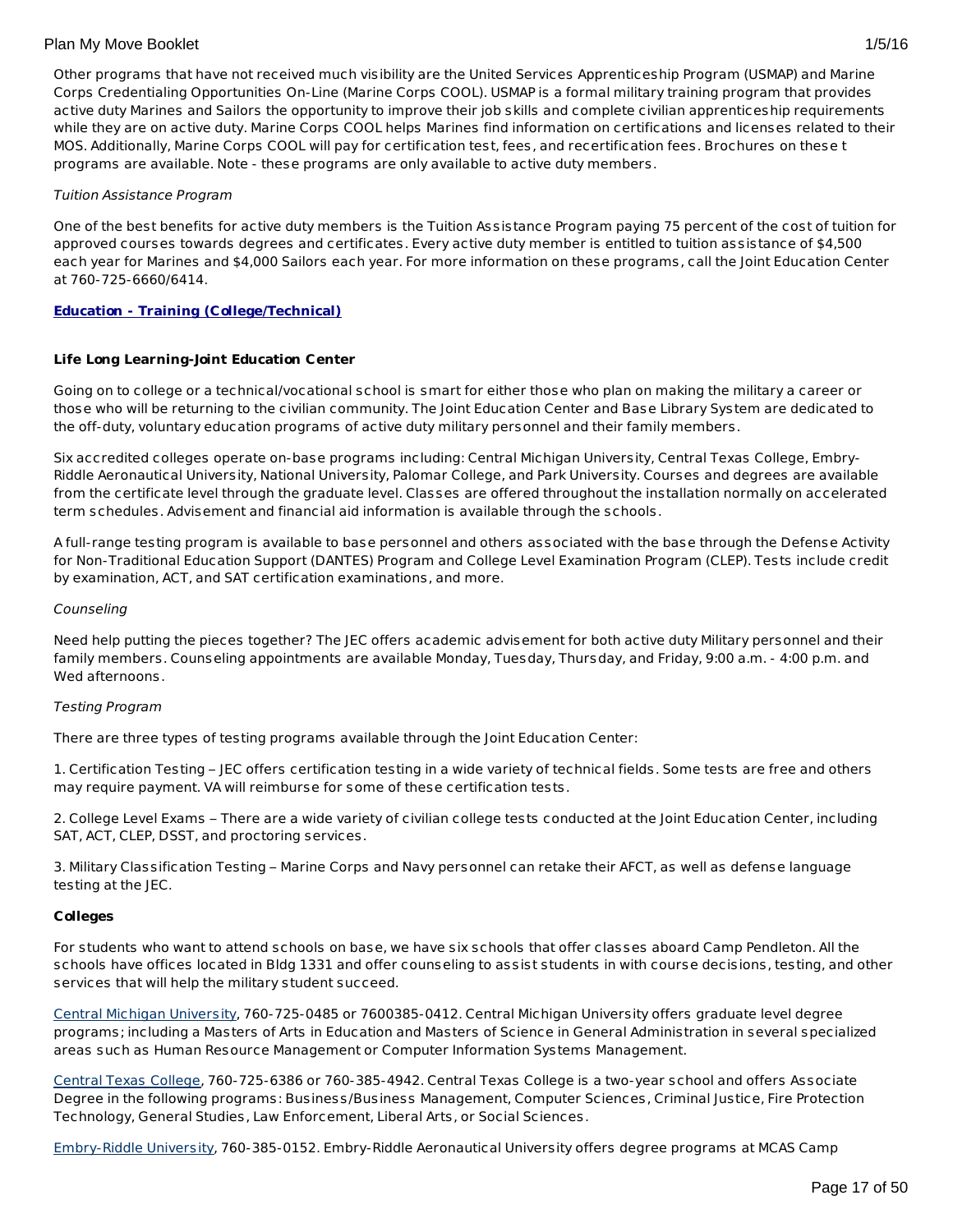Other programs that have not received much visibility are the United Services Apprenticeship Program (USMAP) and Marine Corps Credentialing Opportunities On-Line (Marine Corps COOL). USMAP is a formal military training program that provides active duty Marines and Sailors the opportunity to improve their job skills and complete civilian apprenticeship requirements while they are on active duty. Marine Corps COOL helps Marines find information on certifications and licenses related to their MOS. Additionally, Marine Corps COOL will pay for certification test, fees, and recertification fees. Brochures on these t programs are available. Note - these programs are only available to active duty members.

*Tuition Assistance Program*

One of the best benefits for active duty members is the Tuition Assistance Program paying 75 percent of the cost of tuition for approved courses towards degrees and certificates. Every active duty member is entitled to tuition assistance of $4,500 each year for Marines and $4,000 Sailors each year. For more information on these programs, call the Joint Education Center at 760-725-6660/6414.

**Education - Training (College/Technical)**

**Life Long Learning-Joint Education Center**

Going on to college or a technical/vocational school is smart for either those who plan on making the military a career or those who will be returning to the civilian community. The Joint Education Center and Base Library System are dedicated to the off-duty, voluntary education programs of active duty military personnel and their family members.

Six accredited colleges operate on-base programs including: Central Michigan University, Central Texas College, Embry-Riddle Aeronautical University, National University, Palomar College, and Park University. Courses and degrees are available from the certificate level through the graduate level. Classes are offered throughout the installation normally on accelerated term schedules. Advisement and financial aid information is available through the schools.

A full-range testing program is available to base personnel and others associated with the base through the Defense Activity for Non-Traditional Education Support (DANTES) Program and College Level Examination Program (CLEP). Tests include credit by examination, ACT, and SAT certification examinations, and more.

*Counseling*

Need help putting the pieces together? The JEC offers academic advisement for both active duty Military personnel and their family members. Counseling appointments are available Monday, Tuesday, Thursday, and Friday, 9:00 a.m. - 4:00 p.m. and Wed afternoons.

*Testing Program*

There are three types of testing programs available through the Joint Education Center:

1. Certification Testing – JEC offers certification testing in a wide variety of technical fields. Some tests are free and others may require payment. VA will reimburse for some of these certification tests.

2. College Level Exams – There are a wide variety of civilian college tests conducted at the Joint Education Center, including SAT, ACT, CLEP, DSST, and proctoring services.

3. Military Classification Testing – Marine Corps and Navy personnel can retake their AFCT, as well as defense language testing at the JEC.

**Colleges**

For students who want to attend schools on base, we have six schools that offer classes aboard Camp Pendleton. All the schools have offices located in Bldg 1331 and offer counseling to assist students in with course decisions, testing, and other services that will help the military student succeed.

Central Michigan University, 760-725-0485 or 7600385-0412. Central Michigan University offers graduate level degree programs; including a Masters of Arts in Education and Masters of Science in General Administration in several specialized areas such as Human Resource Management or Computer Information Systems Management.

Central Texas College, 760-725-6386 or 760-385-4942. Central Texas College is a two-year school and offers Associate Degree in the following programs: Business/Business Management, Computer Sciences, Criminal Justice, Fire Protection Technology, General Studies, Law Enforcement, Liberal Arts, or Social Sciences.

Embry-Riddle University, 760-385-0152. Embry-Riddle Aeronautical University offers degree programs at MCAS Camp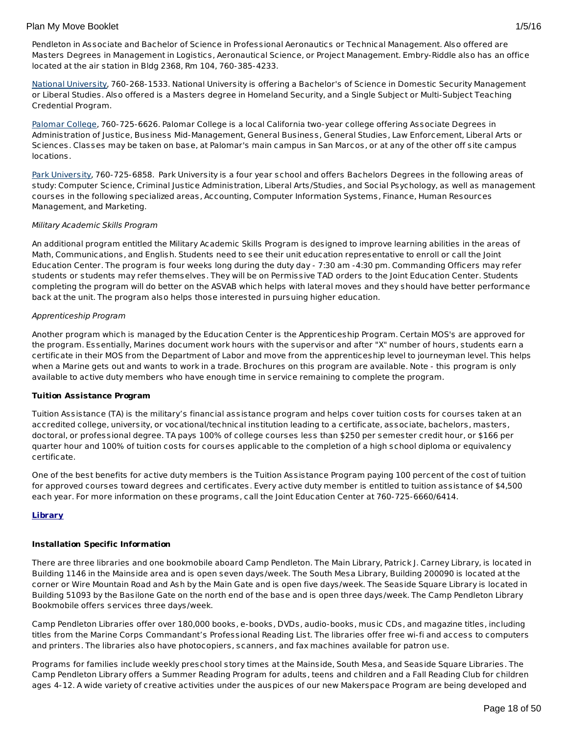Pendleton in Associate and Bachelor of Science in Professional Aeronautics or Technical Management. Also offered are Masters Degrees in Management in Logistics, Aeronautical Science, or Project Management. Embry-Riddle also has an office located at the air station in Bldg 2368, Rm 104, 760-385-4233.

National University, 760-268-1533. National University is offering a Bachelor's of Science in Domestic Security Management or Liberal Studies. Also offered is a Masters degree in Homeland Security, and a Single Subject or Multi-Subject Teaching Credential Program.

Palomar College, 760-725-6626. Palomar College is a local California two-year college offering Associate Degrees in Administration of Justice, Business Mid-Management, General Business, General Studies, Law Enforcement, Liberal Arts or Sciences. Classes may be taken on base, at Palomar's main campus in San Marcos, or at any of the other off site campus locations.

Park University, 760-725-6858. Park University is a four year school and offers Bachelors Degrees in the following areas of study: Computer Science, Criminal Justice Administration, Liberal Arts/Studies, and Social Psychology, as well as management courses in the following specialized areas, Accounting, Computer Information Systems, Finance, Human Resources Management, and Marketing.

*Military Academic Skills Program*

An additional program entitled the Military Academic Skills Program is designed to improve learning abilities in the areas of Math, Communications, and English. Students need to see their unit education representative to enroll or call the Joint Education Center. The program is four weeks long during the duty day - 7:30 am -4:30 pm. Commanding Officers may refer students or students may refer themselves. They will be on Permissive TAD orders to the Joint Education Center. Students completing the program will do better on the ASVAB which helps with lateral moves and they should have better performance back at the unit. The program also helps those interested in pursuing higher education.

*Apprenticeship Program*

Another program which is managed by the Education Center is the Apprenticeship Program. Certain MOS's are approved for the program. Essentially, Marines document work hours with the supervisor and after "X" number of hours, students earn a certificate in their MOS from the Department of Labor and move from the apprenticeship level to journeyman level. This helps when a Marine gets out and wants to work in a trade. Brochures on this program are available. Note - this program is only available to active duty members who have enough time in service remaining to complete the program.

**Tuition Assistance Program**

Tuition Assistance (TA) is the military's financial assistance program and helps cover tuition costs for courses taken at an accredited college, university, or vocational/technical institution leading to a certificate, associate, bachelors, masters, doctoral, or professional degree. TA pays 100% of college courses less than $250 per semester credit hour, or $166 per quarter hour and 100% of tuition costs for courses applicable to the completion of a high school diploma or equivalency certificate.

One of the best benefits for active duty members is the Tuition Assistance Program paying 100 percent of the cost of tuition for approved courses toward degrees and certificates. Every active duty member is entitled to tuition assistance of $4,500 each year. For more information on these programs, call the Joint Education Center at 760-725-6660/6414.

## Library

**Installation Specific Information**

There are three libraries and one bookmobile aboard Camp Pendleton. The Main Library, Patrick J. Carney Library, is located in Building 1146 in the Mainside area and is open seven days/week. The South Mesa Library, Building 200090 is located at the corner or Wire Mountain Road and Ash by the Main Gate and is open five days/week. The Seaside Square Library is located in Building 51093 by the Basilone Gate on the north end of the base and is open three days/week. The Camp Pendleton Library Bookmobile offers services three days/week.

Camp Pendleton Libraries offer over 180,000 books, e-books, DVDs, audio-books, music CDs, and magazine titles, including titles from the Marine Corps Commandant's Professional Reading List. The libraries offer free wi-fi and access to computers and printers. The libraries also have photocopiers, scanners, and fax machines available for patron use.

Programs for families include weekly preschool story times at the Mainside, South Mesa, and Seaside Square Libraries. The Camp Pendleton Library offers a Summer Reading Program for adults, teens and children and a Fall Reading Club for children ages 4-12. A wide variety of creative activities under the auspices of our new Makerspace Program are being developed and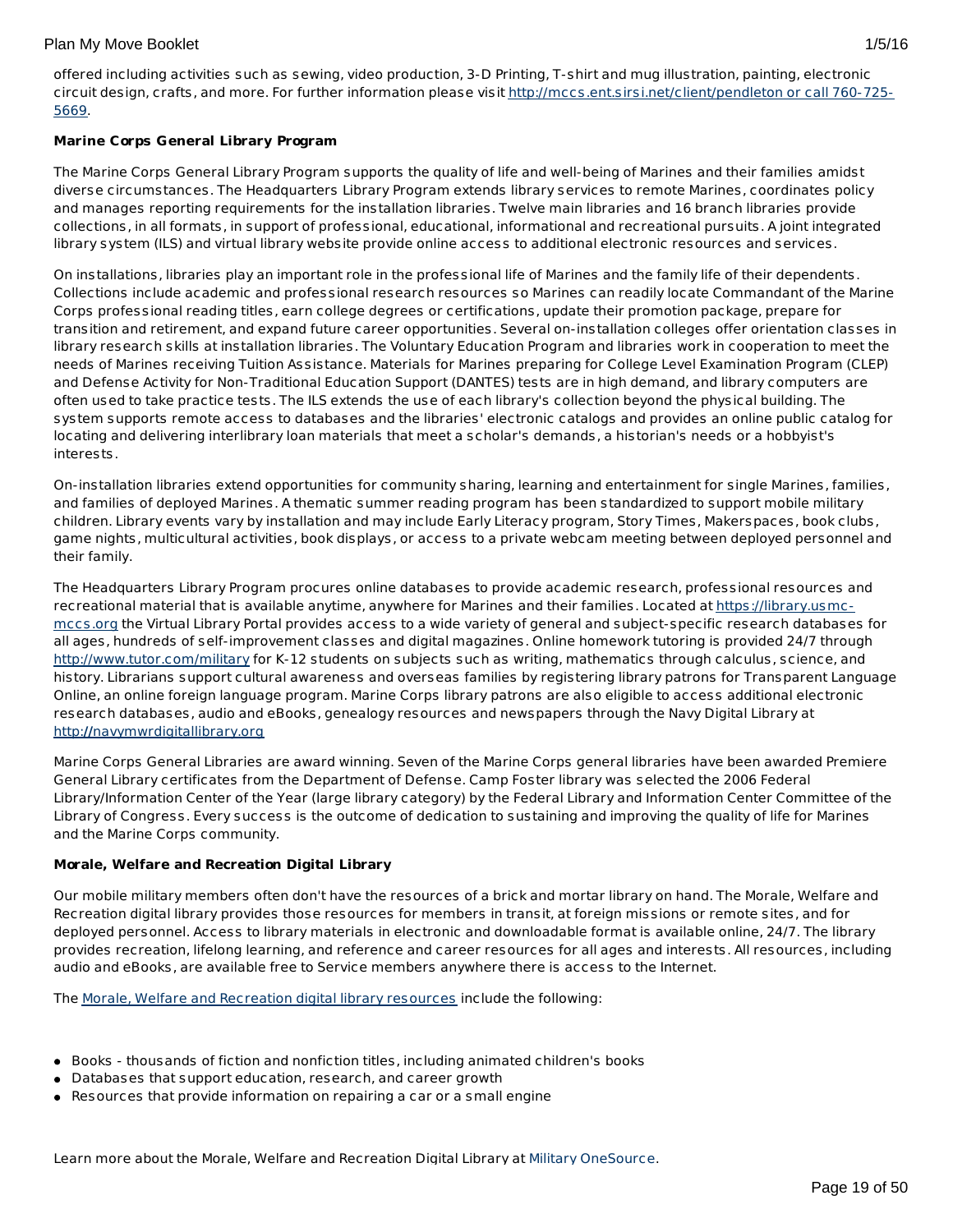offered including activities such as sewing, video production, 3-D Printing, T-shirt and mug illustration, painting, electronic circuit design, crafts, and more. For further information please visit http://mccs.ent.sirsi.net/client/pendleton or call 760-725-5669.

**Marine Corps General Library Program**

The Marine Corps General Library Program supports the quality of life and well-being of Marines and their families amidst diverse circumstances. The Headquarters Library Program extends library services to remote Marines, coordinates policy and manages reporting requirements for the installation libraries. Twelve main libraries and 16 branch libraries provide collections, in all formats, in support of professional, educational, informational and recreational pursuits. A joint integrated library system (ILS) and virtual library website provide online access to additional electronic resources and services.

On installations, libraries play an important role in the professional life of Marines and the family life of their dependents. Collections include academic and professional research resources so Marines can readily locate Commandant of the Marine Corps professional reading titles, earn college degrees or certifications, update their promotion package, prepare for transition and retirement, and expand future career opportunities. Several on-installation colleges offer orientation classes in library research skills at installation libraries. The Voluntary Education Program and libraries work in cooperation to meet the needs of Marines receiving Tuition Assistance. Materials for Marines preparing for College Level Examination Program (CLEP) and Defense Activity for Non-Traditional Education Support (DANTES) tests are in high demand, and library computers are often used to take practice tests. The ILS extends the use of each library's collection beyond the physical building. The system supports remote access to databases and the libraries' electronic catalogs and provides an online public catalog for locating and delivering interlibrary loan materials that meet a scholar's demands, a historian's needs or a hobbyist's interests.

On-installation libraries extend opportunities for community sharing, learning and entertainment for single Marines, families, and families of deployed Marines. A thematic summer reading program has been standardized to support mobile military children. Library events vary by installation and may include Early Literacy program, Story Times, Makerspaces, book clubs, game nights, multicultural activities, book displays, or access to a private webcam meeting between deployed personnel and their family.

The Headquarters Library Program procures online databases to provide academic research, professional resources and recreational material that is available anytime, anywhere for Marines and their families. Located at https://library.usmc-mccs.org the Virtual Library Portal provides access to a wide variety of general and subject-specific research databases for all ages, hundreds of self-improvement classes and digital magazines. Online homework tutoring is provided 24/7 through http://www.tutor.com/military for K-12 students on subjects such as writing, mathematics through calculus, science, and history. Librarians support cultural awareness and overseas families by registering library patrons for Transparent Language Online, an online foreign language program. Marine Corps library patrons are also eligible to access additional electronic research databases, audio and eBooks, genealogy resources and newspapers through the Navy Digital Library at http://navymwrdigitallibrary.org

Marine Corps General Libraries are award winning. Seven of the Marine Corps general libraries have been awarded Premiere General Library certificates from the Department of Defense. Camp Foster library was selected the 2006 Federal Library/Information Center of the Year (large library category) by the Federal Library and Information Center Committee of the Library of Congress. Every success is the outcome of dedication to sustaining and improving the quality of life for Marines and the Marine Corps community.

**Morale, Welfare and Recreation Digital Library**

Our mobile military members often don't have the resources of a brick and mortar library on hand. The Morale, Welfare and Recreation digital library provides those resources for members in transit, at foreign missions or remote sites, and for deployed personnel. Access to library materials in electronic and downloadable format is available online, 24/7. The library provides recreation, lifelong learning, and reference and career resources for all ages and interests. All resources, including audio and eBooks, are available free to Service members anywhere there is access to the Internet.

The Morale, Welfare and Recreation digital library resources include the following:

- Books - thousands of fiction and nonfiction titles, including animated children's books
- Databases that support education, research, and career growth
- Resources that provide information on repairing a car or a small engine

Learn more about the Morale, Welfare and Recreation Digital Library at Military OneSource.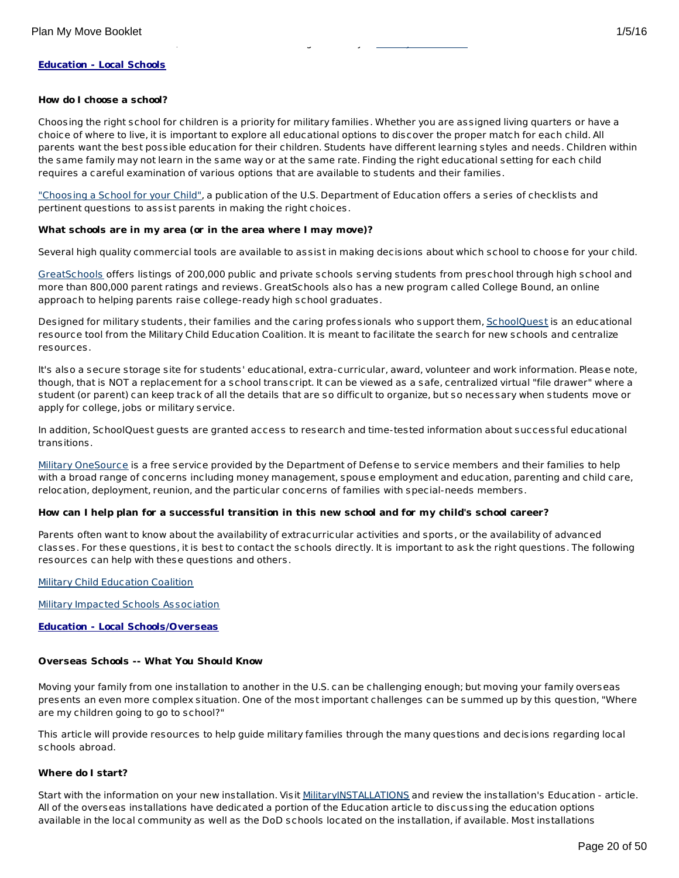**Education - Local Schools**

**How do I choose a school?**

Choosing the right school for children is a priority for military families. Whether you are assigned living quarters or have a choice of where to live, it is important to explore all educational options to discover the proper match for each child. All parents want the best possible education for their children. Students have different learning styles and needs. Children within the same family may not learn in the same way or at the same rate. Finding the right educational setting for each child requires a careful examination of various options that are available to students and their families.

"Choosing a School for your Child", a publication of the U.S. Department of Education offers a series of checklists and pertinent questions to assist parents in making the right choices.

**What schools are in my area (or in the area where I may move)?**

Several high quality commercial tools are available to assist in making decisions about which school to choose for your child.

GreatSchools offers listings of 200,000 public and private schools serving students from preschool through high school and more than 800,000 parent ratings and reviews. GreatSchools also has a new program called College Bound, an online approach to helping parents raise college-ready high school graduates.

Designed for military students, their families and the caring professionals who support them, SchoolQuest is an educational resource tool from the Military Child Education Coalition. It is meant to facilitate the search for new schools and centralize resources.

It's also a secure storage site for students' educational, extra-curricular, award, volunteer and work information. Please note, though, that is NOT a replacement for a school transcript. It can be viewed as a safe, centralized virtual "file drawer" where a student (or parent) can keep track of all the details that are so difficult to organize, but so necessary when students move or apply for college, jobs or military service.

In addition, SchoolQuest guests are granted access to research and time-tested information about successful educational transitions.

Military OneSource is a free service provided by the Department of Defense to service members and their families to help with a broad range of concerns including money management, spouse employment and education, parenting and child care, relocation, deployment, reunion, and the particular concerns of families with special-needs members.

**How can I help plan for a successful transition in this new school and for my child's school career?**

Parents often want to know about the availability of extracurricular activities and sports, or the availability of advanced classes. For these questions, it is best to contact the schools directly. It is important to ask the right questions. The following resources can help with these questions and others.

Military Child Education Coalition

Military Impacted Schools Association

**Education - Local Schools/Overseas**

**Overseas Schools -- What You Should Know**

Moving your family from one installation to another in the U.S. can be challenging enough; but moving your family overseas presents an even more complex situation. One of the most important challenges can be summed up by this question, "Where are my children going to go to school?"

This article will provide resources to help guide military families through the many questions and decisions regarding local schools abroad.

**Where do I start?**

Start with the information on your new installation. Visit MilitaryINSTALLATIONS and review the installation's Education - article. All of the overseas installations have dedicated a portion of the Education article to discussing the education options available in the local community as well as the DoD schools located on the installation, if available. Most installations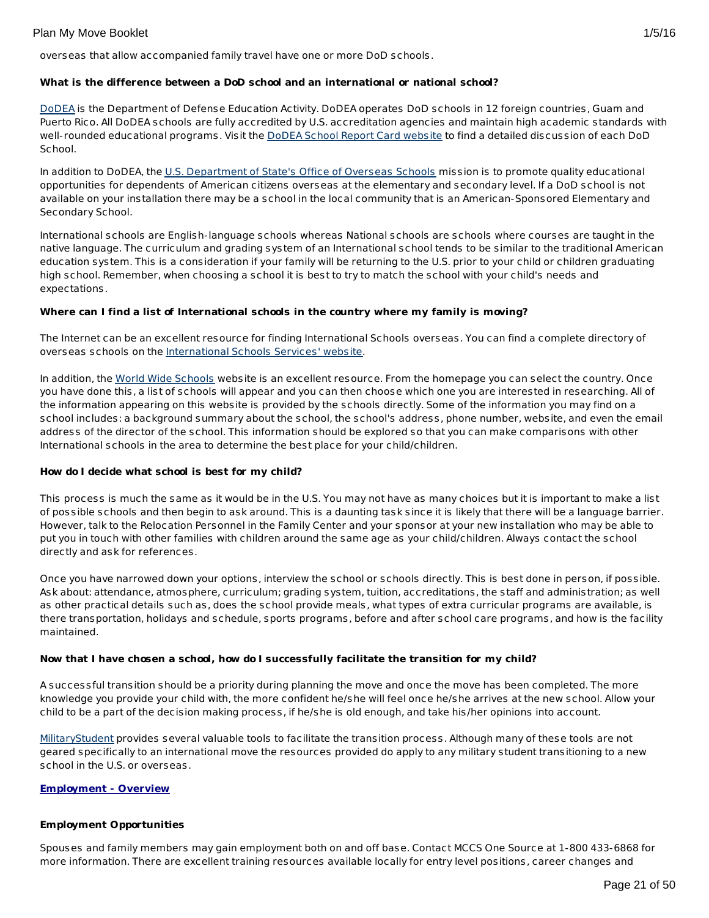overseas that allow accompanied family travel have one or more DoD schools.

**What is the difference between a DoD school and an international or national school?**

DoDEA is the Department of Defense Education Activity. DoDEA operates DoD schools in 12 foreign countries, Guam and Puerto Rico. All DoDEA schools are fully accredited by U.S. accreditation agencies and maintain high academic standards with well-rounded educational programs. Visit the DoDEA School Report Card website to find a detailed discussion of each DoD School.

In addition to DoDEA, the U.S. Department of State's Office of Overseas Schools mission is to promote quality educational opportunities for dependents of American citizens overseas at the elementary and secondary level. If a DoD school is not available on your installation there may be a school in the local community that is an American-Sponsored Elementary and Secondary School.

International schools are English-language schools whereas National schools are schools where courses are taught in the native language. The curriculum and grading system of an International school tends to be similar to the traditional American education system. This is a consideration if your family will be returning to the U.S. prior to your child or children graduating high school. Remember, when choosing a school it is best to try to match the school with your child's needs and expectations.

**Where can I find a list of International schools in the country where my family is moving?**

The Internet can be an excellent resource for finding International Schools overseas. You can find a complete directory of overseas schools on the International Schools Services' website.

In addition, the World Wide Schools website is an excellent resource. From the homepage you can select the country. Once you have done this, a list of schools will appear and you can then choose which one you are interested in researching. All of the information appearing on this website is provided by the schools directly. Some of the information you may find on a school includes: a background summary about the school, the school's address, phone number, website, and even the email address of the director of the school. This information should be explored so that you can make comparisons with other International schools in the area to determine the best place for your child/children.

**How do I decide what school is best for my child?**

This process is much the same as it would be in the U.S. You may not have as many choices but it is important to make a list of possible schools and then begin to ask around. This is a daunting task since it is likely that there will be a language barrier. However, talk to the Relocation Personnel in the Family Center and your sponsor at your new installation who may be able to put you in touch with other families with children around the same age as your child/children. Always contact the school directly and ask for references.

Once you have narrowed down your options, interview the school or schools directly. This is best done in person, if possible. Ask about: attendance, atmosphere, curriculum; grading system, tuition, accreditations, the staff and administration; as well as other practical details such as, does the school provide meals, what types of extra curricular programs are available, is there transportation, holidays and schedule, sports programs, before and after school care programs, and how is the facility maintained.

**Now that I have chosen a school, how do I successfully facilitate the transition for my child?**

A successful transition should be a priority during planning the move and once the move has been completed. The more knowledge you provide your child with, the more confident he/she will feel once he/she arrives at the new school. Allow your child to be a part of the decision making process, if he/she is old enough, and take his/her opinions into account.

MilitaryStudent provides several valuable tools to facilitate the transition process. Although many of these tools are not geared specifically to an international move the resources provided do apply to any military student transitioning to a new school in the U.S. or overseas.

**Employment - Overview**

**Employment Opportunities**

Spouses and family members may gain employment both on and off base. Contact MCCS One Source at 1-800 433-6868 for more information. There are excellent training resources available locally for entry level positions, career changes and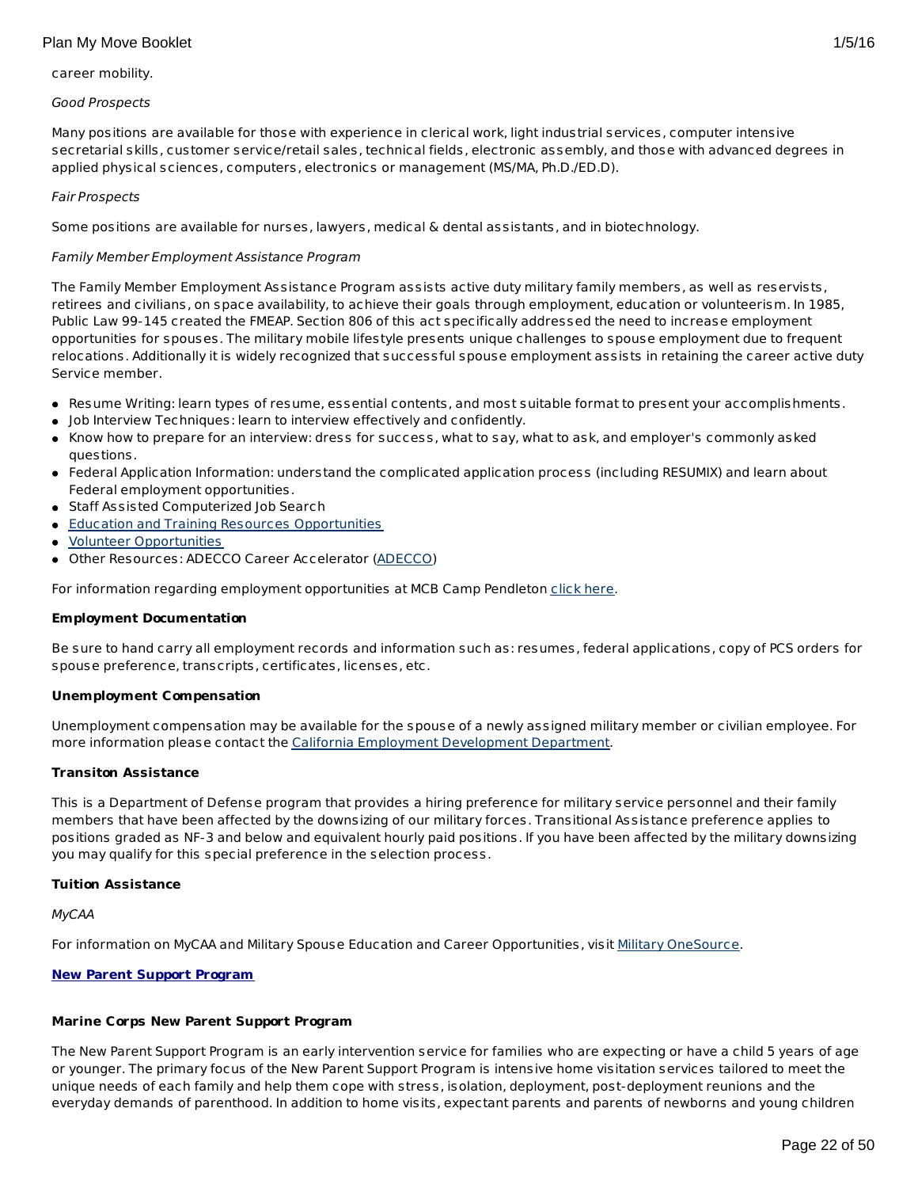career mobility.

*Good Prospects*

Many positions are available for those with experience in clerical work, light industrial services, computer intensive secretarial skills, customer service/retail sales, technical fields, electronic assembly, and those with advanced degrees in applied physical sciences, computers, electronics or management (MS/MA, Ph.D./ED.D).

*Fair Prospects*

Some positions are available for nurses, lawyers, medical & dental assistants, and in biotechnology.

*Family Member Employment Assistance Program*

The Family Member Employment Assistance Program assists active duty military family members, as well as reservists, retirees and civilians, on space availability, to achieve their goals through employment, education or volunteerism. In 1985, Public Law 99-145 created the FMEAP. Section 806 of this act specifically addressed the need to increase employment opportunities for spouses. The military mobile lifestyle presents unique challenges to spouse employment due to frequent relocations. Additionally it is widely recognized that successful spouse employment assists in retaining the career active duty Service member.

- Resume Writing: learn types of resume, essential contents, and most suitable format to present your accomplishments.
- Job Interview Techniques: learn to interview effectively and confidently.
- Know how to prepare for an interview: dress for success, what to say, what to ask, and employer's commonly asked questions.
- Federal Application Information: understand the complicated application process (including RESUMIX) and learn about Federal employment opportunities.
- Staff Assisted Computerized Job Search
- Education and Training Resources Opportunities
- Volunteer Opportunities
- Other Resources: ADECCO Career Accelerator (ADECCO)

For information regarding employment opportunities at MCB Camp Pendleton click here.

**Employment Documentation**

Be sure to hand carry all employment records and information such as: resumes, federal applications, copy of PCS orders for spouse preference, transcripts, certificates, licenses, etc.

**Unemployment Compensation**

Unemployment compensation may be available for the spouse of a newly assigned military member or civilian employee. For more information please contact the California Employment Development Department.

**Transiton Assistance**

This is a Department of Defense program that provides a hiring preference for military service personnel and their family members that have been affected by the downsizing of our military forces. Transitional Assistance preference applies to positions graded as NF-3 and below and equivalent hourly paid positions. If you have been affected by the military downsizing you may qualify for this special preference in the selection process.

**Tuition Assistance**

*MyCAA*

For information on MyCAA and Military Spouse Education and Career Opportunities, visit Military OneSource.

**New Parent Support Program**

**Marine Corps New Parent Support Program**

The New Parent Support Program is an early intervention service for families who are expecting or have a child 5 years of age or younger. The primary focus of the New Parent Support Program is intensive home visitation services tailored to meet the unique needs of each family and help them cope with stress, isolation, deployment, post-deployment reunions and the everyday demands of parenthood. In addition to home visits, expectant parents and parents of newborns and young children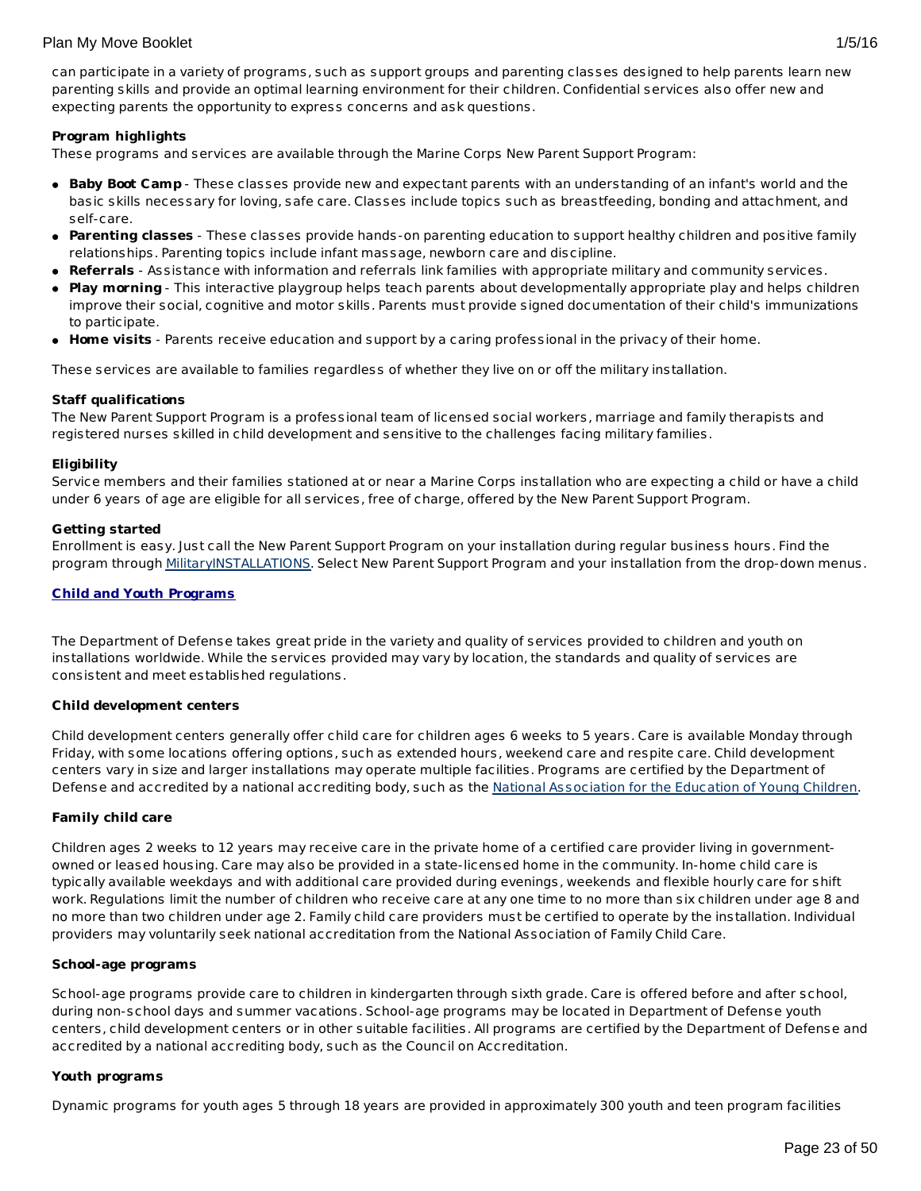can participate in a variety of programs, such as support groups and parenting classes designed to help parents learn new parenting skills and provide an optimal learning environment for their children. Confidential services also offer new and expecting parents the opportunity to express concerns and ask questions.

**Program highlights**

These programs and services are available through the Marine Corps New Parent Support Program:

- **Baby Boot Camp** - These classes provide new and expectant parents with an understanding of an infant's world and the basic skills necessary for loving, safe care. Classes include topics such as breastfeeding, bonding and attachment, and self-care.
- **Parenting classes** - These classes provide hands-on parenting education to support healthy children and positive family relationships. Parenting topics include infant massage, newborn care and discipline.
- **Referrals** - Assistance with information and referrals link families with appropriate military and community services.
- **Play morning** - This interactive playgroup helps teach parents about developmentally appropriate play and helps children improve their social, cognitive and motor skills. Parents must provide signed documentation of their child's immunizations to participate.
- **Home visits** - Parents receive education and support by a caring professional in the privacy of their home.

These services are available to families regardless of whether they live on or off the military installation.

**Staff qualifications**

The New Parent Support Program is a professional team of licensed social workers, marriage and family therapists and registered nurses skilled in child development and sensitive to the challenges facing military families.

**Eligibility**

Service members and their families stationed at or near a Marine Corps installation who are expecting a child or have a child under 6 years of age are eligible for all services, free of charge, offered by the New Parent Support Program.

**Getting started**

Enrollment is easy. Just call the New Parent Support Program on your installation during regular business hours. Find the program through MilitaryINSTALLATIONS. Select New Parent Support Program and your installation from the drop-down menus.

## Child and Youth Programs

The Department of Defense takes great pride in the variety and quality of services provided to children and youth on installations worldwide. While the services provided may vary by location, the standards and quality of services are consistent and meet established regulations.

**Child development centers**

Child development centers generally offer child care for children ages 6 weeks to 5 years. Care is available Monday through Friday, with some locations offering options, such as extended hours, weekend care and respite care. Child development centers vary in size and larger installations may operate multiple facilities. Programs are certified by the Department of Defense and accredited by a national accrediting body, such as the National Association for the Education of Young Children.

**Family child care**

Children ages 2 weeks to 12 years may receive care in the private home of a certified care provider living in government-owned or leased housing. Care may also be provided in a state-licensed home in the community. In-home child care is typically available weekdays and with additional care provided during evenings, weekends and flexible hourly care for shift work. Regulations limit the number of children who receive care at any one time to no more than six children under age 8 and no more than two children under age 2. Family child care providers must be certified to operate by the installation. Individual providers may voluntarily seek national accreditation from the National Association of Family Child Care.

**School-age programs**

School-age programs provide care to children in kindergarten through sixth grade. Care is offered before and after school, during non-school days and summer vacations. School-age programs may be located in Department of Defense youth centers, child development centers or in other suitable facilities. All programs are certified by the Department of Defense and accredited by a national accrediting body, such as the Council on Accreditation.

**Youth programs**

Dynamic programs for youth ages 5 through 18 years are provided in approximately 300 youth and teen program facilities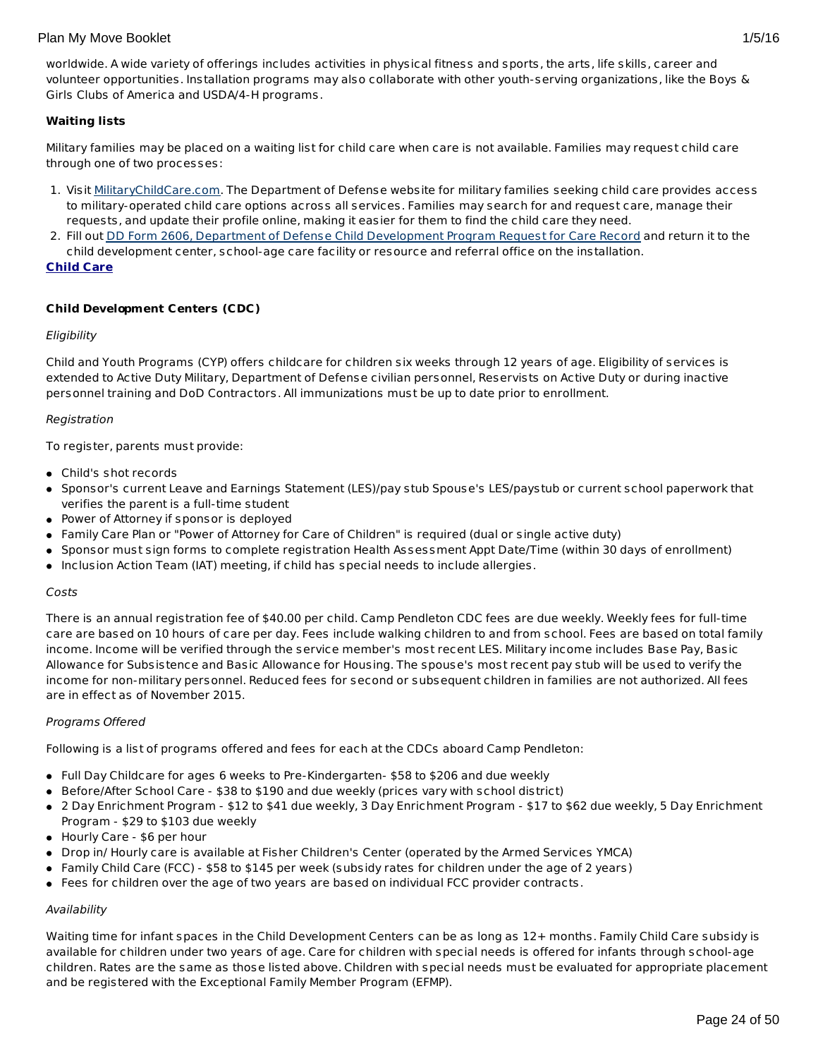worldwide. A wide variety of offerings includes activities in physical fitness and sports, the arts, life skills, career and volunteer opportunities. Installation programs may also collaborate with other youth-serving organizations, like the Boys & Girls Clubs of America and USDA/4-H programs.

**Waiting lists**

Military families may be placed on a waiting list for child care when care is not available. Families may request child care through one of two processes:

1. Visit [MilitaryChildCare.com](MilitaryChildCare.com). The Department of Defense website for military families seeking child care provides access to military-operated child care options across all services. Families may search for and request care, manage their requests, and update their profile online, making it easier for them to find the child care they need.
2. Fill out DD Form 2606, Department of Defense Child Development Program Request for Care Record and return it to the child development center, school-age care facility or resource and referral office on the installation.

**Child Care**

**Child Development Centers (CDC)**

*Eligibility*

Child and Youth Programs (CYP) offers childcare for children six weeks through 12 years of age. Eligibility of services is extended to Active Duty Military, Department of Defense civilian personnel, Reservists on Active Duty or during inactive personnel training and DoD Contractors. All immunizations must be up to date prior to enrollment.

*Registration*

To register, parents must provide:

- Child's shot records
- Sponsor's current Leave and Earnings Statement (LES)/pay stub Spouse's LES/paystub or current school paperwork that verifies the parent is a full-time student
- Power of Attorney if sponsor is deployed
- Family Care Plan or "Power of Attorney for Care of Children" is required (dual or single active duty)
- Sponsor must sign forms to complete registration Health Assessment Appt Date/Time (within 30 days of enrollment)
- Inclusion Action Team (IAT) meeting, if child has special needs to include allergies.

*Costs*

There is an annual registration fee of $40.00 per child. Camp Pendleton CDC fees are due weekly. Weekly fees for full-time care are based on 10 hours of care per day. Fees include walking children to and from school. Fees are based on total family income. Income will be verified through the service member's most recent LES. Military income includes Base Pay, Basic Allowance for Subsistence and Basic Allowance for Housing. The spouse's most recent pay stub will be used to verify the income for non-military personnel. Reduced fees for second or subsequent children in families are not authorized. All fees are in effect as of November 2015.

*Programs Offered*

Following is a list of programs offered and fees for each at the CDCs aboard Camp Pendleton:

- Full Day Childcare for ages 6 weeks to Pre-Kindergarten- $58 to $206 and due weekly
- Before/After School Care - $38 to $190 and due weekly (prices vary with school district)
- 2 Day Enrichment Program - $12 to $41 due weekly, 3 Day Enrichment Program - $17 to $62 due weekly, 5 Day Enrichment Program - $29 to $103 due weekly
- Hourly Care - $6 per hour
- Drop in/ Hourly care is available at Fisher Children's Center (operated by the Armed Services YMCA)
- Family Child Care (FCC) - $58 to $145 per week (subsidy rates for children under the age of 2 years)
- Fees for children over the age of two years are based on individual FCC provider contracts.

*Availability*

Waiting time for infant spaces in the Child Development Centers can be as long as 12+ months. Family Child Care subsidy is available for children under two years of age. Care for children with special needs is offered for infants through school-age children. Rates are the same as those listed above. Children with special needs must be evaluated for appropriate placement and be registered with the Exceptional Family Member Program (EFMP).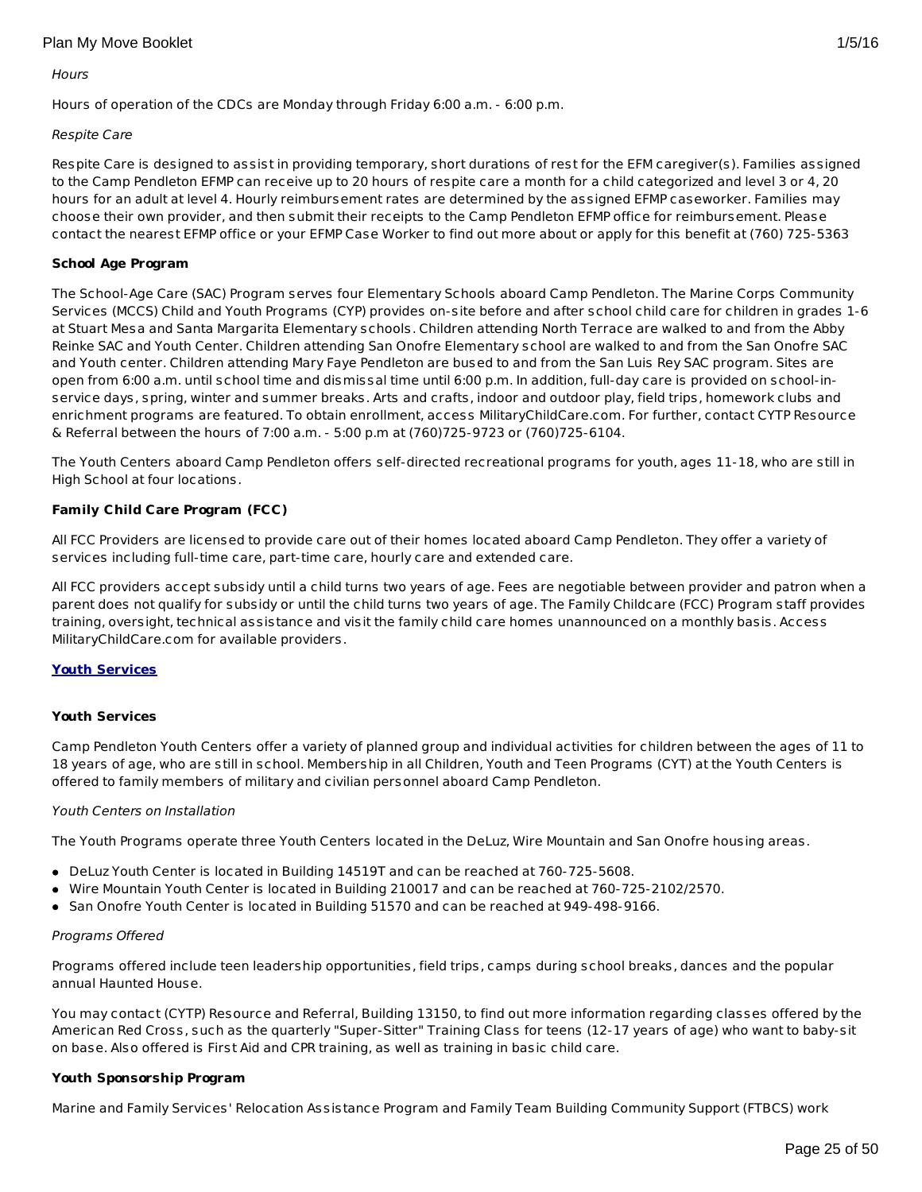*Hours*

Hours of operation of the CDCs are Monday through Friday 6:00 a.m. - 6:00 p.m.

*Respite Care*

Respite Care is designed to assist in providing temporary, short durations of rest for the EFM caregiver(s). Families assigned to the Camp Pendleton EFMP can receive up to 20 hours of respite care a month for a child categorized and level 3 or 4, 20 hours for an adult at level 4. Hourly reimbursement rates are determined by the assigned EFMP caseworker. Families may choose their own provider, and then submit their receipts to the Camp Pendleton EFMP office for reimbursement. Please contact the nearest EFMP office or your EFMP Case Worker to find out more about or apply for this benefit at (760) 725-5363

**School Age Program**

The School-Age Care (SAC) Program serves four Elementary Schools aboard Camp Pendleton. The Marine Corps Community Services (MCCS) Child and Youth Programs (CYP) provides on-site before and after school child care for children in grades 1-6 at Stuart Mesa and Santa Margarita Elementary schools. Children attending North Terrace are walked to and from the Abby Reinke SAC and Youth Center. Children attending San Onofre Elementary school are walked to and from the San Onofre SAC and Youth center. Children attending Mary Faye Pendleton are bused to and from the San Luis Rey SAC program. Sites are open from 6:00 a.m. until school time and dismissal time until 6:00 p.m. In addition, full-day care is provided on school-in-service days, spring, winter and summer breaks. Arts and crafts, indoor and outdoor play, field trips, homework clubs and enrichment programs are featured. To obtain enrollment, access MilitaryChildCare.com. For further, contact CYTP Resource & Referral between the hours of 7:00 a.m. - 5:00 p.m at (760)725-9723 or (760)725-6104.

The Youth Centers aboard Camp Pendleton offers self-directed recreational programs for youth, ages 11-18, who are still in High School at four locations.

**Family Child Care Program (FCC)**

All FCC Providers are licensed to provide care out of their homes located aboard Camp Pendleton. They offer a variety of services including full-time care, part-time care, hourly care and extended care.

All FCC providers accept subsidy until a child turns two years of age. Fees are negotiable between provider and patron when a parent does not qualify for subsidy or until the child turns two years of age. The Family Childcare (FCC) Program staff provides training, oversight, technical assistance and visit the family child care homes unannounced on a monthly basis. Access MilitaryChildCare.com for available providers.

**Youth Services**

**Youth Services**

Camp Pendleton Youth Centers offer a variety of planned group and individual activities for children between the ages of 11 to 18 years of age, who are still in school. Membership in all Children, Youth and Teen Programs (CYT) at the Youth Centers is offered to family members of military and civilian personnel aboard Camp Pendleton.

*Youth Centers on Installation*

The Youth Programs operate three Youth Centers located in the DeLuz, Wire Mountain and San Onofre housing areas.

- DeLuz Youth Center is located in Building 14519T and can be reached at 760-725-5608.
- Wire Mountain Youth Center is located in Building 210017 and can be reached at 760-725-2102/2570.
- San Onofre Youth Center is located in Building 51570 and can be reached at 949-498-9166.

*Programs Offered*

Programs offered include teen leadership opportunities, field trips, camps during school breaks, dances and the popular annual Haunted House.

You may contact (CYTP) Resource and Referral, Building 13150, to find out more information regarding classes offered by the American Red Cross, such as the quarterly "Super-Sitter" Training Class for teens (12-17 years of age) who want to baby-sit on base. Also offered is First Aid and CPR training, as well as training in basic child care.

**Youth Sponsorship Program**

Marine and Family Services' Relocation Assistance Program and Family Team Building Community Support (FTBCS) work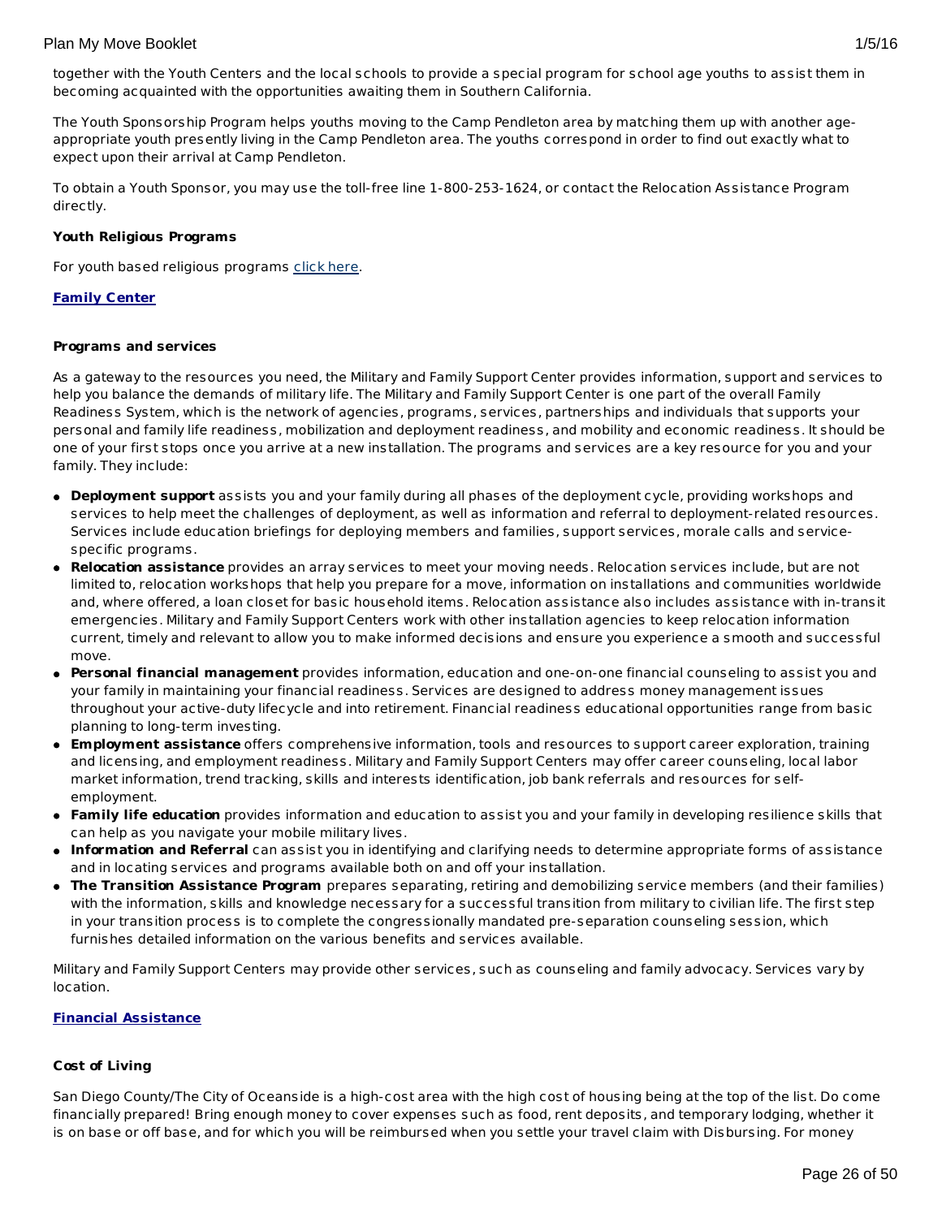together with the Youth Centers and the local schools to provide a special program for school age youths to assist them in becoming acquainted with the opportunities awaiting them in Southern California.

The Youth Sponsorship Program helps youths moving to the Camp Pendleton area by matching them up with another age-appropriate youth presently living in the Camp Pendleton area. The youths correspond in order to find out exactly what to expect upon their arrival at Camp Pendleton.

To obtain a Youth Sponsor, you may use the toll-free line 1-800-253-1624, or contact the Relocation Assistance Program directly.

**Youth Religious Programs**

For youth based religious programs click here.

**Family Center**

**Programs and services**

As a gateway to the resources you need, the Military and Family Support Center provides information, support and services to help you balance the demands of military life. The Military and Family Support Center is one part of the overall Family Readiness System, which is the network of agencies, programs, services, partnerships and individuals that supports your personal and family life readiness, mobilization and deployment readiness, and mobility and economic readiness. It should be one of your first stops once you arrive at a new installation. The programs and services are a key resource for you and your family. They include:

- **Deployment support** assists you and your family during all phases of the deployment cycle, providing workshops and services to help meet the challenges of deployment, as well as information and referral to deployment-related resources. Services include education briefings for deploying members and families, support services, morale calls and service-specific programs.
- **Relocation assistance** provides an array services to meet your moving needs. Relocation services include, but are not limited to, relocation workshops that help you prepare for a move, information on installations and communities worldwide and, where offered, a loan closet for basic household items. Relocation assistance also includes assistance with in-transit emergencies. Military and Family Support Centers work with other installation agencies to keep relocation information current, timely and relevant to allow you to make informed decisions and ensure you experience a smooth and successful move.
- **Personal financial management** provides information, education and one-on-one financial counseling to assist you and your family in maintaining your financial readiness. Services are designed to address money management issues throughout your active-duty lifecycle and into retirement. Financial readiness educational opportunities range from basic planning to long-term investing.
- **Employment assistance** offers comprehensive information, tools and resources to support career exploration, training and licensing, and employment readiness. Military and Family Support Centers may offer career counseling, local labor market information, trend tracking, skills and interests identification, job bank referrals and resources for self-employment.
- **Family life education** provides information and education to assist you and your family in developing resilience skills that can help as you navigate your mobile military lives.
- **Information and Referral** can assist you in identifying and clarifying needs to determine appropriate forms of assistance and in locating services and programs available both on and off your installation.
- **The Transition Assistance Program** prepares separating, retiring and demobilizing service members (and their families) with the information, skills and knowledge necessary for a successful transition from military to civilian life. The first step in your transition process is to complete the congressionally mandated pre-separation counseling session, which furnishes detailed information on the various benefits and services available.

Military and Family Support Centers may provide other services, such as counseling and family advocacy. Services vary by location.

**Financial Assistance**

**Cost of Living**

San Diego County/The City of Oceanside is a high-cost area with the high cost of housing being at the top of the list. Do come financially prepared! Bring enough money to cover expenses such as food, rent deposits, and temporary lodging, whether it is on base or off base, and for which you will be reimbursed when you settle your travel claim with Disbursing. For money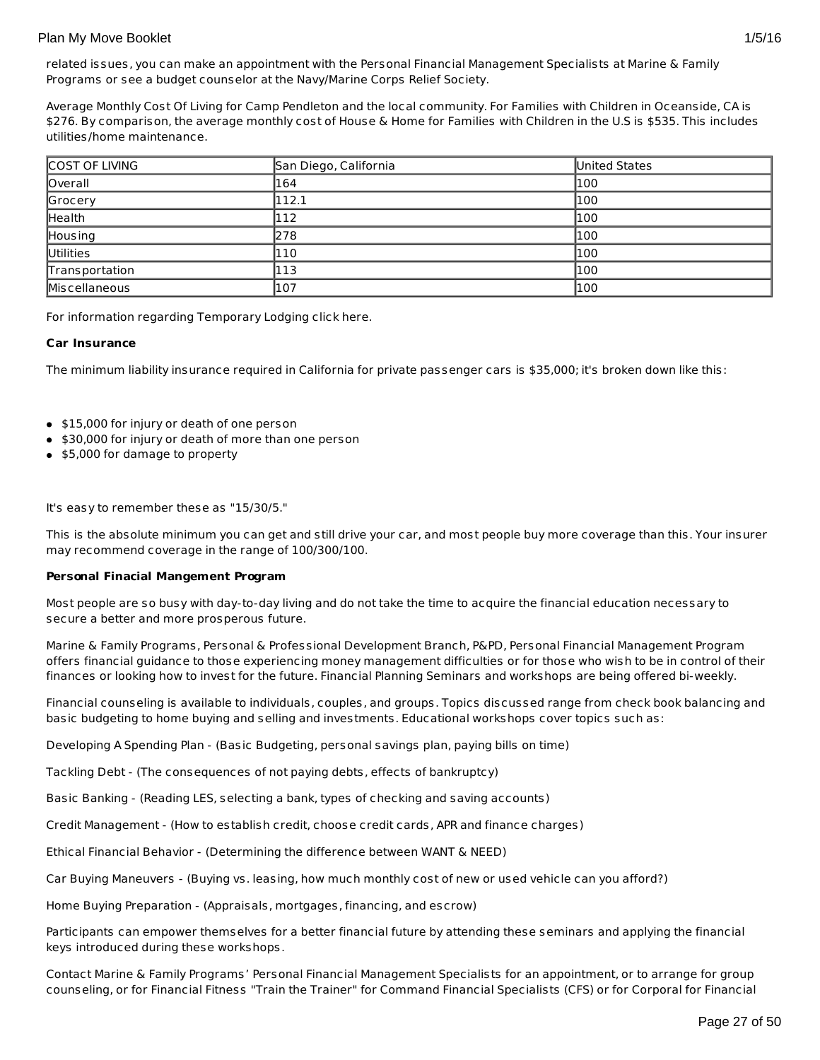related issues, you can make an appointment with the Personal Financial Management Specialists at Marine & Family Programs or see a budget counselor at the Navy/Marine Corps Relief Society.

Average Monthly Cost Of Living for Camp Pendleton and the local community. For Families with Children in Oceanside, CA is $276. By comparison, the average monthly cost of House & Home for Families with Children in the U.S is $535. This includes utilities/home maintenance.

| COST OF LIVING | San Diego, California | United States |
| --- | --- | --- |
| Overall | 164 | 100 |
| Grocery | 112.1 | 100 |
| Health | 112 | 100 |
| Housing | 278 | 100 |
| Utilities | 110 | 100 |
| Transportation | 113 | 100 |
| Miscellaneous | 107 | 100 |

For information regarding Temporary Lodging click here.

**Car Insurance**

The minimum liability insurance required in California for private passenger cars is $35,000; it's broken down like this:

- $15,000 for injury or death of one person
- $30,000 for injury or death of more than one person
- $5,000 for damage to property

It's easy to remember these as "15/30/5."

This is the absolute minimum you can get and still drive your car, and most people buy more coverage than this. Your insurer may recommend coverage in the range of 100/300/100.

**Personal Finacial Mangement Program**

Most people are so busy with day-to-day living and do not take the time to acquire the financial education necessary to secure a better and more prosperous future.

Marine & Family Programs, Personal & Professional Development Branch, P&PD, Personal Financial Management Program offers financial guidance to those experiencing money management difficulties or for those who wish to be in control of their finances or looking how to invest for the future. Financial Planning Seminars and workshops are being offered bi-weekly.

Financial counseling is available to individuals, couples, and groups. Topics discussed range from check book balancing and basic budgeting to home buying and selling and investments. Educational workshops cover topics such as:

Developing A Spending Plan - (Basic Budgeting, personal savings plan, paying bills on time)

Tackling Debt - (The consequences of not paying debts, effects of bankruptcy)

Basic Banking - (Reading LES, selecting a bank, types of checking and saving accounts)

Credit Management - (How to establish credit, choose credit cards, APR and finance charges)

Ethical Financial Behavior - (Determining the difference between WANT & NEED)

Car Buying Maneuvers - (Buying vs. leasing, how much monthly cost of new or used vehicle can you afford?)

Home Buying Preparation - (Appraisals, mortgages, financing, and escrow)

Participants can empower themselves for a better financial future by attending these seminars and applying the financial keys introduced during these workshops.

Contact Marine & Family Programs' Personal Financial Management Specialists for an appointment, or to arrange for group counseling, or for Financial Fitness "Train the Trainer" for Command Financial Specialists (CFS) or for Corporal for Financial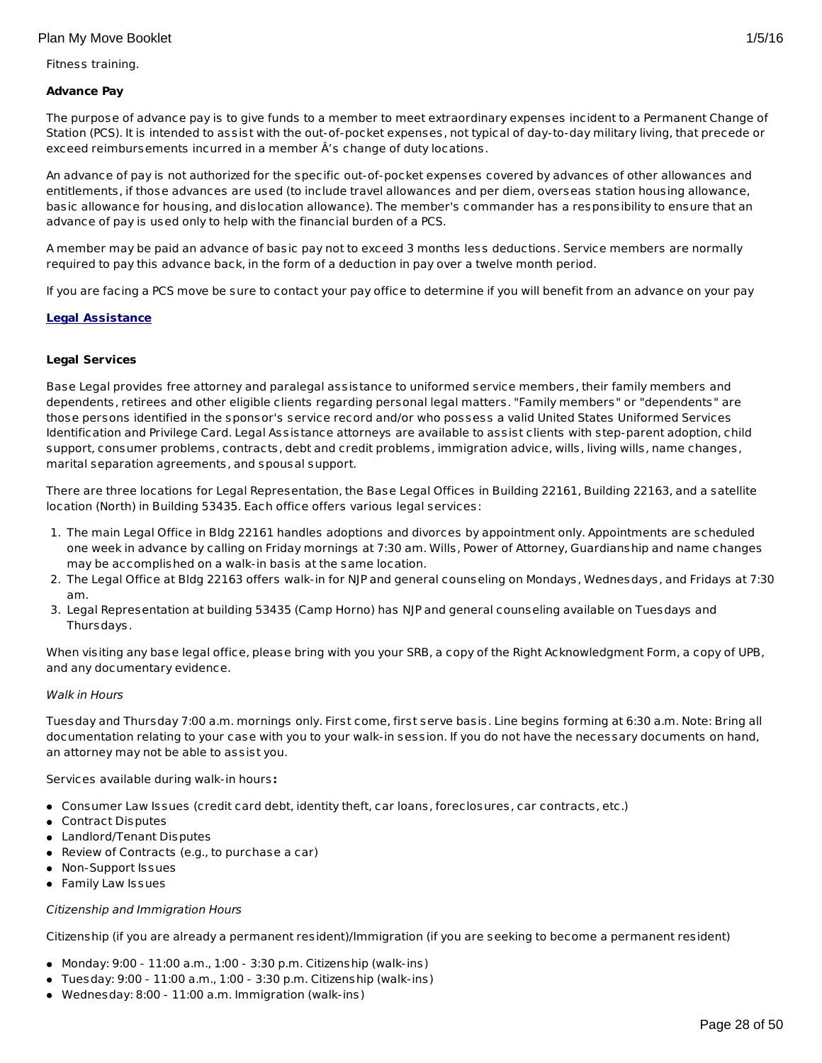Fitness training.

**Advance Pay**

The purpose of advance pay is to give funds to a member to meet extraordinary expenses incident to a Permanent Change of Station (PCS). It is intended to assist with the out-of-pocket expenses, not typical of day-to-day military living, that precede or exceed reimbursements incurred in a member Â's change of duty locations.

An advance of pay is not authorized for the specific out-of-pocket expenses covered by advances of other allowances and entitlements, if those advances are used (to include travel allowances and per diem, overseas station housing allowance, basic allowance for housing, and dislocation allowance). The member's commander has a responsibility to ensure that an advance of pay is used only to help with the financial burden of a PCS.

A member may be paid an advance of basic pay not to exceed 3 months less deductions. Service members are normally required to pay this advance back, in the form of a deduction in pay over a twelve month period.

If you are facing a PCS move be sure to contact your pay office to determine if you will benefit from an advance on your pay

**Legal Assistance**

**Legal Services**

Base Legal provides free attorney and paralegal assistance to uniformed service members, their family members and dependents, retirees and other eligible clients regarding personal legal matters. "Family members" or "dependents" are those persons identified in the sponsor's service record and/or who possess a valid United States Uniformed Services Identification and Privilege Card. Legal Assistance attorneys are available to assist clients with step-parent adoption, child support, consumer problems, contracts, debt and credit problems, immigration advice, wills, living wills, name changes, marital separation agreements, and spousal support.

There are three locations for Legal Representation, the Base Legal Offices in Building 22161, Building 22163, and a satellite location (North) in Building 53435. Each office offers various legal services:

1. The main Legal Office in Bldg 22161 handles adoptions and divorces by appointment only. Appointments are scheduled one week in advance by calling on Friday mornings at 7:30 am. Wills, Power of Attorney, Guardianship and name changes may be accomplished on a walk-in basis at the same location.
2. The Legal Office at Bldg 22163 offers walk-in for NJP and general counseling on Mondays, Wednesdays, and Fridays at 7:30 am.
3. Legal Representation at building 53435 (Camp Horno) has NJP and general counseling available on Tuesdays and Thursdays.

When visiting any base legal office, please bring with you your SRB, a copy of the Right Acknowledgment Form, a copy of UPB, and any documentary evidence.

*Walk in Hours*

Tuesday and Thursday 7:00 a.m. mornings only. First come, first serve basis. Line begins forming at 6:30 a.m. Note: Bring all documentation relating to your case with you to your walk-in session. If you do not have the necessary documents on hand, an attorney may not be able to assist you.

Services available during walk-in hours**:**

- Consumer Law Issues (credit card debt, identity theft, car loans, foreclosures, car contracts, etc.)
- Contract Disputes
- Landlord/Tenant Disputes
- Review of Contracts (e.g., to purchase a car)
- Non-Support Issues
- Family Law Issues

*Citizenship and Immigration Hours*

Citizenship (if you are already a permanent resident)/Immigration (if you are seeking to become a permanent resident)

- Monday: 9:00 - 11:00 a.m., 1:00 - 3:30 p.m. Citizenship (walk-ins)
- Tuesday: 9:00 - 11:00 a.m., 1:00 - 3:30 p.m. Citizenship (walk-ins)
- Wednesday: 8:00 - 11:00 a.m. Immigration (walk-ins)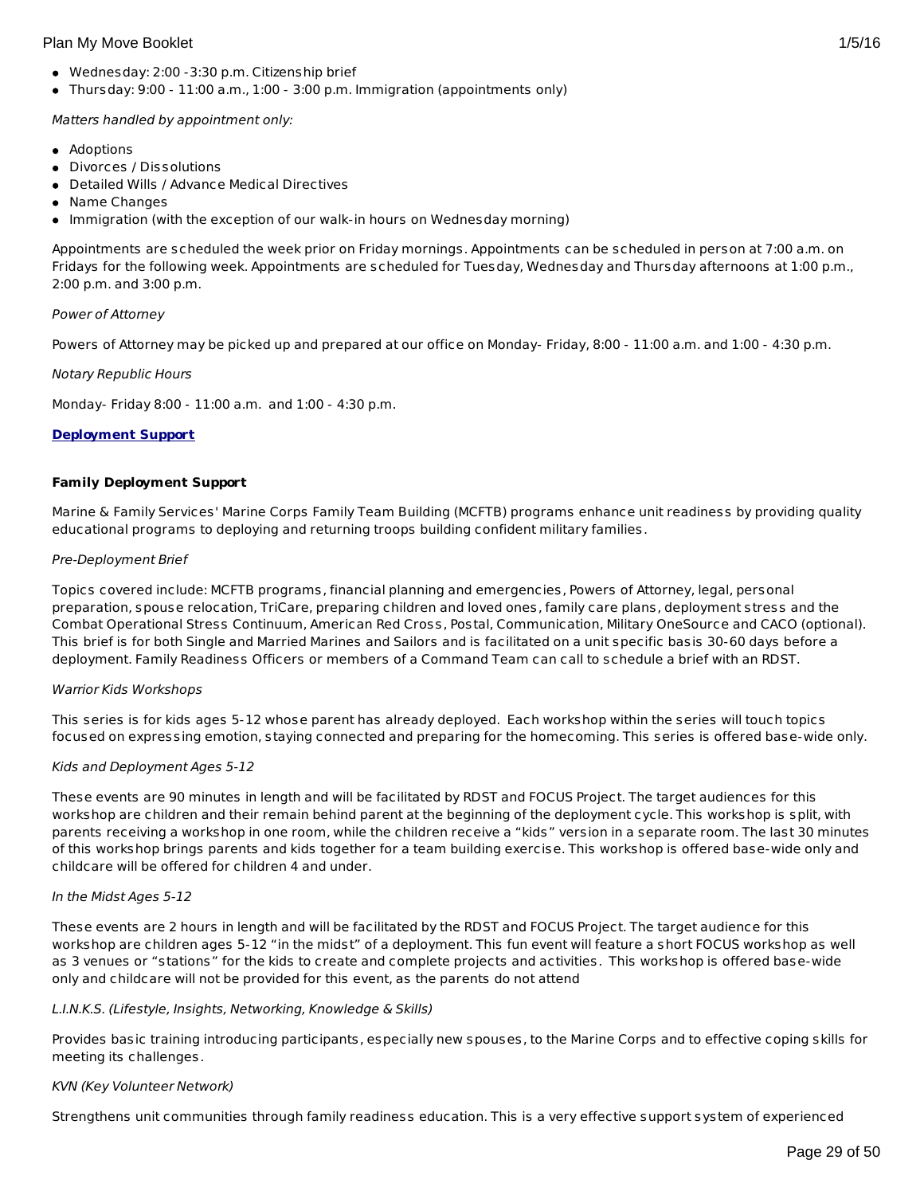- Wednesday: 2:00 -3:30 p.m. Citizenship brief
- Thursday: 9:00 - 11:00 a.m., 1:00 - 3:00 p.m. Immigration (appointments only)

*Matters handled by appointment only:*

- Adoptions
- Divorces / Dissolutions
- Detailed Wills / Advance Medical Directives
- Name Changes
- Immigration (with the exception of our walk-in hours on Wednesday morning)

Appointments are scheduled the week prior on Friday mornings. Appointments can be scheduled in person at 7:00 a.m. on Fridays for the following week. Appointments are scheduled for Tuesday, Wednesday and Thursday afternoons at 1:00 p.m., 2:00 p.m. and 3:00 p.m.

*Power of Attorney*

Powers of Attorney may be picked up and prepared at our office on Monday- Friday, 8:00 - 11:00 a.m. and 1:00 - 4:30 p.m.

*Notary Republic Hours*

Monday- Friday 8:00 - 11:00 a.m. and 1:00 - 4:30 p.m.

**Deployment Support**

**Family Deployment Support**

Marine & Family Services' Marine Corps Family Team Building (MCFTB) programs enhance unit readiness by providing quality educational programs to deploying and returning troops building confident military families.

*Pre-Deployment Brief*

Topics covered include: MCFTB programs, financial planning and emergencies, Powers of Attorney, legal, personal preparation, spouse relocation, TriCare, preparing children and loved ones, family care plans, deployment stress and the Combat Operational Stress Continuum, American Red Cross, Postal, Communication, Military OneSource and CACO (optional). This brief is for both Single and Married Marines and Sailors and is facilitated on a unit specific basis 30-60 days before a deployment. Family Readiness Officers or members of a Command Team can call to schedule a brief with an RDST.

*Warrior Kids Workshops*

This series is for kids ages 5-12 whose parent has already deployed. Each workshop within the series will touch topics focused on expressing emotion, staying connected and preparing for the homecoming. This series is offered base-wide only.

*Kids and Deployment Ages 5-12*

These events are 90 minutes in length and will be facilitated by RDST and FOCUS Project. The target audiences for this workshop are children and their remain behind parent at the beginning of the deployment cycle. This workshop is split, with parents receiving a workshop in one room, while the children receive a "kids" version in a separate room. The last 30 minutes of this workshop brings parents and kids together for a team building exercise. This workshop is offered base-wide only and childcare will be offered for children 4 and under.

*In the Midst Ages 5-12*

These events are 2 hours in length and will be facilitated by the RDST and FOCUS Project. The target audience for this workshop are children ages 5-12 "in the midst" of a deployment. This fun event will feature a short FOCUS workshop as well as 3 venues or "stations" for the kids to create and complete projects and activities. This workshop is offered base-wide only and childcare will not be provided for this event, as the parents do not attend

*L.I.N.K.S. (Lifestyle, Insights, Networking, Knowledge & Skills)*

Provides basic training introducing participants, especially new spouses, to the Marine Corps and to effective coping skills for meeting its challenges.

*KVN (Key Volunteer Network)*

Strengthens unit communities through family readiness education. This is a very effective support system of experienced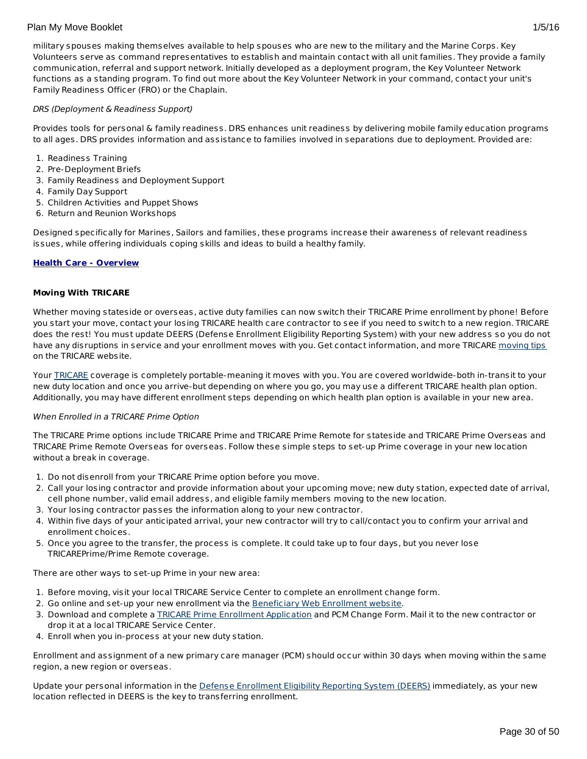military spouses making themselves available to help spouses who are new to the military and the Marine Corps. Key Volunteers serve as command representatives to establish and maintain contact with all unit families. They provide a family communication, referral and support network. Initially developed as a deployment program, the Key Volunteer Network functions as a standing program. To find out more about the Key Volunteer Network in your command, contact your unit's Family Readiness Officer (FRO) or the Chaplain.

*DRS (Deployment & Readiness Support)*

Provides tools for personal & family readiness. DRS enhances unit readiness by delivering mobile family education programs to all ages. DRS provides information and assistance to families involved in separations due to deployment. Provided are:

1. Readiness Training
2. Pre-Deployment Briefs
3. Family Readiness and Deployment Support
4. Family Day Support
5. Children Activities and Puppet Shows
6. Return and Reunion Workshops

Designed specifically for Marines, Sailors and families, these programs increase their awareness of relevant readiness issues, while offering individuals coping skills and ideas to build a healthy family.

**Health Care - Overview**

**Moving With TRICARE**

Whether moving stateside or overseas, active duty families can now switch their TRICARE Prime enrollment by phone! Before you start your move, contact your losing TRICARE health care contractor to see if you need to switch to a new region. TRICARE does the rest! You must update DEERS (Defense Enrollment Eligibility Reporting System) with your new address so you do not have any disruptions in service and your enrollment moves with you. Get contact information, and more TRICARE moving tips on the TRICARE website.

Your TRICARE coverage is completely portable-meaning it moves with you. You are covered worldwide-both in-transit to your new duty location and once you arrive-but depending on where you go, you may use a different TRICARE health plan option. Additionally, you may have different enrollment steps depending on which health plan option is available in your new area.

*When Enrolled in a TRICARE Prime Option*

The TRICARE Prime options include TRICARE Prime and TRICARE Prime Remote for stateside and TRICARE Prime Overseas and TRICARE Prime Remote Overseas for overseas. Follow these simple steps to set-up Prime coverage in your new location without a break in coverage.

1. Do not disenroll from your TRICARE Prime option before you move.
2. Call your losing contractor and provide information about your upcoming move; new duty station, expected date of arrival, cell phone number, valid email address, and eligible family members moving to the new location.
3. Your losing contractor passes the information along to your new contractor.
4. Within five days of your anticipated arrival, your new contractor will try to call/contact you to confirm your arrival and enrollment choices.
5. Once you agree to the transfer, the process is complete. It could take up to four days, but you never lose TRICAREPrime/Prime Remote coverage.

There are other ways to set-up Prime in your new area:

1. Before moving, visit your local TRICARE Service Center to complete an enrollment change form.
2. Go online and set-up your new enrollment via the Beneficiary Web Enrollment website.
3. Download and complete a TRICARE Prime Enrollment Application and PCM Change Form. Mail it to the new contractor or drop it at a local TRICARE Service Center.
4. Enroll when you in-process at your new duty station.

Enrollment and assignment of a new primary care manager (PCM) should occur within 30 days when moving within the same region, a new region or overseas.

Update your personal information in the Defense Enrollment Eligibility Reporting System (DEERS) immediately, as your new location reflected in DEERS is the key to transferring enrollment.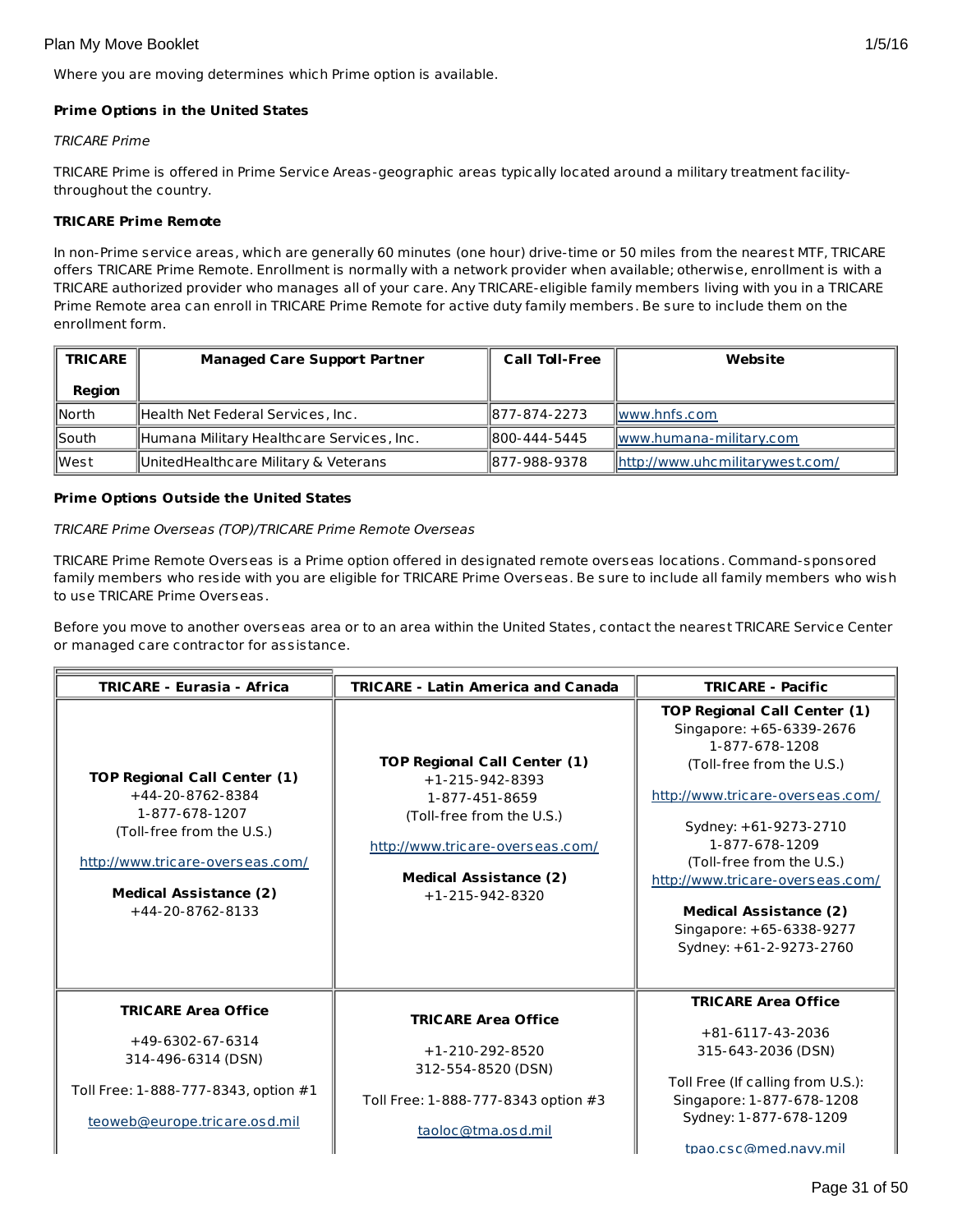Where you are moving determines which Prime option is available.

**Prime Options in the United States**

*TRICARE Prime*

TRICARE Prime is offered in Prime Service Areas-geographic areas typically located around a military treatment facility-throughout the country.

**TRICARE Prime Remote**

In non-Prime service areas, which are generally 60 minutes (one hour) drive-time or 50 miles from the nearest MTF, TRICARE offers TRICARE Prime Remote. Enrollment is normally with a network provider when available; otherwise, enrollment is with a TRICARE authorized provider who manages all of your care. Any TRICARE-eligible family members living with you in a TRICARE Prime Remote area can enroll in TRICARE Prime Remote for active duty family members. Be sure to include them on the enrollment form.

| TRICARE Region | Managed Care Support Partner | Call Toll-Free | Website |
|---|---|---|---|
| North | Health Net Federal Services, Inc. | 877-874-2273 | www.hnfs.com |
| South | Humana Military Healthcare Services, Inc. | 800-444-5445 | www.humana-military.com |
| West | UnitedHealthcare Military & Veterans | 877-988-9378 | http://www.uhcmilitarywest.com/ |

**Prime Options Outside the United States**

*TRICARE Prime Overseas (TOP)/TRICARE Prime Remote Overseas*

TRICARE Prime Remote Overseas is a Prime option offered in designated remote overseas locations. Command-sponsored family members who reside with you are eligible for TRICARE Prime Overseas. Be sure to include all family members who wish to use TRICARE Prime Overseas.

Before you move to another overseas area or to an area within the United States, contact the nearest TRICARE Service Center or managed care contractor for assistance.

| TRICARE - Eurasia - Africa | TRICARE - Latin America and Canada | TRICARE - Pacific |
|---|---|---|
| **TOP Regional Call Center (1)**<br>+44-20-8762-8384<br>1-877-678-1207<br>(Toll-free from the U.S.)<br>http://www.tricare-overseas.com/<br>**Medical Assistance (2)**<br>+44-20-8762-8133 | **TOP Regional Call Center (1)**<br>+1-215-942-8393<br>1-877-451-8659<br>(Toll-free from the U.S.)<br>http://www.tricare-overseas.com/<br>**Medical Assistance (2)**<br>+1-215-942-8320 | **TOP Regional Call Center (1)**<br>Singapore: +65-6339-2676<br>1-877-678-1208<br>(Toll-free from the U.S.)<br>http://www.tricare-overseas.com/<br>Sydney: +61-9273-2710<br>1-877-678-1209<br>(Toll-free from the U.S.)<br>http://www.tricare-overseas.com/<br>**Medical Assistance (2)**<br>Singapore: +65-6338-9277<br>Sydney: +61-2-9273-2760 |
| **TRICARE Area Office**<br>+49-6302-67-6314<br>314-496-6314 (DSN)<br>Toll Free: 1-888-777-8343, option #1<br>teoweb@europe.tricare.osd.mil | **TRICARE Area Office**<br>+1-210-292-8520<br>312-554-8520 (DSN)<br>Toll Free: 1-888-777-8343 option #3<br>taoloc@tma.osd.mil | **TRICARE Area Office**<br>+81-6117-43-2036<br>315-643-2036 (DSN)<br>Toll Free (If calling from U.S.):<br>Singapore: 1-877-678-1208<br>Sydney: 1-877-678-1209<br>tpao.csc@med.navy.mil |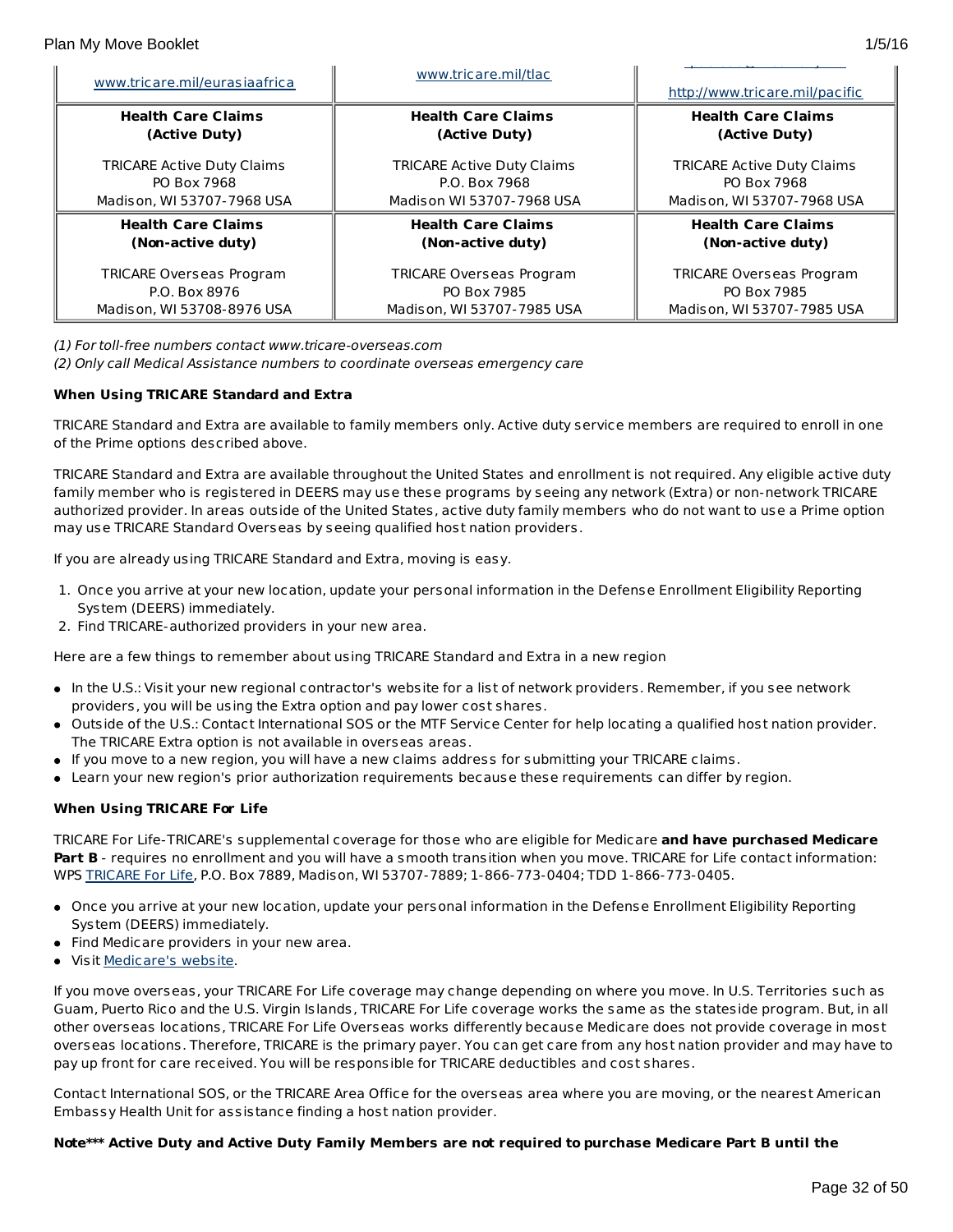| www.tricare.mil/eurasiaafrica | www.tricare.mil/tlac | http://www.tricare.mil/pacific |
|---|---|---|
| **Health Care Claims (Active Duty)**<br><br>TRICARE Active Duty Claims<br>PO Box 7968<br>Madison, WI 53707-7968 USA | **Health Care Claims (Active Duty)**<br><br>TRICARE Active Duty Claims<br>P.O. Box 7968<br>Madison WI 53707-7968 USA | **Health Care Claims (Active Duty)**<br><br>TRICARE Active Duty Claims<br>PO Box 7968<br>Madison, WI 53707-7968 USA |
| **Health Care Claims (Non-active duty)**<br><br>TRICARE Overseas Program<br>P.O. Box 8976<br>Madison, WI 53708-8976 USA | **Health Care Claims (Non-active duty)**<br><br>TRICARE Overseas Program<br>PO Box 7985<br>Madison, WI 53707-7985 USA | **Health Care Claims (Non-active duty)**<br><br>TRICARE Overseas Program<br>PO Box 7985<br>Madison, WI 53707-7985 USA |

*(1) For toll-free numbers contact www.tricare-overseas.com*
*(2) Only call Medical Assistance numbers to coordinate overseas emergency care*

**When Using TRICARE Standard and Extra**

TRICARE Standard and Extra are available to family members only. Active duty service members are required to enroll in one of the Prime options described above.

TRICARE Standard and Extra are available throughout the United States and enrollment is not required. Any eligible active duty family member who is registered in DEERS may use these programs by seeing any network (Extra) or non-network TRICARE authorized provider. In areas outside of the United States, active duty family members who do not want to use a Prime option may use TRICARE Standard Overseas by seeing qualified host nation providers.

If you are already using TRICARE Standard and Extra, moving is easy.

1. Once you arrive at your new location, update your personal information in the Defense Enrollment Eligibility Reporting System (DEERS) immediately.
2. Find TRICARE-authorized providers in your new area.

Here are a few things to remember about using TRICARE Standard and Extra in a new region

- In the U.S.: Visit your new regional contractor's website for a list of network providers. Remember, if you see network providers, you will be using the Extra option and pay lower cost shares.
- Outside of the U.S.: Contact International SOS or the MTF Service Center for help locating a qualified host nation provider. The TRICARE Extra option is not available in overseas areas.
- If you move to a new region, you will have a new claims address for submitting your TRICARE claims.
- Learn your new region's prior authorization requirements because these requirements can differ by region.

**When Using TRICARE For Life**

TRICARE For Life-TRICARE's supplemental coverage for those who are eligible for Medicare **and have purchased Medicare Part B** - requires no enrollment and you will have a smooth transition when you move. TRICARE for Life contact information: WPS TRICARE For Life, P.O. Box 7889, Madison, WI 53707-7889; 1-866-773-0404; TDD 1-866-773-0405.

- Once you arrive at your new location, update your personal information in the Defense Enrollment Eligibility Reporting System (DEERS) immediately.
- Find Medicare providers in your new area.
- Visit Medicare's website.

If you move overseas, your TRICARE For Life coverage may change depending on where you move. In U.S. Territories such as Guam, Puerto Rico and the U.S. Virgin Islands, TRICARE For Life coverage works the same as the stateside program. But, in all other overseas locations, TRICARE For Life Overseas works differently because Medicare does not provide coverage in most overseas locations. Therefore, TRICARE is the primary payer. You can get care from any host nation provider and may have to pay up front for care received. You will be responsible for TRICARE deductibles and cost shares.

Contact International SOS, or the TRICARE Area Office for the overseas area where you are moving, or the nearest American Embassy Health Unit for assistance finding a host nation provider.

**Note*** Active Duty and Active Duty Family Members are not required to purchase Medicare Part B until the**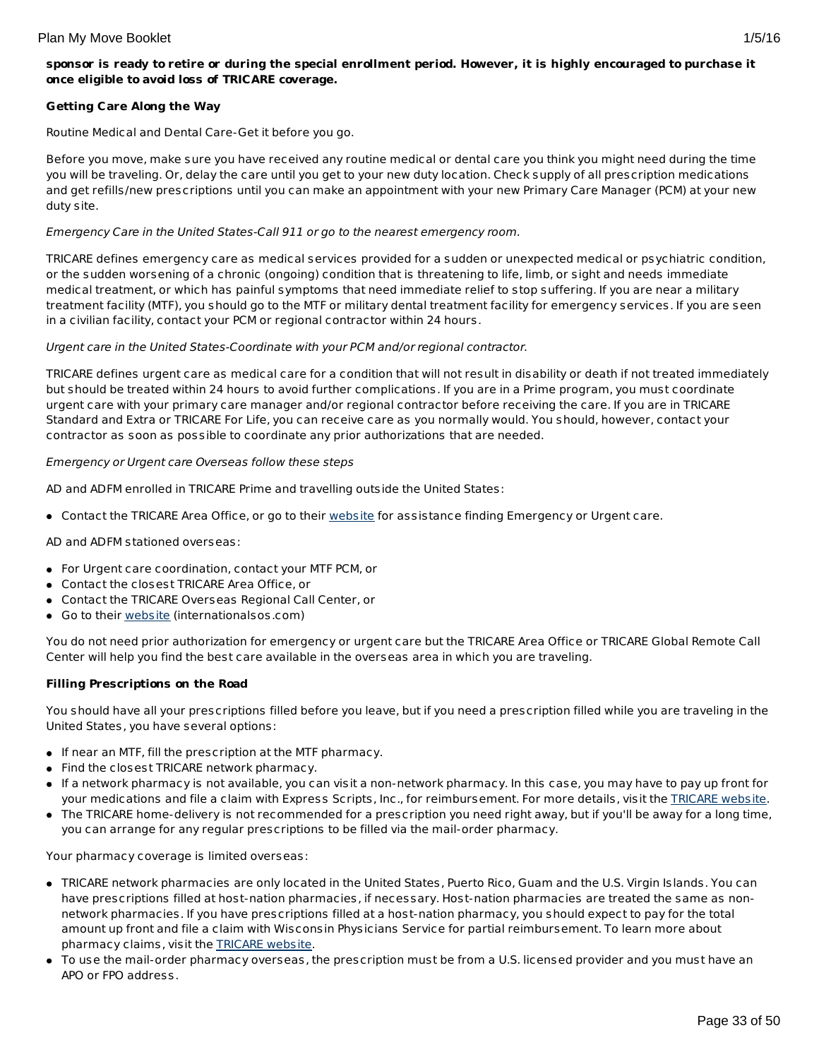**sponsor is ready to retire or during the special enrollment period. However, it is highly encouraged to purchase it once eligible to avoid loss of TRICARE coverage.**

**Getting Care Along the Way**

Routine Medical and Dental Care-Get it before you go.

Before you move, make sure you have received any routine medical or dental care you think you might need during the time you will be traveling. Or, delay the care until you get to your new duty location. Check supply of all prescription medications and get refills/new prescriptions until you can make an appointment with your new Primary Care Manager (PCM) at your new duty site.

*Emergency Care in the United States-Call 911 or go to the nearest emergency room.*

TRICARE defines emergency care as medical services provided for a sudden or unexpected medical or psychiatric condition, or the sudden worsening of a chronic (ongoing) condition that is threatening to life, limb, or sight and needs immediate medical treatment, or which has painful symptoms that need immediate relief to stop suffering. If you are near a military treatment facility (MTF), you should go to the MTF or military dental treatment facility for emergency services. If you are seen in a civilian facility, contact your PCM or regional contractor within 24 hours.

*Urgent care in the United States-Coordinate with your PCM and/or regional contractor.*

TRICARE defines urgent care as medical care for a condition that will not result in disability or death if not treated immediately but should be treated within 24 hours to avoid further complications. If you are in a Prime program, you must coordinate urgent care with your primary care manager and/or regional contractor before receiving the care. If you are in TRICARE Standard and Extra or TRICARE For Life, you can receive care as you normally would. You should, however, contact your contractor as soon as possible to coordinate any prior authorizations that are needed.

*Emergency or Urgent care Overseas follow these steps*

AD and ADFM enrolled in TRICARE Prime and travelling outside the United States:

- Contact the TRICARE Area Office, or go to their website for assistance finding Emergency or Urgent care.

AD and ADFM stationed overseas:

- For Urgent care coordination, contact your MTF PCM, or
- Contact the closest TRICARE Area Office, or
- Contact the TRICARE Overseas Regional Call Center, or
- Go to their website (internationalsos.com)

You do not need prior authorization for emergency or urgent care but the TRICARE Area Office or TRICARE Global Remote Call Center will help you find the best care available in the overseas area in which you are traveling.

**Filling Prescriptions on the Road**

You should have all your prescriptions filled before you leave, but if you need a prescription filled while you are traveling in the United States, you have several options:

- If near an MTF, fill the prescription at the MTF pharmacy.
- Find the closest TRICARE network pharmacy.
- If a network pharmacy is not available, you can visit a non-network pharmacy. In this case, you may have to pay up front for your medications and file a claim with Express Scripts, Inc., for reimbursement. For more details, visit the TRICARE website.
- The TRICARE home-delivery is not recommended for a prescription you need right away, but if you'll be away for a long time, you can arrange for any regular prescriptions to be filled via the mail-order pharmacy.

Your pharmacy coverage is limited overseas:

- TRICARE network pharmacies are only located in the United States, Puerto Rico, Guam and the U.S. Virgin Islands. You can have prescriptions filled at host-nation pharmacies, if necessary. Host-nation pharmacies are treated the same as non-network pharmacies. If you have prescriptions filled at a host-nation pharmacy, you should expect to pay for the total amount up front and file a claim with Wisconsin Physicians Service for partial reimbursement. To learn more about pharmacy claims, visit the TRICARE website.
- To use the mail-order pharmacy overseas, the prescription must be from a U.S. licensed provider and you must have an APO or FPO address.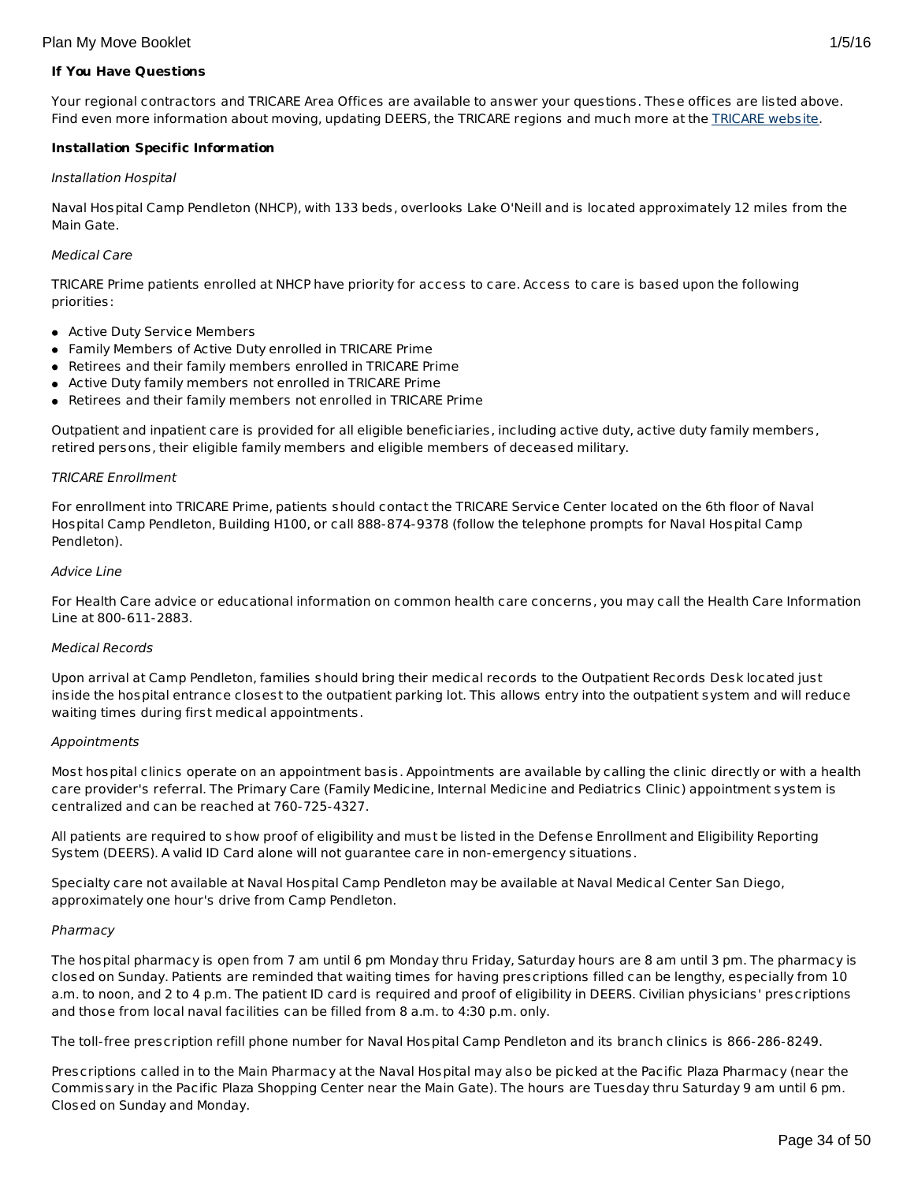**If You Have Questions**

Your regional contractors and TRICARE Area Offices are available to answer your questions. These offices are listed above. Find even more information about moving, updating DEERS, the TRICARE regions and much more at the [TRICARE website](#).

**Installation Specific Information**

*Installation Hospital*

Naval Hospital Camp Pendleton (NHCP), with 133 beds, overlooks Lake O'Neill and is located approximately 12 miles from the Main Gate.

*Medical Care*

TRICARE Prime patients enrolled at NHCP have priority for access to care. Access to care is based upon the following priorities:

- Active Duty Service Members
- Family Members of Active Duty enrolled in TRICARE Prime
- Retirees and their family members enrolled in TRICARE Prime
- Active Duty family members not enrolled in TRICARE Prime
- Retirees and their family members not enrolled in TRICARE Prime

Outpatient and inpatient care is provided for all eligible beneficiaries, including active duty, active duty family members, retired persons, their eligible family members and eligible members of deceased military.

*TRICARE Enrollment*

For enrollment into TRICARE Prime, patients should contact the TRICARE Service Center located on the 6th floor of Naval Hospital Camp Pendleton, Building H100, or call 888-874-9378 (follow the telephone prompts for Naval Hospital Camp Pendleton).

*Advice Line*

For Health Care advice or educational information on common health care concerns, you may call the Health Care Information Line at 800-611-2883.

*Medical Records*

Upon arrival at Camp Pendleton, families should bring their medical records to the Outpatient Records Desk located just inside the hospital entrance closest to the outpatient parking lot. This allows entry into the outpatient system and will reduce waiting times during first medical appointments.

*Appointments*

Most hospital clinics operate on an appointment basis. Appointments are available by calling the clinic directly or with a health care provider's referral. The Primary Care (Family Medicine, Internal Medicine and Pediatrics Clinic) appointment system is centralized and can be reached at 760-725-4327.

All patients are required to show proof of eligibility and must be listed in the Defense Enrollment and Eligibility Reporting System (DEERS). A valid ID Card alone will not guarantee care in non-emergency situations.

Specialty care not available at Naval Hospital Camp Pendleton may be available at Naval Medical Center San Diego, approximately one hour's drive from Camp Pendleton.

*Pharmacy*

The hospital pharmacy is open from 7 am until 6 pm Monday thru Friday, Saturday hours are 8 am until 3 pm. The pharmacy is closed on Sunday. Patients are reminded that waiting times for having prescriptions filled can be lengthy, especially from 10 a.m. to noon, and 2 to 4 p.m. The patient ID card is required and proof of eligibility in DEERS. Civilian physicians' prescriptions and those from local naval facilities can be filled from 8 a.m. to 4:30 p.m. only.

The toll-free prescription refill phone number for Naval Hospital Camp Pendleton and its branch clinics is 866-286-8249.

Prescriptions called in to the Main Pharmacy at the Naval Hospital may also be picked at the Pacific Plaza Pharmacy (near the Commissary in the Pacific Plaza Shopping Center near the Main Gate). The hours are Tuesday thru Saturday 9 am until 6 pm. Closed on Sunday and Monday.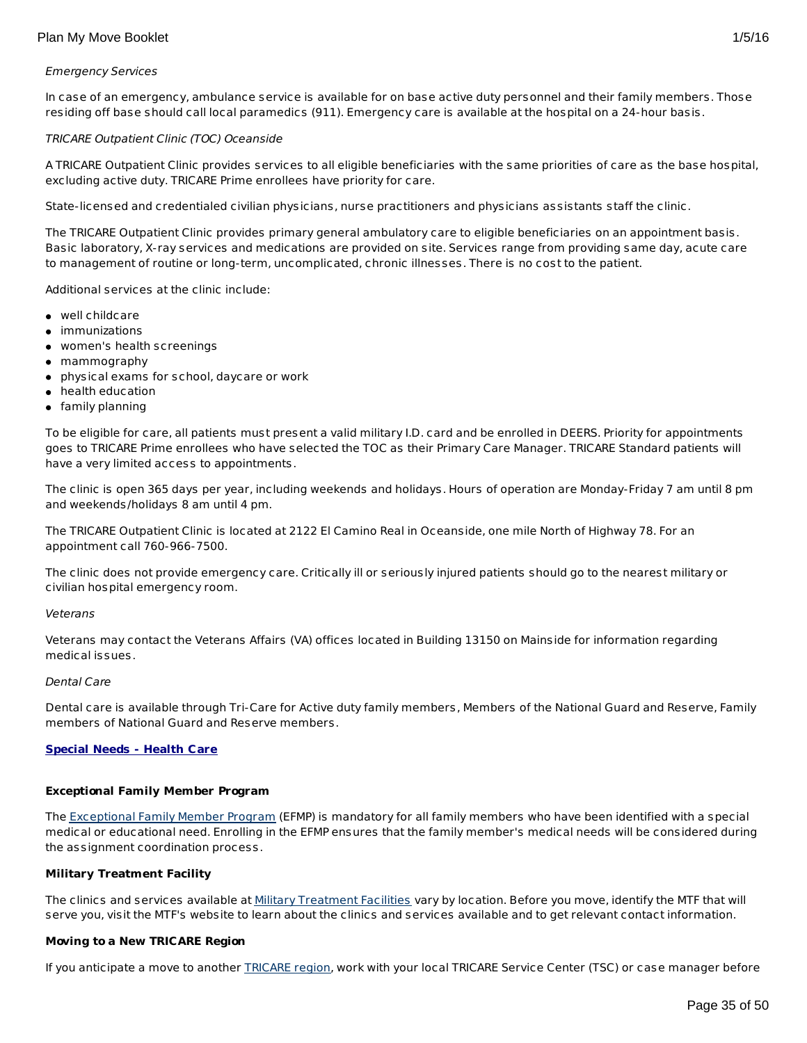*Emergency Services*

In case of an emergency, ambulance service is available for on base active duty personnel and their family members. Those residing off base should call local paramedics (911). Emergency care is available at the hospital on a 24-hour basis.

*TRICARE Outpatient Clinic (TOC) Oceanside*

A TRICARE Outpatient Clinic provides services to all eligible beneficiaries with the same priorities of care as the base hospital, excluding active duty. TRICARE Prime enrollees have priority for care.

State-licensed and credentialed civilian physicians, nurse practitioners and physicians assistants staff the clinic.

The TRICARE Outpatient Clinic provides primary general ambulatory care to eligible beneficiaries on an appointment basis. Basic laboratory, X-ray services and medications are provided on site. Services range from providing same day, acute care to management of routine or long-term, uncomplicated, chronic illnesses. There is no cost to the patient.

Additional services at the clinic include:

- well childcare
- immunizations
- women's health screenings
- mammography
- physical exams for school, daycare or work
- health education
- family planning

To be eligible for care, all patients must present a valid military I.D. card and be enrolled in DEERS. Priority for appointments goes to TRICARE Prime enrollees who have selected the TOC as their Primary Care Manager. TRICARE Standard patients will have a very limited access to appointments.

The clinic is open 365 days per year, including weekends and holidays. Hours of operation are Monday-Friday 7 am until 8 pm and weekends/holidays 8 am until 4 pm.

The TRICARE Outpatient Clinic is located at 2122 El Camino Real in Oceanside, one mile North of Highway 78. For an appointment call 760-966-7500.

The clinic does not provide emergency care. Critically ill or seriously injured patients should go to the nearest military or civilian hospital emergency room.

*Veterans*

Veterans may contact the Veterans Affairs (VA) offices located in Building 13150 on Mainside for information regarding medical issues.

*Dental Care*

Dental care is available through Tri-Care for Active duty family members, Members of the National Guard and Reserve, Family members of National Guard and Reserve members.

**Special Needs - Health Care**

**Exceptional Family Member Program**

The Exceptional Family Member Program (EFMP) is mandatory for all family members who have been identified with a special medical or educational need. Enrolling in the EFMP ensures that the family member's medical needs will be considered during the assignment coordination process.

**Military Treatment Facility**

The clinics and services available at Military Treatment Facilities vary by location. Before you move, identify the MTF that will serve you, visit the MTF's website to learn about the clinics and services available and to get relevant contact information.

**Moving to a New TRICARE Region**

If you anticipate a move to another TRICARE region, work with your local TRICARE Service Center (TSC) or case manager before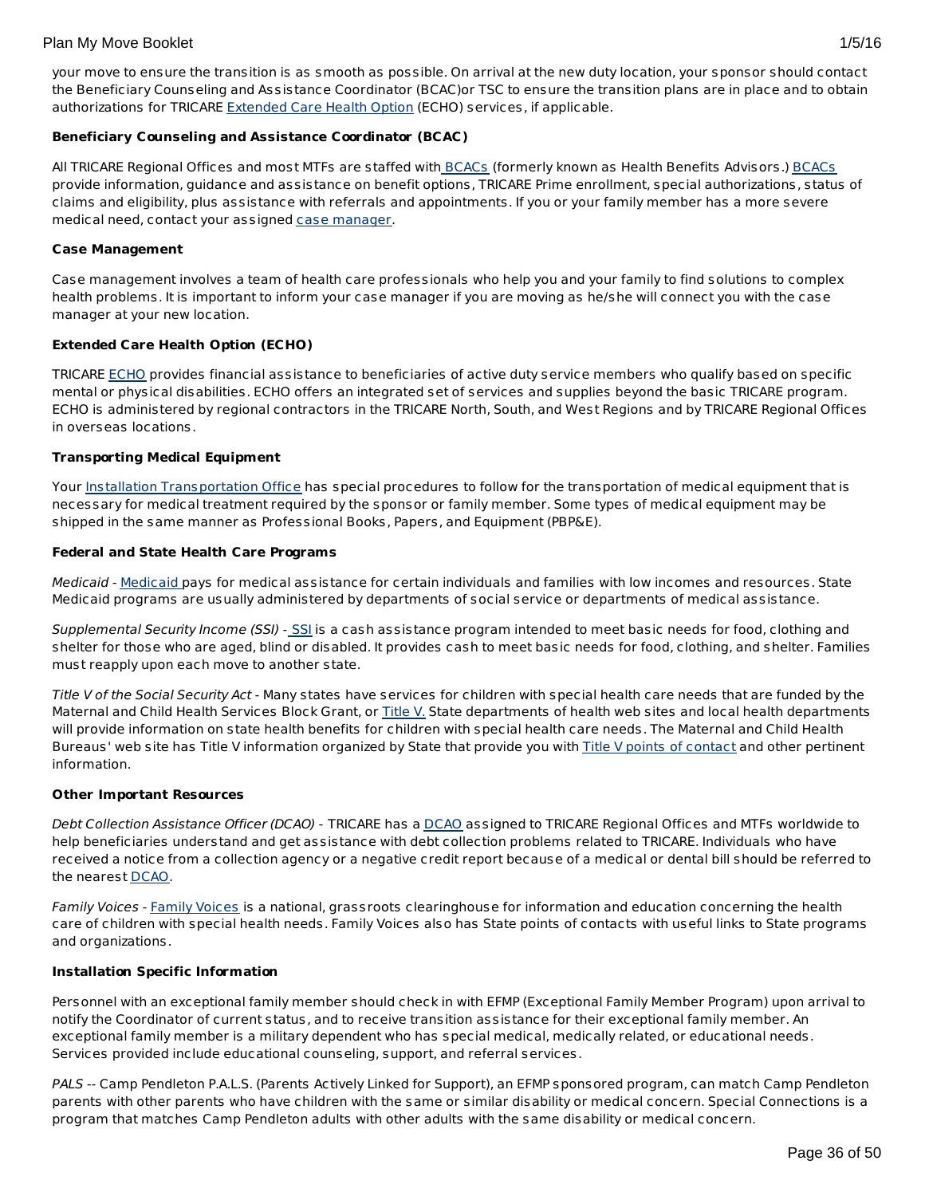your move to ensure the transition is as smooth as possible. On arrival at the new duty location, your sponsor should contact the Beneficiary Counseling and Assistance Coordinator (BCAC)or TSC to ensure the transition plans are in place and to obtain authorizations for TRICARE Extended Care Health Option (ECHO) services, if applicable.

**Beneficiary Counseling and Assistance Coordinator (BCAC)**

All TRICARE Regional Offices and most MTFs are staffed with BCACs (formerly known as Health Benefits Advisors.) BCACs provide information, guidance and assistance on benefit options, TRICARE Prime enrollment, special authorizations, status of claims and eligibility, plus assistance with referrals and appointments. If you or your family member has a more severe medical need, contact your assigned case manager.

**Case Management**

Case management involves a team of health care professionals who help you and your family to find solutions to complex health problems. It is important to inform your case manager if you are moving as he/she will connect you with the case manager at your new location.

**Extended Care Health Option (ECHO)**

TRICARE ECHO provides financial assistance to beneficiaries of active duty service members who qualify based on specific mental or physical disabilities. ECHO offers an integrated set of services and supplies beyond the basic TRICARE program. ECHO is administered by regional contractors in the TRICARE North, South, and West Regions and by TRICARE Regional Offices in overseas locations.

**Transporting Medical Equipment**

Your Installation Transportation Office has special procedures to follow for the transportation of medical equipment that is necessary for medical treatment required by the sponsor or family member. Some types of medical equipment may be shipped in the same manner as Professional Books, Papers, and Equipment (PBP&E).

**Federal and State Health Care Programs**

*Medicaid* - Medicaid pays for medical assistance for certain individuals and families with low incomes and resources. State Medicaid programs are usually administered by departments of social service or departments of medical assistance.

*Supplemental Security Income (SSI)* - SSI is a cash assistance program intended to meet basic needs for food, clothing and shelter for those who are aged, blind or disabled. It provides cash to meet basic needs for food, clothing, and shelter. Families must reapply upon each move to another state.

*Title V of the Social Security Act* - Many states have services for children with special health care needs that are funded by the Maternal and Child Health Services Block Grant, or Title V. State departments of health web sites and local health departments will provide information on state health benefits for children with special health care needs. The Maternal and Child Health Bureaus' web site has Title V information organized by State that provide you with Title V points of contact and other pertinent information.

**Other Important Resources**

*Debt Collection Assistance Officer (DCAO)* - TRICARE has a DCAO assigned to TRICARE Regional Offices and MTFs worldwide to help beneficiaries understand and get assistance with debt collection problems related to TRICARE. Individuals who have received a notice from a collection agency or a negative credit report because of a medical or dental bill should be referred to the nearest DCAO.

*Family Voices* - Family Voices is a national, grassroots clearinghouse for information and education concerning the health care of children with special health needs. Family Voices also has State points of contacts with useful links to State programs and organizations.

**Installation Specific Information**

Personnel with an exceptional family member should check in with EFMP (Exceptional Family Member Program) upon arrival to notify the Coordinator of current status, and to receive transition assistance for their exceptional family member. An exceptional family member is a military dependent who has special medical, medically related, or educational needs. Services provided include educational counseling, support, and referral services.

*PALS* -- Camp Pendleton P.A.L.S. (Parents Actively Linked for Support), an EFMP sponsored program, can match Camp Pendleton parents with other parents who have children with the same or similar disability or medical concern. Special Connections is a program that matches Camp Pendleton adults with other adults with the same disability or medical concern.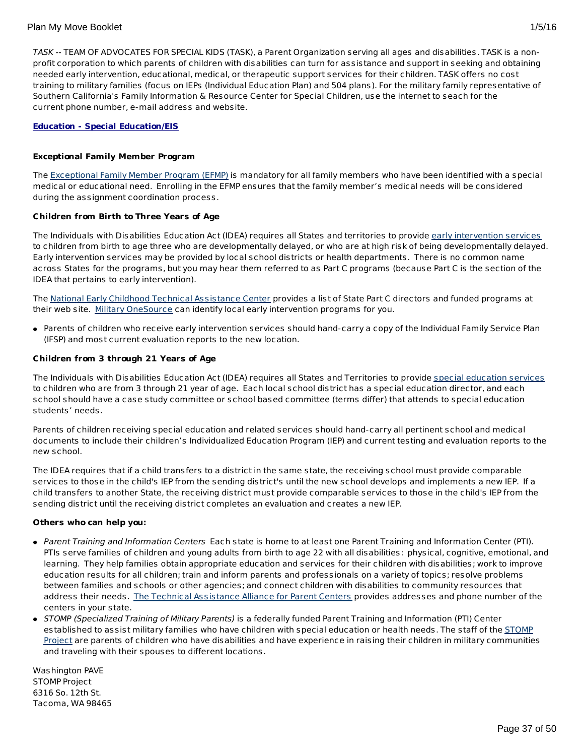*TASK* -- TEAM OF ADVOCATES FOR SPECIAL KIDS (TASK), a Parent Organization serving all ages and disabilities. TASK is a non-profit corporation to which parents of children with disabilities can turn for assistance and support in seeking and obtaining needed early intervention, educational, medical, or therapeutic support services for their children. TASK offers no cost training to military families (focus on IEPs (Individual Education Plan) and 504 plans). For the military family representative of Southern California's Family Information & Resource Center for Special Children, use the internet to seach for the current phone number, e-mail address and website.

**Education - Special Education/EIS**

**Exceptional Family Member Program**

The Exceptional Family Member Program (EFMP) is mandatory for all family members who have been identified with a special medical or educational need. Enrolling in the EFMP ensures that the family member's medical needs will be considered during the assignment coordination process.

**Children from Birth to Three Years of Age**

The Individuals with Disabilities Education Act (IDEA) requires all States and territories to provide early intervention services to children from birth to age three who are developmentally delayed, or who are at high risk of being developmentally delayed. Early intervention services may be provided by local school districts or health departments. There is no common name across States for the programs, but you may hear them referred to as Part C programs (because Part C is the section of the IDEA that pertains to early intervention).

The National Early Childhood Technical Assistance Center provides a list of State Part C directors and funded programs at their web site. Military OneSource can identify local early intervention programs for you.

- Parents of children who receive early intervention services should hand-carry a copy of the Individual Family Service Plan (IFSP) and most current evaluation reports to the new location.

**Children from 3 through 21 Years of Age**

The Individuals with Disabilities Education Act (IDEA) requires all States and Territories to provide special education services to children who are from 3 through 21 year of age. Each local school district has a special education director, and each school should have a case study committee or school based committee (terms differ) that attends to special education students' needs.

Parents of children receiving special education and related services should hand-carry all pertinent school and medical documents to include their children's Individualized Education Program (IEP) and current testing and evaluation reports to the new school.

The IDEA requires that if a child transfers to a district in the same state, the receiving school must provide comparable services to those in the child's IEP from the sending district's until the new school develops and implements a new IEP. If a child transfers to another State, the receiving district must provide comparable services to those in the child's IEP from the sending district until the receiving district completes an evaluation and creates a new IEP.

**Others who can help you:**

- *Parent Training and Information Centers* Each state is home to at least one Parent Training and Information Center (PTI). PTIs serve families of children and young adults from birth to age 22 with all disabilities: physical, cognitive, emotional, and learning. They help families obtain appropriate education and services for their children with disabilities; work to improve education results for all children; train and inform parents and professionals on a variety of topics; resolve problems between families and schools or other agencies; and connect children with disabilities to community resources that address their needs. The Technical Assistance Alliance for Parent Centers provides addresses and phone number of the centers in your state.
- *STOMP (Specialized Training of Military Parents)* is a federally funded Parent Training and Information (PTI) Center established to assist military families who have children with special education or health needs. The staff of the STOMP Project are parents of children who have disabilities and have experience in raising their children in military communities and traveling with their spouses to different locations.

Washington PAVE
STOMP Project
6316 So. 12th St.
Tacoma, WA 98465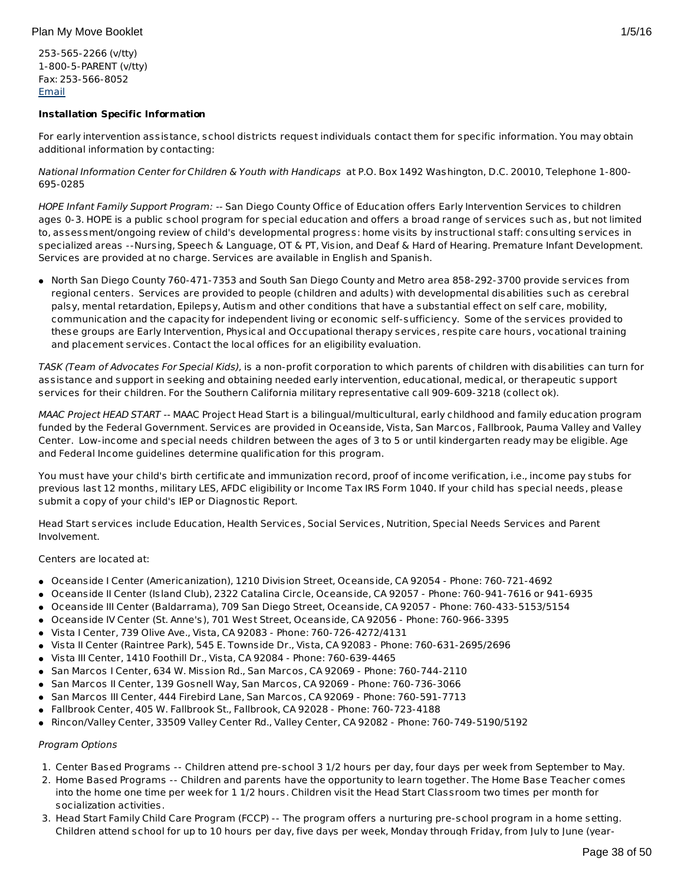253-565-2266 (v/tty)
1-800-5-PARENT (v/tty)
Fax: 253-566-8052
Email

**Installation Specific Information**

For early intervention assistance, school districts request individuals contact them for specific information. You may obtain additional information by contacting:

*National Information Center for Children & Youth with Handicaps* at P.O. Box 1492 Washington, D.C. 20010, Telephone 1-800-695-0285

*HOPE Infant Family Support Program:* -- San Diego County Office of Education offers Early Intervention Services to children ages 0-3. HOPE is a public school program for special education and offers a broad range of services such as, but not limited to, assessment/ongoing review of child's developmental progress: home visits by instructional staff: consulting services in specialized areas --Nursing, Speech & Language, OT & PT, Vision, and Deaf & Hard of Hearing. Premature Infant Development. Services are provided at no charge. Services are available in English and Spanish.

- North San Diego County 760-471-7353 and South San Diego County and Metro area 858-292-3700 provide services from regional centers. Services are provided to people (children and adults) with developmental disabilities such as cerebral palsy, mental retardation, Epilepsy, Autism and other conditions that have a substantial effect on self care, mobility, communication and the capacity for independent living or economic self-sufficiency. Some of the services provided to these groups are Early Intervention, Physical and Occupational therapy services, respite care hours, vocational training and placement services. Contact the local offices for an eligibility evaluation.

*TASK (Team of Advocates For Special Kids),* is a non-profit corporation to which parents of children with disabilities can turn for assistance and support in seeking and obtaining needed early intervention, educational, medical, or therapeutic support services for their children. For the Southern California military representative call 909-609-3218 (collect ok).

*MAAC Project HEAD START* -- MAAC Project Head Start is a bilingual/multicultural, early childhood and family education program funded by the Federal Government. Services are provided in Oceanside, Vista, San Marcos, Fallbrook, Pauma Valley and Valley Center. Low-income and special needs children between the ages of 3 to 5 or until kindergarten ready may be eligible. Age and Federal Income guidelines determine qualification for this program.

You must have your child's birth certificate and immunization record, proof of income verification, i.e., income pay stubs for previous last 12 months, military LES, AFDC eligibility or Income Tax IRS Form 1040. If your child has special needs, please submit a copy of your child's IEP or Diagnostic Report.

Head Start services include Education, Health Services, Social Services, Nutrition, Special Needs Services and Parent Involvement.

Centers are located at:

- Oceanside I Center (Americanization), 1210 Division Street, Oceanside, CA 92054 - Phone: 760-721-4692
- Oceanside II Center (Island Club), 2322 Catalina Circle, Oceanside, CA 92057 - Phone: 760-941-7616 or 941-6935
- Oceanside III Center (Baldarrama), 709 San Diego Street, Oceanside, CA 92057 - Phone: 760-433-5153/5154
- Oceanside IV Center (St. Anne's), 701 West Street, Oceanside, CA 92056 - Phone: 760-966-3395
- Vista I Center, 739 Olive Ave., Vista, CA 92083 - Phone: 760-726-4272/4131
- Vista II Center (Raintree Park), 545 E. Townside Dr., Vista, CA 92083 - Phone: 760-631-2695/2696
- Vista III Center, 1410 Foothill Dr., Vista, CA 92084 - Phone: 760-639-4465
- San Marcos I Center, 634 W. Mission Rd., San Marcos, CA 92069 - Phone: 760-744-2110
- San Marcos II Center, 139 Gosnell Way, San Marcos, CA 92069 - Phone: 760-736-3066
- San Marcos III Center, 444 Firebird Lane, San Marcos, CA 92069 - Phone: 760-591-7713
- Fallbrook Center, 405 W. Fallbrook St., Fallbrook, CA 92028 - Phone: 760-723-4188
- Rincon/Valley Center, 33509 Valley Center Rd., Valley Center, CA 92082 - Phone: 760-749-5190/5192

*Program Options*

1. Center Based Programs -- Children attend pre-school 3 1/2 hours per day, four days per week from September to May.
2. Home Based Programs -- Children and parents have the opportunity to learn together. The Home Base Teacher comes into the home one time per week for 1 1/2 hours. Children visit the Head Start Classroom two times per month for socialization activities.
3. Head Start Family Child Care Program (FCCP) -- The program offers a nurturing pre-school program in a home setting. Children attend school for up to 10 hours per day, five days per week, Monday through Friday, from July to June (year-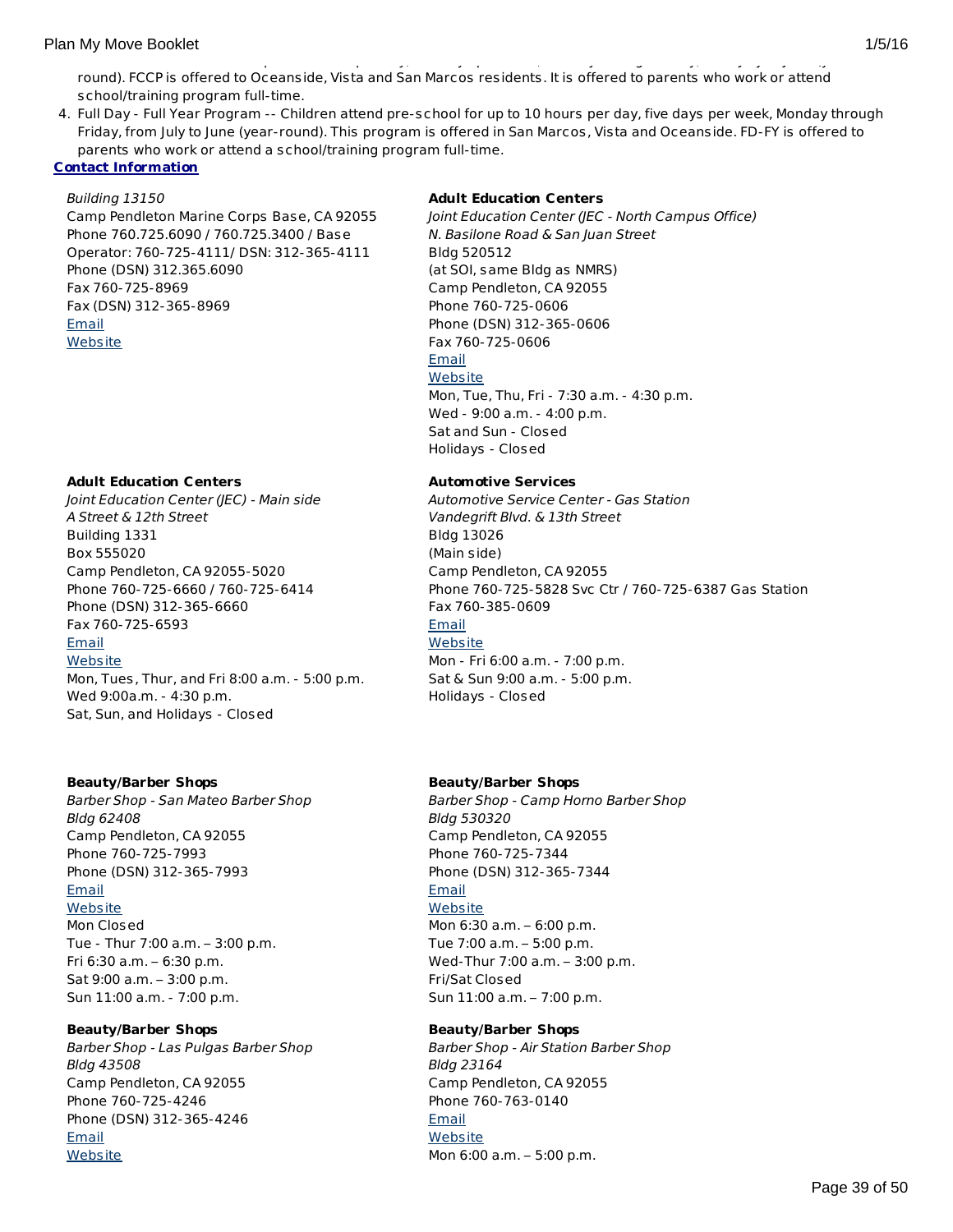round). FCCP is offered to Oceanside, Vista and San Marcos residents. It is offered to parents who work or attend school/training program full-time.

4. Full Day - Full Year Program -- Children attend pre-school for up to 10 hours per day, five days per week, Monday through Friday, from July to June (year-round). This program is offered in San Marcos, Vista and Oceanside. FD-FY is offered to parents who work or attend a school/training program full-time.

**Contact Information**

*Building 13150*
Camp Pendleton Marine Corps Base, CA 92055
Phone 760.725.6090 / 760.725.3400 / Base Operator: 760-725-4111/ DSN: 312-365-4111
Phone (DSN) 312.365.6090
Fax 760-725-8969
Fax (DSN) 312-365-8969
Email
Website

**Adult Education Centers**
*Joint Education Center (JEC - North Campus Office)*
*N. Basilone Road & San Juan Street*
Bldg 520512
(at SOI, same Bldg as NMRS)
Camp Pendleton, CA 92055
Phone 760-725-0606
Phone (DSN) 312-365-0606
Fax 760-725-0606
Email
Website
Mon, Tue, Thu, Fri - 7:30 a.m. - 4:30 p.m.
Wed - 9:00 a.m. - 4:00 p.m.
Sat and Sun - Closed
Holidays - Closed

**Adult Education Centers**
*Joint Education Center (JEC) - Main side*
*A Street & 12th Street*
Building 1331
Box 555020
Camp Pendleton, CA 92055-5020
Phone 760-725-6660 / 760-725-6414
Phone (DSN) 312-365-6660
Fax 760-725-6593
Email
Website
Mon, Tues, Thur, and Fri 8:00 a.m. - 5:00 p.m.
Wed 9:00a.m. - 4:30 p.m.
Sat, Sun, and Holidays - Closed

**Automotive Services**
*Automotive Service Center - Gas Station*
*Vandegrift Blvd. & 13th Street*
Bldg 13026
(Main side)
Camp Pendleton, CA 92055
Phone 760-725-5828 Svc Ctr / 760-725-6387 Gas Station
Fax 760-385-0609
Email
Website
Mon - Fri 6:00 a.m. - 7:00 p.m.
Sat & Sun 9:00 a.m. - 5:00 p.m.
Holidays - Closed

**Beauty/Barber Shops**
*Barber Shop - San Mateo Barber Shop*
*Bldg 62408*
Camp Pendleton, CA 92055
Phone 760-725-7993
Phone (DSN) 312-365-7993
Email
Website
Mon Closed
Tue - Thur 7:00 a.m. – 3:00 p.m.
Fri 6:30 a.m. – 6:30 p.m.
Sat 9:00 a.m. – 3:00 p.m.
Sun 11:00 a.m. - 7:00 p.m.

**Beauty/Barber Shops**
*Barber Shop - Camp Horno Barber Shop*
*Bldg 530320*
Camp Pendleton, CA 92055
Phone 760-725-7344
Phone (DSN) 312-365-7344
Email
Website
Mon 6:30 a.m. – 6:00 p.m.
Tue 7:00 a.m. – 5:00 p.m.
Wed-Thur 7:00 a.m. – 3:00 p.m.
Fri/Sat Closed
Sun 11:00 a.m. – 7:00 p.m.

**Beauty/Barber Shops**
*Barber Shop - Las Pulgas Barber Shop*
*Bldg 43508*
Camp Pendleton, CA 92055
Phone 760-725-4246
Phone (DSN) 312-365-4246
Email
Website

**Beauty/Barber Shops**
*Barber Shop - Air Station Barber Shop*
*Bldg 23164*
Camp Pendleton, CA 92055
Phone 760-763-0140
Email
Website
Mon 6:00 a.m. – 5:00 p.m.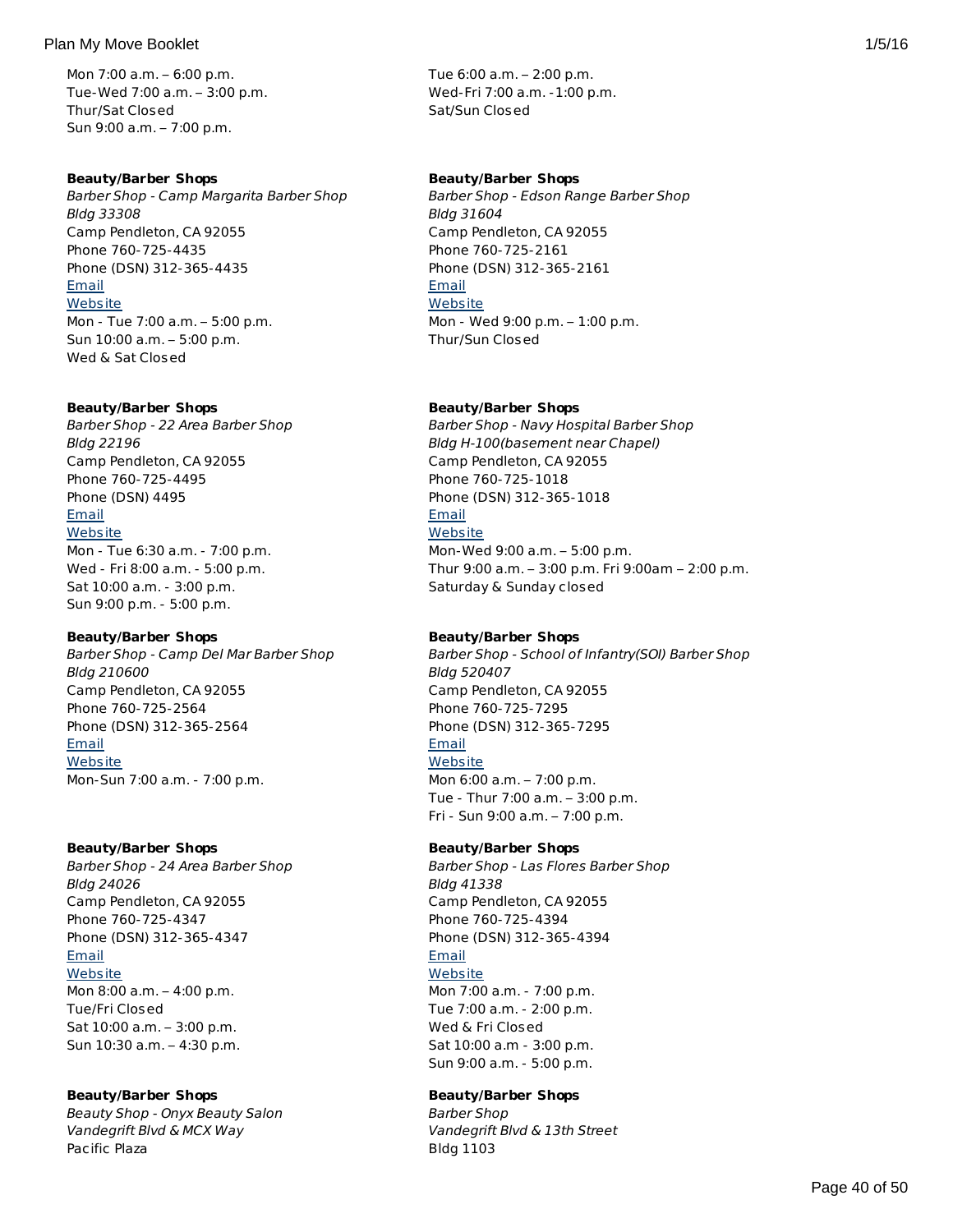Mon 7:00 a.m. – 6:00 p.m.
Tue-Wed 7:00 a.m. – 3:00 p.m.
Thur/Sat Closed
Sun 9:00 a.m. – 7:00 p.m.

Tue 6:00 a.m. – 2:00 p.m.
Wed-Fri 7:00 a.m. -1:00 p.m.
Sat/Sun Closed

**Beauty/Barber Shops**
*Barber Shop - Camp Margarita Barber Shop*
*Bldg 33308*
Camp Pendleton, CA 92055
Phone 760-725-4435
Phone (DSN) 312-365-4435
Email
Website
Mon - Tue 7:00 a.m. – 5:00 p.m.
Sun 10:00 a.m. – 5:00 p.m.
Wed & Sat Closed

**Beauty/Barber Shops**
*Barber Shop - Edson Range Barber Shop*
*Bldg 31604*
Camp Pendleton, CA 92055
Phone 760-725-2161
Phone (DSN) 312-365-2161
Email
Website
Mon - Wed 9:00 p.m. – 1:00 p.m.
Thur/Sun Closed

**Beauty/Barber Shops**
*Barber Shop - 22 Area Barber Shop*
*Bldg 22196*
Camp Pendleton, CA 92055
Phone 760-725-4495
Phone (DSN) 4495
Email
Website
Mon - Tue 6:30 a.m. - 7:00 p.m.
Wed - Fri 8:00 a.m. - 5:00 p.m.
Sat 10:00 a.m. - 3:00 p.m.
Sun 9:00 p.m. - 5:00 p.m.

**Beauty/Barber Shops**
*Barber Shop - Navy Hospital Barber Shop*
*Bldg H-100(basement near Chapel)*
Camp Pendleton, CA 92055
Phone 760-725-1018
Phone (DSN) 312-365-1018
Email
Website
Mon-Wed 9:00 a.m. – 5:00 p.m.
Thur 9:00 a.m. – 3:00 p.m. Fri 9:00am – 2:00 p.m.
Saturday & Sunday closed

**Beauty/Barber Shops**
*Barber Shop - Camp Del Mar Barber Shop*
*Bldg 210600*
Camp Pendleton, CA 92055
Phone 760-725-2564
Phone (DSN) 312-365-2564
Email
Website
Mon-Sun 7:00 a.m. - 7:00 p.m.

**Beauty/Barber Shops**
*Barber Shop - School of Infantry(SOI) Barber Shop*
*Bldg 520407*
Camp Pendleton, CA 92055
Phone 760-725-7295
Phone (DSN) 312-365-7295
Email
Website
Mon 6:00 a.m. – 7:00 p.m.
Tue - Thur 7:00 a.m. – 3:00 p.m.
Fri - Sun 9:00 a.m. – 7:00 p.m.

**Beauty/Barber Shops**
*Barber Shop - 24 Area Barber Shop*
*Bldg 24026*
Camp Pendleton, CA 92055
Phone 760-725-4347
Phone (DSN) 312-365-4347
Email
Website
Mon 8:00 a.m. – 4:00 p.m.
Tue/Fri Closed
Sat 10:00 a.m. – 3:00 p.m.
Sun 10:30 a.m. – 4:30 p.m.

**Beauty/Barber Shops**
*Barber Shop - Las Flores Barber Shop*
*Bldg 41338*
Camp Pendleton, CA 92055
Phone 760-725-4394
Phone (DSN) 312-365-4394
Email
Website
Mon 7:00 a.m. - 7:00 p.m.
Tue 7:00 a.m. - 2:00 p.m.
Wed & Fri Closed
Sat 10:00 a.m - 3:00 p.m.
Sun 9:00 a.m. - 5:00 p.m.

**Beauty/Barber Shops**
*Beauty Shop - Onyx Beauty Salon*
*Vandegrift Blvd & MCX Way*
Pacific Plaza

**Beauty/Barber Shops**
*Barber Shop*
*Vandegrift Blvd & 13th Street*
Bldg 1103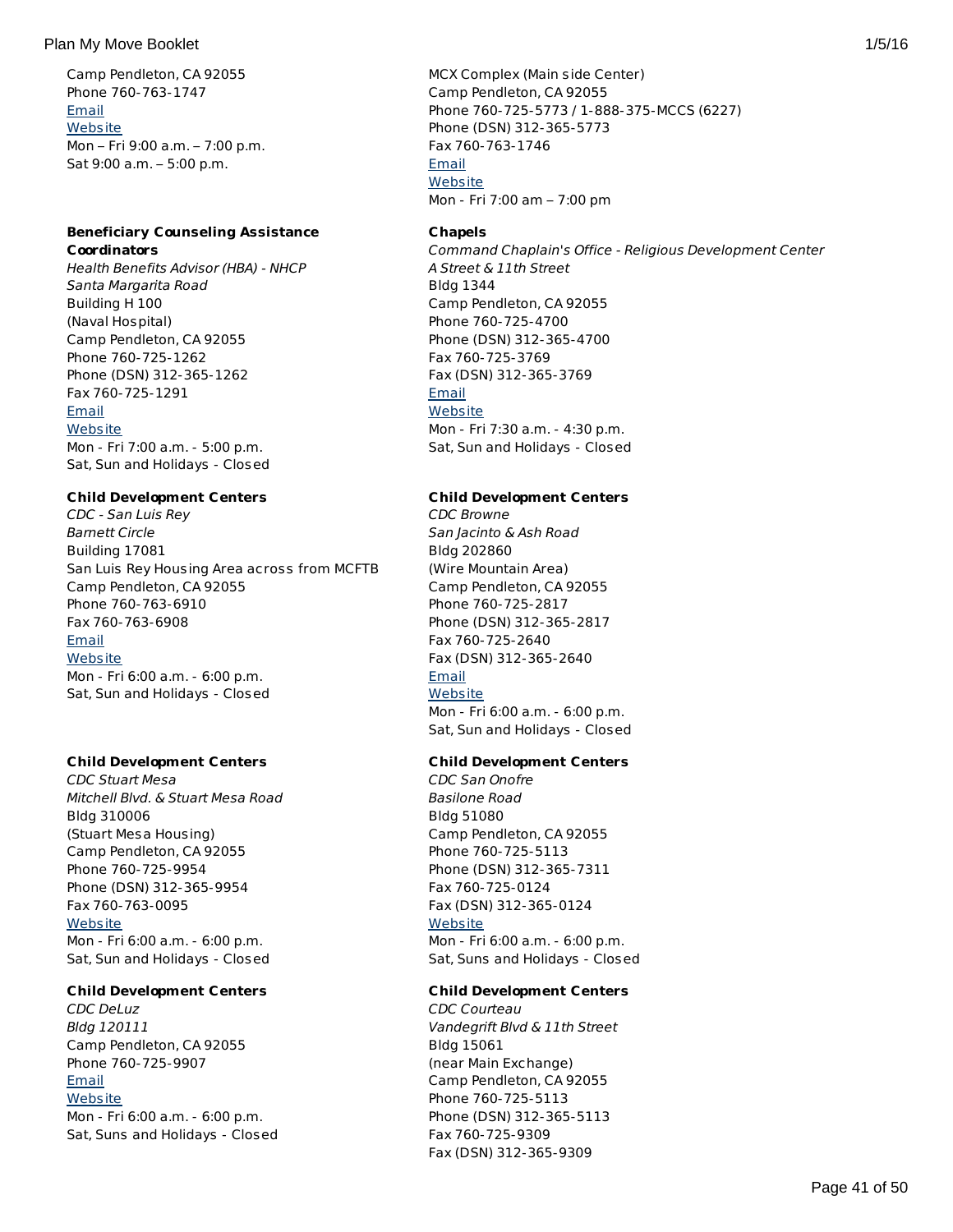Camp Pendleton, CA 92055
Phone 760-763-1747
Email
Website
Mon – Fri 9:00 a.m. – 7:00 p.m.
Sat 9:00 a.m. – 5:00 p.m.

**Beneficiary Counseling Assistance Coordinators**
*Health Benefits Advisor (HBA) - NHCP*
*Santa Margarita Road*
Building H 100
(Naval Hospital)
Camp Pendleton, CA 92055
Phone 760-725-1262
Phone (DSN) 312-365-1262
Fax 760-725-1291
Email
Website
Mon - Fri 7:00 a.m. - 5:00 p.m.
Sat, Sun and Holidays - Closed

**Child Development Centers**
*CDC - San Luis Rey*
*Barnett Circle*
Building 17081
San Luis Rey Housing Area across from MCFTB
Camp Pendleton, CA 92055
Phone 760-763-6910
Fax 760-763-6908
Email
Website
Mon - Fri 6:00 a.m. - 6:00 p.m.
Sat, Sun and Holidays - Closed

**Child Development Centers**
*CDC Stuart Mesa*
*Mitchell Blvd. & Stuart Mesa Road*
Bldg 310006
(Stuart Mesa Housing)
Camp Pendleton, CA 92055
Phone 760-725-9954
Phone (DSN) 312-365-9954
Fax 760-763-0095
Website
Mon - Fri 6:00 a.m. - 6:00 p.m.
Sat, Sun and Holidays - Closed

**Child Development Centers**
*CDC DeLuz*
*Bldg 120111*
Camp Pendleton, CA 92055
Phone 760-725-9907
Email
Website
Mon - Fri 6:00 a.m. - 6:00 p.m.
Sat, Suns and Holidays - Closed

MCX Complex (Main side Center)
Camp Pendleton, CA 92055
Phone 760-725-5773 / 1-888-375-MCCS (6227)
Phone (DSN) 312-365-5773
Fax 760-763-1746
Email
Website
Mon - Fri 7:00 am – 7:00 pm

**Chapels**
*Command Chaplain's Office - Religious Development Center*
*A Street & 11th Street*
Bldg 1344
Camp Pendleton, CA 92055
Phone 760-725-4700
Phone (DSN) 312-365-4700
Fax 760-725-3769
Fax (DSN) 312-365-3769
Email
Website
Mon - Fri 7:30 a.m. - 4:30 p.m.
Sat, Sun and Holidays - Closed

**Child Development Centers**
*CDC Browne*
*San Jacinto & Ash Road*
Bldg 202860
(Wire Mountain Area)
Camp Pendleton, CA 92055
Phone 760-725-2817
Phone (DSN) 312-365-2817
Fax 760-725-2640
Fax (DSN) 312-365-2640
Email
Website
Mon - Fri 6:00 a.m. - 6:00 p.m.
Sat, Sun and Holidays - Closed

**Child Development Centers**
*CDC San Onofre*
*Basilone Road*
Bldg 51080
Camp Pendleton, CA 92055
Phone 760-725-5113
Phone (DSN) 312-365-7311
Fax 760-725-0124
Fax (DSN) 312-365-0124
Website
Mon - Fri 6:00 a.m. - 6:00 p.m.
Sat, Suns and Holidays - Closed

**Child Development Centers**
*CDC Courteau*
*Vandegrift Blvd & 11th Street*
Bldg 15061
(near Main Exchange)
Camp Pendleton, CA 92055
Phone 760-725-5113
Phone (DSN) 312-365-5113
Fax 760-725-9309
Fax (DSN) 312-365-9309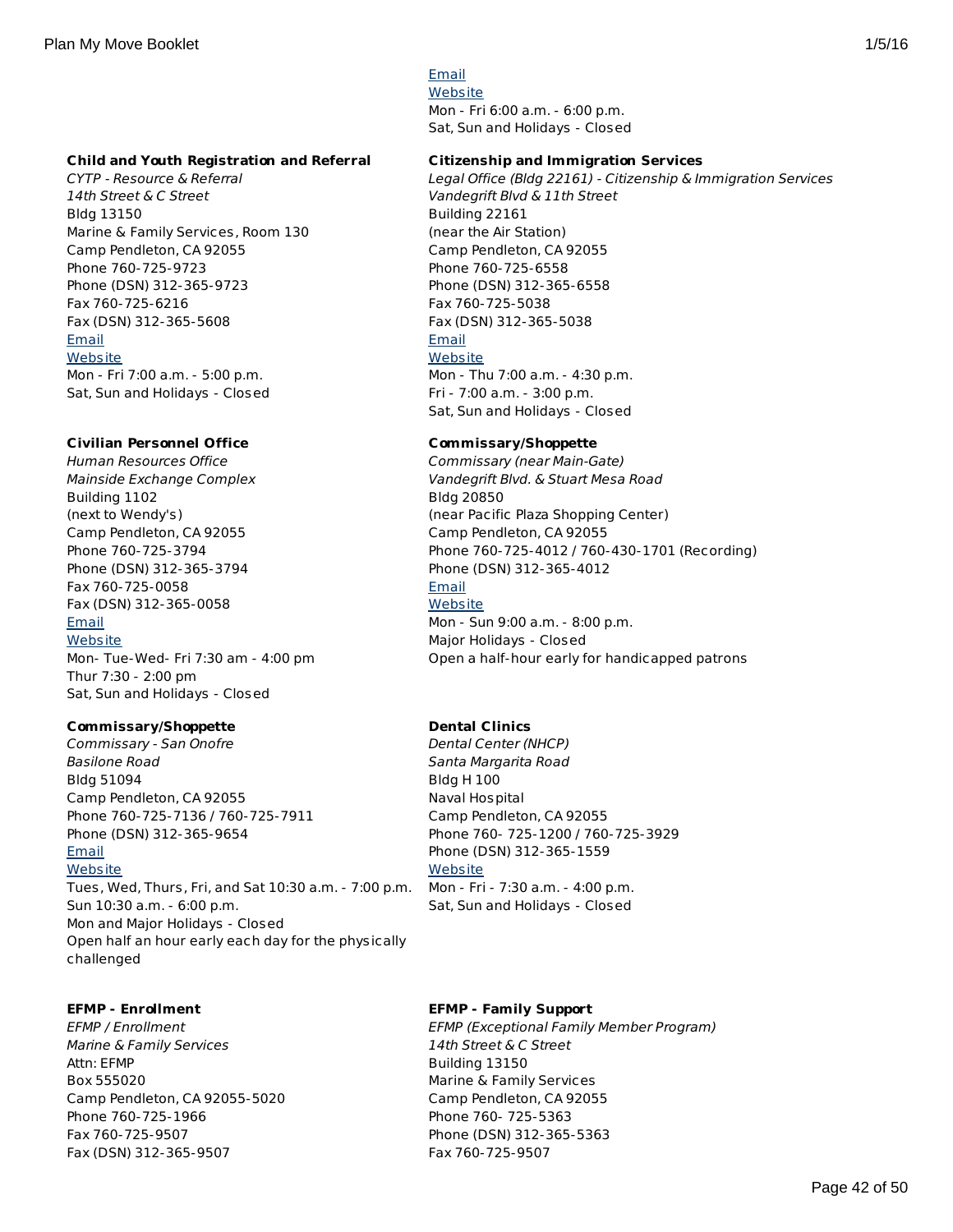Email
Website
Mon - Fri 6:00 a.m. - 6:00 p.m.
Sat, Sun and Holidays - Closed

**Child and Youth Registration and Referral**
*CYTP - Resource & Referral*
*14th Street & C Street*
Bldg 13150
Marine & Family Services, Room 130
Camp Pendleton, CA 92055
Phone 760-725-9723
Phone (DSN) 312-365-9723
Fax 760-725-6216
Fax (DSN) 312-365-5608
Email
Website
Mon - Fri 7:00 a.m. - 5:00 p.m.
Sat, Sun and Holidays - Closed

**Civilian Personnel Office**
*Human Resources Office*
*Mainside Exchange Complex*
Building 1102
(next to Wendy's)
Camp Pendleton, CA 92055
Phone 760-725-3794
Phone (DSN) 312-365-3794
Fax 760-725-0058
Fax (DSN) 312-365-0058
Email
Website
Mon- Tue-Wed- Fri 7:30 am - 4:00 pm
Thur 7:30 - 2:00 pm
Sat, Sun and Holidays - Closed

**Commissary/Shoppette**
*Commissary - San Onofre*
*Basilone Road*
Bldg 51094
Camp Pendleton, CA 92055
Phone 760-725-7136 / 760-725-7911
Phone (DSN) 312-365-9654
Email
Website
Tues, Wed, Thurs, Fri, and Sat 10:30 a.m. - 7:00 p.m.
Sun 10:30 a.m. - 6:00 p.m.
Mon and Major Holidays - Closed
Open half an hour early each day for the physically challenged

**Citizenship and Immigration Services**
*Legal Office (Bldg 22161) - Citizenship & Immigration Services*
*Vandegrift Blvd & 11th Street*
Building 22161
(near the Air Station)
Camp Pendleton, CA 92055
Phone 760-725-6558
Phone (DSN) 312-365-6558
Fax 760-725-5038
Fax (DSN) 312-365-5038
Email
Website
Mon - Thu 7:00 a.m. - 4:30 p.m.
Fri - 7:00 a.m. - 3:00 p.m.
Sat, Sun and Holidays - Closed

**Commissary/Shoppette**
*Commissary (near Main-Gate)*
*Vandegrift Blvd. & Stuart Mesa Road*
Bldg 20850
(near Pacific Plaza Shopping Center)
Camp Pendleton, CA 92055
Phone 760-725-4012 / 760-430-1701 (Recording)
Phone (DSN) 312-365-4012
Email
Website
Mon - Sun 9:00 a.m. - 8:00 p.m.
Major Holidays - Closed
Open a half-hour early for handicapped patrons

**Dental Clinics**
*Dental Center (NHCP)*
*Santa Margarita Road*
Bldg H 100
Naval Hospital
Camp Pendleton, CA 92055
Phone 760- 725-1200 / 760-725-3929
Phone (DSN) 312-365-1559
Website
Mon - Fri - 7:30 a.m. - 4:00 p.m.
Sat, Sun and Holidays - Closed

**EFMP - Enrollment**
*EFMP / Enrollment*
*Marine & Family Services*
Attn: EFMP
Box 555020
Camp Pendleton, CA 92055-5020
Phone 760-725-1966
Fax 760-725-9507
Fax (DSN) 312-365-9507

**EFMP - Family Support**
*EFMP (Exceptional Family Member Program)*
*14th Street & C Street*
Building 13150
Marine & Family Services
Camp Pendleton, CA 92055
Phone 760- 725-5363
Phone (DSN) 312-365-5363
Fax 760-725-9507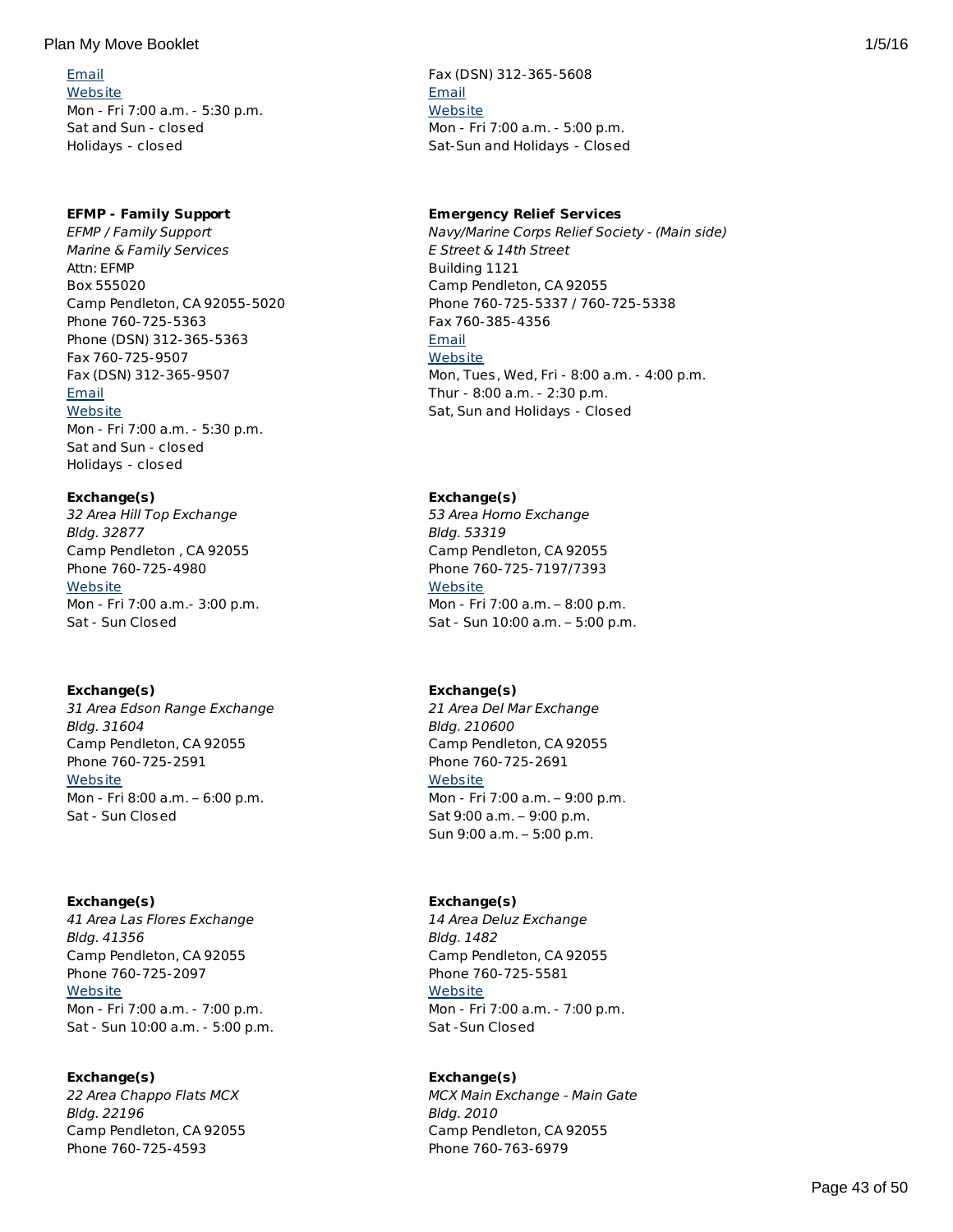[Email](#)
[Website](#)
Mon - Fri 7:00 a.m. - 5:30 p.m.
Sat and Sun - closed
Holidays - closed

Fax (DSN) 312-365-5608
[Email](#)
[Website](#)
Mon - Fri 7:00 a.m. - 5:00 p.m.
Sat-Sun and Holidays - Closed

**EFMP - Family Support**
*EFMP / Family Support*
*Marine & Family Services*
Attn: EFMP
Box 555020
Camp Pendleton, CA 92055-5020
Phone 760-725-5363
Phone (DSN) 312-365-5363
Fax 760-725-9507
Fax (DSN) 312-365-9507
[Email](#)
[Website](#)
Mon - Fri 7:00 a.m. - 5:30 p.m.
Sat and Sun - closed
Holidays - closed

**Emergency Relief Services**
*Navy/Marine Corps Relief Society - (Main side)*
*E Street & 14th Street*
Building 1121
Camp Pendleton, CA 92055
Phone 760-725-5337 / 760-725-5338
Fax 760-385-4356
[Email](#)
[Website](#)
Mon, Tues, Wed, Fri - 8:00 a.m. - 4:00 p.m.
Thur - 8:00 a.m. - 2:30 p.m.
Sat, Sun and Holidays - Closed

**Exchange(s)**
*32 Area Hill Top Exchange*
*Bldg. 32877*
Camp Pendleton , CA 92055
Phone 760-725-4980
[Website](#)
Mon - Fri 7:00 a.m.- 3:00 p.m.
Sat - Sun Closed

**Exchange(s)**
*53 Area Horno Exchange*
*Bldg. 53319*
Camp Pendleton, CA 92055
Phone 760-725-7197/7393
[Website](#)
Mon - Fri 7:00 a.m. – 8:00 p.m.
Sat - Sun 10:00 a.m. – 5:00 p.m.

**Exchange(s)**
*31 Area Edson Range Exchange*
*Bldg. 31604*
Camp Pendleton, CA 92055
Phone 760-725-2591
[Website](#)
Mon - Fri 8:00 a.m. – 6:00 p.m.
Sat - Sun Closed

**Exchange(s)**
*21 Area Del Mar Exchange*
*Bldg. 210600*
Camp Pendleton, CA 92055
Phone 760-725-2691
[Website](#)
Mon - Fri 7:00 a.m. – 9:00 p.m.
Sat 9:00 a.m. – 9:00 p.m.
Sun 9:00 a.m. – 5:00 p.m.

**Exchange(s)**
*41 Area Las Flores Exchange*
*Bldg. 41356*
Camp Pendleton, CA 92055
Phone 760-725-2097
[Website](#)
Mon - Fri 7:00 a.m. - 7:00 p.m.
Sat - Sun 10:00 a.m. - 5:00 p.m.

**Exchange(s)**
*14 Area Deluz Exchange*
*Bldg. 1482*
Camp Pendleton, CA 92055
Phone 760-725-5581
[Website](#)
Mon - Fri 7:00 a.m. - 7:00 p.m.
Sat -Sun Closed

**Exchange(s)**
*22 Area Chappo Flats MCX*
*Bldg. 22196*
Camp Pendleton, CA 92055
Phone 760-725-4593

**Exchange(s)**
*MCX Main Exchange - Main Gate*
*Bldg. 2010*
Camp Pendleton, CA 92055
Phone 760-763-6979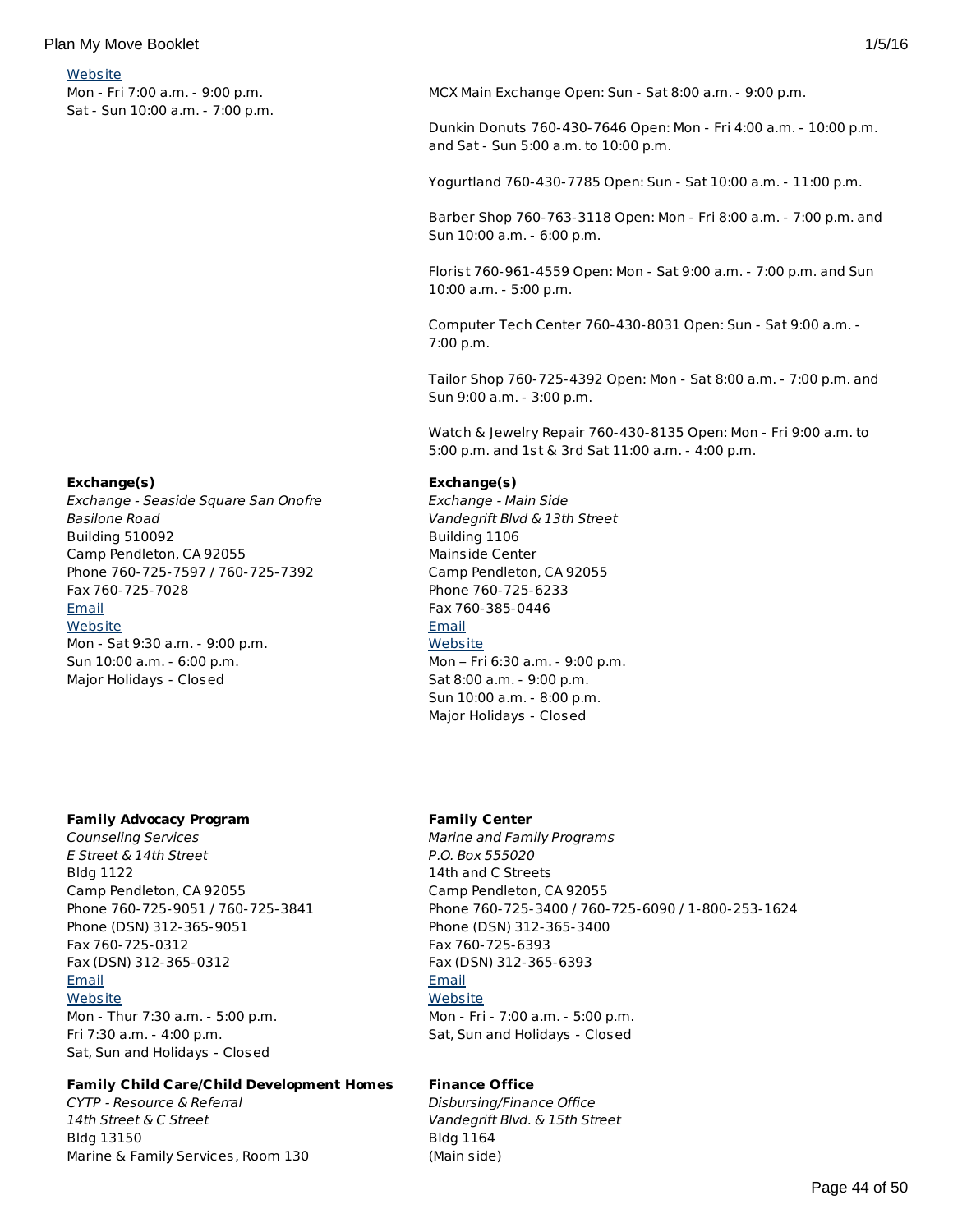Website
Mon - Fri 7:00 a.m. - 9:00 p.m.
Sat - Sun 10:00 a.m. - 7:00 p.m.

MCX Main Exchange Open: Sun - Sat 8:00 a.m. - 9:00 p.m.

Dunkin Donuts 760-430-7646 Open: Mon - Fri 4:00 a.m. - 10:00 p.m. and Sat - Sun 5:00 a.m. to 10:00 p.m.

Yogurtland 760-430-7785 Open: Sun - Sat 10:00 a.m. - 11:00 p.m.

Barber Shop 760-763-3118 Open: Mon - Fri 8:00 a.m. - 7:00 p.m. and Sun 10:00 a.m. - 6:00 p.m.

Florist 760-961-4559 Open: Mon - Sat 9:00 a.m. - 7:00 p.m. and Sun 10:00 a.m. - 5:00 p.m.

Computer Tech Center 760-430-8031 Open: Sun - Sat 9:00 a.m. - 7:00 p.m.

Tailor Shop 760-725-4392 Open: Mon - Sat 8:00 a.m. - 7:00 p.m. and Sun 9:00 a.m. - 3:00 p.m.

Watch & Jewelry Repair 760-430-8135 Open: Mon - Fri 9:00 a.m. to 5:00 p.m. and 1st & 3rd Sat 11:00 a.m. - 4:00 p.m.

**Exchange(s)**
*Exchange - Seaside Square San Onofre*
*Basilone Road*
Building 510092
Camp Pendleton, CA 92055
Phone 760-725-7597 / 760-725-7392
Fax 760-725-7028
Email
Website
Mon - Sat 9:30 a.m. - 9:00 p.m.
Sun 10:00 a.m. - 6:00 p.m.
Major Holidays - Closed

**Exchange(s)**
*Exchange - Main Side*
*Vandegrift Blvd & 13th Street*
Building 1106
Mainside Center
Camp Pendleton, CA 92055
Phone 760-725-6233
Fax 760-385-0446
Email
Website
Mon – Fri 6:30 a.m. - 9:00 p.m.
Sat 8:00 a.m. - 9:00 p.m.
Sun 10:00 a.m. - 8:00 p.m.
Major Holidays - Closed

**Family Advocacy Program**
*Counseling Services*
*E Street & 14th Street*
Bldg 1122
Camp Pendleton, CA 92055
Phone 760-725-9051 / 760-725-3841
Phone (DSN) 312-365-9051
Fax 760-725-0312
Fax (DSN) 312-365-0312
Email
Website
Mon - Thur 7:30 a.m. - 5:00 p.m.
Fri 7:30 a.m. - 4:00 p.m.
Sat, Sun and Holidays - Closed

**Family Center**
*Marine and Family Programs*
*P.O. Box 555020*
14th and C Streets
Camp Pendleton, CA 92055
Phone 760-725-3400 / 760-725-6090 / 1-800-253-1624
Phone (DSN) 312-365-3400
Fax 760-725-6393
Fax (DSN) 312-365-6393
Email
Website
Mon - Fri - 7:00 a.m. - 5:00 p.m.
Sat, Sun and Holidays - Closed

**Family Child Care/Child Development Homes**
*CYTP - Resource & Referral*
*14th Street & C Street*
Bldg 13150
Marine & Family Services, Room 130

**Finance Office**
*Disbursing/Finance Office*
*Vandegrift Blvd. & 15th Street*
Bldg 1164
(Main side)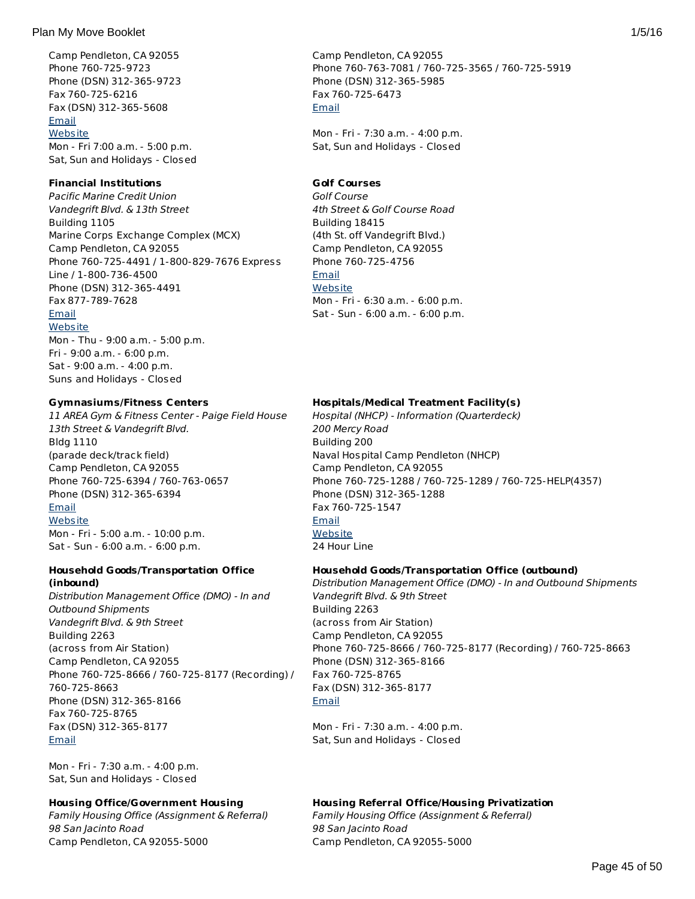Camp Pendleton, CA 92055
Phone 760-725-9723
Phone (DSN) 312-365-9723
Fax 760-725-6216
Fax (DSN) 312-365-5608
Email
Website
Mon - Fri 7:00 a.m. - 5:00 p.m.
Sat, Sun and Holidays - Closed

Camp Pendleton, CA 92055
Phone 760-763-7081 / 760-725-3565 / 760-725-5919
Phone (DSN) 312-365-5985
Fax 760-725-6473
Email

Mon - Fri - 7:30 a.m. - 4:00 p.m.
Sat, Sun and Holidays - Closed

**Financial Institutions**
*Pacific Marine Credit Union*
*Vandegrift Blvd. & 13th Street*
Building 1105
Marine Corps Exchange Complex (MCX)
Camp Pendleton, CA 92055
Phone 760-725-4491 / 1-800-829-7676 Express Line / 1-800-736-4500
Phone (DSN) 312-365-4491
Fax 877-789-7628
Email
Website
Mon - Thu - 9:00 a.m. - 5:00 p.m.
Fri - 9:00 a.m. - 6:00 p.m.
Sat - 9:00 a.m. - 4:00 p.m.
Suns and Holidays - Closed

**Golf Courses**
*Golf Course*
*4th Street & Golf Course Road*
Building 18415
(4th St. off Vandegrift Blvd.)
Camp Pendleton, CA 92055
Phone 760-725-4756
Email
Website
Mon - Fri - 6:30 a.m. - 6:00 p.m.
Sat - Sun - 6:00 a.m. - 6:00 p.m.

**Gymnasiums/Fitness Centers**
*11 AREA Gym & Fitness Center - Paige Field House*
*13th Street & Vandegrift Blvd.*
Bldg 1110
(parade deck/track field)
Camp Pendleton, CA 92055
Phone 760-725-6394 / 760-763-0657
Phone (DSN) 312-365-6394
Email
Website
Mon - Fri - 5:00 a.m. - 10:00 p.m.
Sat - Sun - 6:00 a.m. - 6:00 p.m.

**Hospitals/Medical Treatment Facility(s)**
*Hospital (NHCP) - Information (Quarterdeck)*
*200 Mercy Road*
Building 200
Naval Hospital Camp Pendleton (NHCP)
Camp Pendleton, CA 92055
Phone 760-725-1288 / 760-725-1289 / 760-725-HELP(4357)
Phone (DSN) 312-365-1288
Fax 760-725-1547
Email
Website
24 Hour Line

**Household Goods/Transportation Office (inbound)**
*Distribution Management Office (DMO) - In and Outbound Shipments*
*Vandegrift Blvd. & 9th Street*
Building 2263
(across from Air Station)
Camp Pendleton, CA 92055
Phone 760-725-8666 / 760-725-8177 (Recording) / 760-725-8663
Phone (DSN) 312-365-8166
Fax 760-725-8765
Fax (DSN) 312-365-8177
Email

Mon - Fri - 7:30 a.m. - 4:00 p.m.
Sat, Sun and Holidays - Closed

**Household Goods/Transportation Office (outbound)**
*Distribution Management Office (DMO) - In and Outbound Shipments*
*Vandegrift Blvd. & 9th Street*
Building 2263
(across from Air Station)
Camp Pendleton, CA 92055
Phone 760-725-8666 / 760-725-8177 (Recording) / 760-725-8663
Phone (DSN) 312-365-8166
Fax 760-725-8765
Fax (DSN) 312-365-8177
Email

Mon - Fri - 7:30 a.m. - 4:00 p.m.
Sat, Sun and Holidays - Closed

**Housing Office/Government Housing**
*Family Housing Office (Assignment & Referral)*
*98 San Jacinto Road*
Camp Pendleton, CA 92055-5000

**Housing Referral Office/Housing Privatization**
*Family Housing Office (Assignment & Referral)*
*98 San Jacinto Road*
Camp Pendleton, CA 92055-5000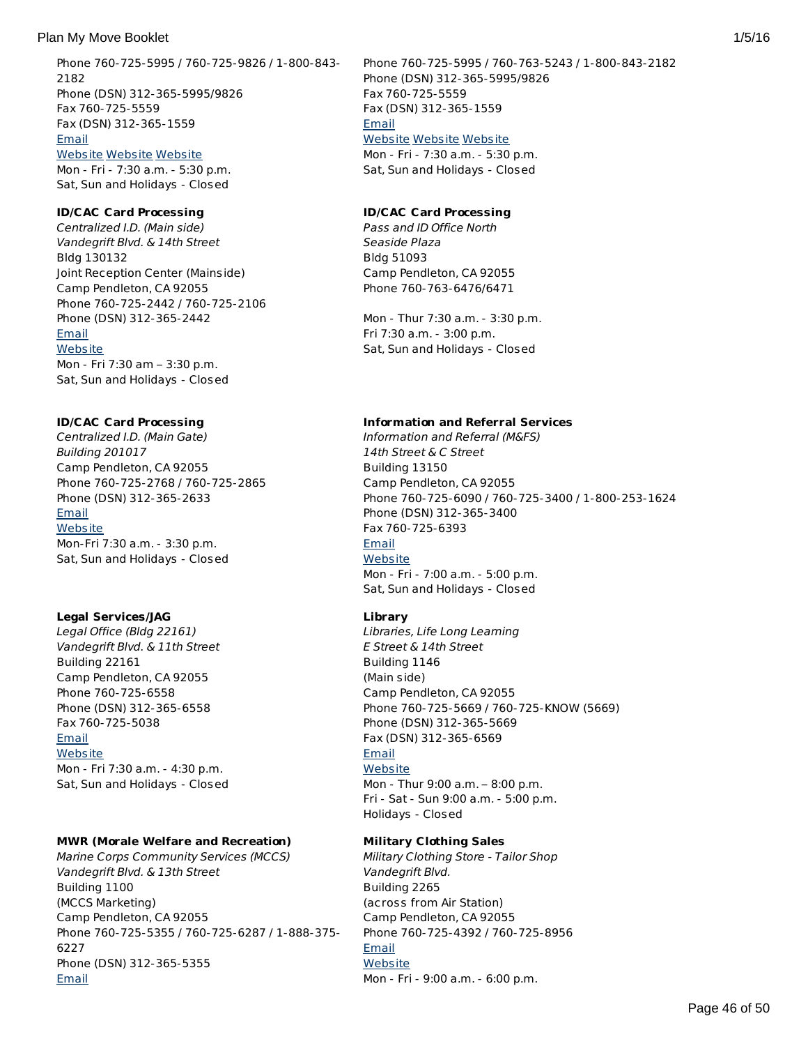Phone 760-725-5995 / 760-725-9826 / 1-800-843-2182
Phone (DSN) 312-365-5995/9826
Fax 760-725-5559
Fax (DSN) 312-365-1559
Email
Website Website Website
Mon - Fri - 7:30 a.m. - 5:30 p.m.
Sat, Sun and Holidays - Closed

Phone 760-725-5995 / 760-763-5243 / 1-800-843-2182
Phone (DSN) 312-365-5995/9826
Fax 760-725-5559
Fax (DSN) 312-365-1559
Email
Website Website Website
Mon - Fri - 7:30 a.m. - 5:30 p.m.
Sat, Sun and Holidays - Closed

**ID/CAC Card Processing**
*Centralized I.D. (Main side)*
*Vandegrift Blvd. & 14th Street*
Bldg 130132
Joint Reception Center (Mainside)
Camp Pendleton, CA 92055
Phone 760-725-2442 / 760-725-2106
Phone (DSN) 312-365-2442
Email
Website
Mon - Fri 7:30 am – 3:30 p.m.
Sat, Sun and Holidays - Closed

**ID/CAC Card Processing**
*Pass and ID Office North*
*Seaside Plaza*
Bldg 51093
Camp Pendleton, CA 92055
Phone 760-763-6476/6471

Mon - Thur 7:30 a.m. - 3:30 p.m.
Fri 7:30 a.m. - 3:00 p.m.
Sat, Sun and Holidays - Closed

**ID/CAC Card Processing**
*Centralized I.D. (Main Gate)*
*Building 201017*
Camp Pendleton, CA 92055
Phone 760-725-2768 / 760-725-2865
Phone (DSN) 312-365-2633
Email
Website
Mon-Fri 7:30 a.m. - 3:30 p.m.
Sat, Sun and Holidays - Closed

**Information and Referral Services**
*Information and Referral (M&FS)*
*14th Street & C Street*
Building 13150
Camp Pendleton, CA 92055
Phone 760-725-6090 / 760-725-3400 / 1-800-253-1624
Phone (DSN) 312-365-3400
Fax 760-725-6393
Email
Website
Mon - Fri - 7:00 a.m. - 5:00 p.m.
Sat, Sun and Holidays - Closed

**Legal Services/JAG**
*Legal Office (Bldg 22161)*
*Vandegrift Blvd. & 11th Street*
Building 22161
Camp Pendleton, CA 92055
Phone 760-725-6558
Phone (DSN) 312-365-6558
Fax 760-725-5038
Email
Website
Mon - Fri 7:30 a.m. - 4:30 p.m.
Sat, Sun and Holidays - Closed

**Library**
*Libraries, Life Long Learning*
*E Street & 14th Street*
Building 1146
(Main side)
Camp Pendleton, CA 92055
Phone 760-725-5669 / 760-725-KNOW (5669)
Phone (DSN) 312-365-5669
Fax (DSN) 312-365-6569
Email
Website
Mon - Thur 9:00 a.m. – 8:00 p.m.
Fri - Sat - Sun 9:00 a.m. - 5:00 p.m.
Holidays - Closed

**MWR (Morale Welfare and Recreation)**
*Marine Corps Community Services (MCCS)*
*Vandegrift Blvd. & 13th Street*
Building 1100
(MCCS Marketing)
Camp Pendleton, CA 92055
Phone 760-725-5355 / 760-725-6287 / 1-888-375-6227
Phone (DSN) 312-365-5355
Email

**Military Clothing Sales**
*Military Clothing Store - Tailor Shop*
*Vandegrift Blvd.*
Building 2265
(across from Air Station)
Camp Pendleton, CA 92055
Phone 760-725-4392 / 760-725-8956
Email
Website
Mon - Fri - 9:00 a.m. - 6:00 p.m.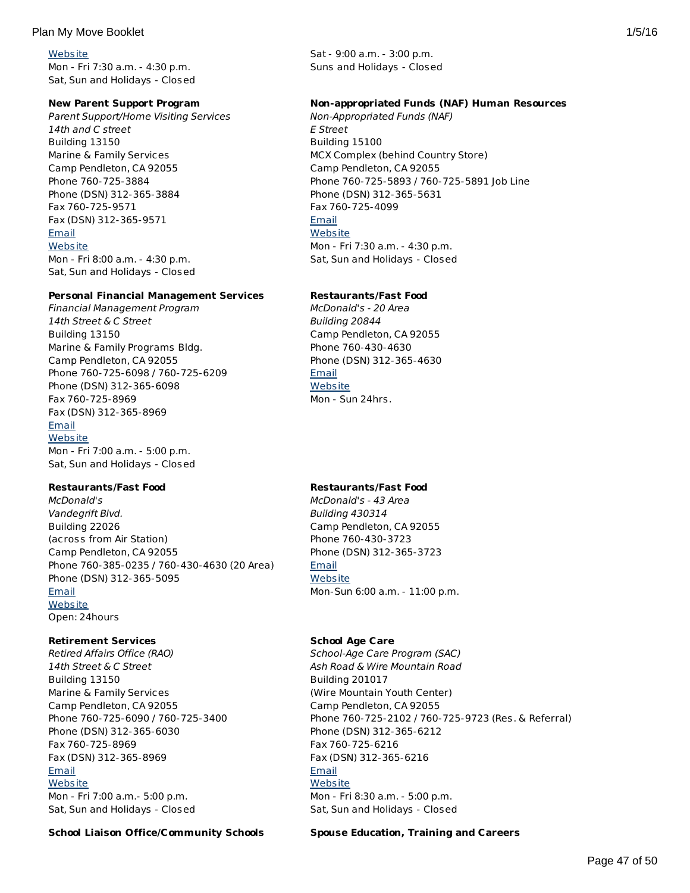[Website](#)
Mon - Fri 7:30 a.m. - 4:30 p.m.
Sat, Sun and Holidays - Closed

**New Parent Support Program**
*Parent Support/Home Visiting Services*
*14th and C street*
Building 13150
Marine & Family Services
Camp Pendleton, CA 92055
Phone 760-725-3884
Phone (DSN) 312-365-3884
Fax 760-725-9571
Fax (DSN) 312-365-9571
[Email](#)
[Website](#)
Mon - Fri 8:00 a.m. - 4:30 p.m.
Sat, Sun and Holidays - Closed

**Personal Financial Management Services**
*Financial Management Program*
*14th Street & C Street*
Building 13150
Marine & Family Programs Bldg.
Camp Pendleton, CA 92055
Phone 760-725-6098 / 760-725-6209
Phone (DSN) 312-365-6098
Fax 760-725-8969
Fax (DSN) 312-365-8969
[Email](#)
[Website](#)
Mon - Fri 7:00 a.m. - 5:00 p.m.
Sat, Sun and Holidays - Closed

**Restaurants/Fast Food**
*McDonald's*
*Vandegrift Blvd.*
Building 22026
(across from Air Station)
Camp Pendleton, CA 92055
Phone 760-385-0235 / 760-430-4630 (20 Area)
Phone (DSN) 312-365-5095
[Email](#)
[Website](#)
Open: 24hours

**Retirement Services**
*Retired Affairs Office (RAO)*
*14th Street & C Street*
Building 13150
Marine & Family Services
Camp Pendleton, CA 92055
Phone 760-725-6090 / 760-725-3400
Phone (DSN) 312-365-6030
Fax 760-725-8969
Fax (DSN) 312-365-8969
[Email](#)
[Website](#)
Mon - Fri 7:00 a.m.- 5:00 p.m.
Sat, Sun and Holidays - Closed

**School Liaison Office/Community Schools**

Sat - 9:00 a.m. - 3:00 p.m.
Suns and Holidays - Closed

**Non-appropriated Funds (NAF) Human Resources**
*Non-Appropriated Funds (NAF)*
*E Street*
Building 15100
MCX Complex (behind Country Store)
Camp Pendleton, CA 92055
Phone 760-725-5893 / 760-725-5891 Job Line
Phone (DSN) 312-365-5631
Fax 760-725-4099
[Email](#)
[Website](#)
Mon - Fri 7:30 a.m. - 4:30 p.m.
Sat, Sun and Holidays - Closed

**Restaurants/Fast Food**
*McDonald's - 20 Area*
*Building 20844*
Camp Pendleton, CA 92055
Phone 760-430-4630
Phone (DSN) 312-365-4630
[Email](#)
[Website](#)
Mon - Sun 24hrs.

**Restaurants/Fast Food**
*McDonald's - 43 Area*
*Building 430314*
Camp Pendleton, CA 92055
Phone 760-430-3723
Phone (DSN) 312-365-3723
[Email](#)
[Website](#)
Mon-Sun 6:00 a.m. - 11:00 p.m.

**School Age Care**
*School-Age Care Program (SAC)*
*Ash Road & Wire Mountain Road*
Building 201017
(Wire Mountain Youth Center)
Camp Pendleton, CA 92055
Phone 760-725-2102 / 760-725-9723 (Res. & Referral)
Phone (DSN) 312-365-6212
Fax 760-725-6216
Fax (DSN) 312-365-6216
[Email](#)
[Website](#)
Mon - Fri 8:30 a.m. - 5:00 p.m.
Sat, Sun and Holidays - Closed

**Spouse Education, Training and Careers**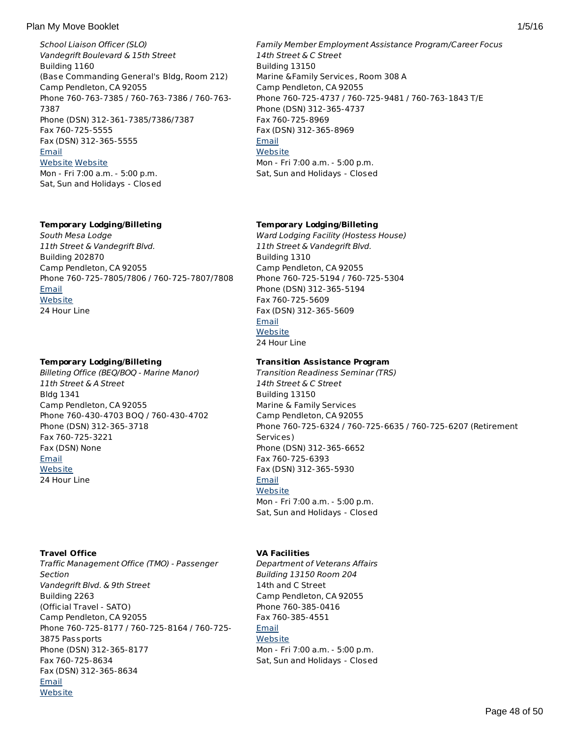*School Liaison Officer (SLO)*
*Vandegrift Boulevard & 15th Street*
Building 1160
(Base Commanding General's Bldg, Room 212)
Camp Pendleton, CA 92055
Phone 760-763-7385 / 760-763-7386 / 760-763-7387
Phone (DSN) 312-361-7385/7386/7387
Fax 760-725-5555
Fax (DSN) 312-365-5555
Email
Website Website
Mon - Fri 7:00 a.m. - 5:00 p.m.
Sat, Sun and Holidays - Closed

*Family Member Employment Assistance Program/Career Focus*
*14th Street & C Street*
Building 13150
Marine &Family Services, Room 308 A
Camp Pendleton, CA 92055
Phone 760-725-4737 / 760-725-9481 / 760-763-1843 T/E
Phone (DSN) 312-365-4737
Fax 760-725-8969
Fax (DSN) 312-365-8969
Email
Website
Mon - Fri 7:00 a.m. - 5:00 p.m.
Sat, Sun and Holidays - Closed

**Temporary Lodging/Billeting**
*South Mesa Lodge*
*11th Street & Vandegrift Blvd.*
Building 202870
Camp Pendleton, CA 92055
Phone 760-725-7805/7806 / 760-725-7807/7808
Email
Website
24 Hour Line

**Temporary Lodging/Billeting**
*Ward Lodging Facility (Hostess House)*
*11th Street & Vandegrift Blvd.*
Building 1310
Camp Pendleton, CA 92055
Phone 760-725-5194 / 760-725-5304
Phone (DSN) 312-365-5194
Fax 760-725-5609
Fax (DSN) 312-365-5609
Email
Website
24 Hour Line

**Temporary Lodging/Billeting**
*Billeting Office (BEQ/BOQ - Marine Manor)*
*11th Street & A Street*
Bldg 1341
Camp Pendleton, CA 92055
Phone 760-430-4703 BOQ / 760-430-4702
Phone (DSN) 312-365-3718
Fax 760-725-3221
Fax (DSN) None
Email
Website
24 Hour Line

**Transition Assistance Program**
*Transition Readiness Seminar (TRS)*
*14th Street & C Street*
Building 13150
Marine & Family Services
Camp Pendleton, CA 92055
Phone 760-725-6324 / 760-725-6635 / 760-725-6207 (Retirement Services)
Phone (DSN) 312-365-6652
Fax 760-725-6393
Fax (DSN) 312-365-5930
Email
Website
Mon - Fri 7:00 a.m. - 5:00 p.m.
Sat, Sun and Holidays - Closed

**Travel Office**
*Traffic Management Office (TMO) - Passenger Section*
*Vandegrift Blvd. & 9th Street*
Building 2263
(Official Travel - SATO)
Camp Pendleton, CA 92055
Phone 760-725-8177 / 760-725-8164 / 760-725-3875 Passports
Phone (DSN) 312-365-8177
Fax 760-725-8634
Fax (DSN) 312-365-8634
Email
Website

**VA Facilities**
*Department of Veterans Affairs*
*Building 13150 Room 204*
14th and C Street
Camp Pendleton, CA 92055
Phone 760-385-0416
Fax 760-385-4551
Email
Website
Mon - Fri 7:00 a.m. - 5:00 p.m.
Sat, Sun and Holidays - Closed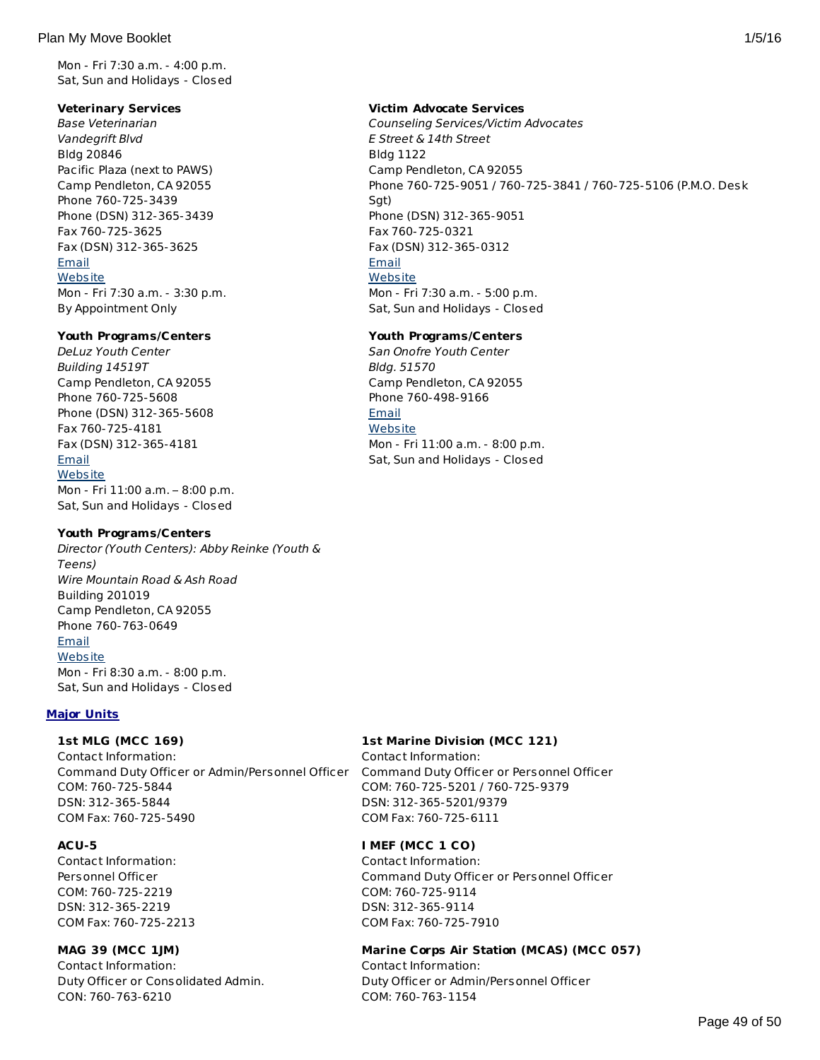Mon - Fri 7:30 a.m. - 4:00 p.m.
Sat, Sun and Holidays - Closed

**Veterinary Services**
*Base Veterinarian*
*Vandegrift Blvd*
Bldg 20846
Pacific Plaza (next to PAWS)
Camp Pendleton, CA 92055
Phone 760-725-3439
Phone (DSN) 312-365-3439
Fax 760-725-3625
Fax (DSN) 312-365-3625
Email
Website
Mon - Fri 7:30 a.m. - 3:30 p.m.
By Appointment Only

**Victim Advocate Services**
*Counseling Services/Victim Advocates*
*E Street & 14th Street*
Bldg 1122
Camp Pendleton, CA 92055
Phone 760-725-9051 / 760-725-3841 / 760-725-5106 (P.M.O. Desk Sgt)
Phone (DSN) 312-365-9051
Fax 760-725-0321
Fax (DSN) 312-365-0312
Email
Website
Mon - Fri 7:30 a.m. - 5:00 p.m.
Sat, Sun and Holidays - Closed

**Youth Programs/Centers**
*DeLuz Youth Center*
*Building 14519T*
Camp Pendleton, CA 92055
Phone 760-725-5608
Phone (DSN) 312-365-5608
Fax 760-725-4181
Fax (DSN) 312-365-4181
Email
Website
Mon - Fri 11:00 a.m. – 8:00 p.m.
Sat, Sun and Holidays - Closed

**Youth Programs/Centers**
*San Onofre Youth Center*
*Bldg. 51570*
Camp Pendleton, CA 92055
Phone 760-498-9166
Email
Website
Mon - Fri 11:00 a.m. - 8:00 p.m.
Sat, Sun and Holidays - Closed

**Youth Programs/Centers**
*Director (Youth Centers): Abby Reinke (Youth & Teens)*
*Wire Mountain Road & Ash Road*
Building 201019
Camp Pendleton, CA 92055
Phone 760-763-0649
Email
Website
Mon - Fri 8:30 a.m. - 8:00 p.m.
Sat, Sun and Holidays - Closed

## Major Units

**1st MLG (MCC 169)**
Contact Information:
Command Duty Officer or Admin/Personnel Officer
COM: 760-725-5844
DSN: 312-365-5844
COM Fax: 760-725-5490

**1st Marine Division (MCC 121)**
Contact Information:
Command Duty Officer or Personnel Officer
COM: 760-725-5201 / 760-725-9379
DSN: 312-365-5201/9379
COM Fax: 760-725-6111

**ACU-5**
Contact Information:
Personnel Officer
COM: 760-725-2219
DSN: 312-365-2219
COM Fax: 760-725-2213

**I MEF (MCC 1 CO)**
Contact Information:
Command Duty Officer or Personnel Officer
COM: 760-725-9114
DSN: 312-365-9114
COM Fax: 760-725-7910

**MAG 39 (MCC 1JM)**
Contact Information:
Duty Officer or Consolidated Admin.
CON: 760-763-6210

**Marine Corps Air Station (MCAS) (MCC 057)**
Contact Information:
Duty Officer or Admin/Personnel Officer
COM: 760-763-1154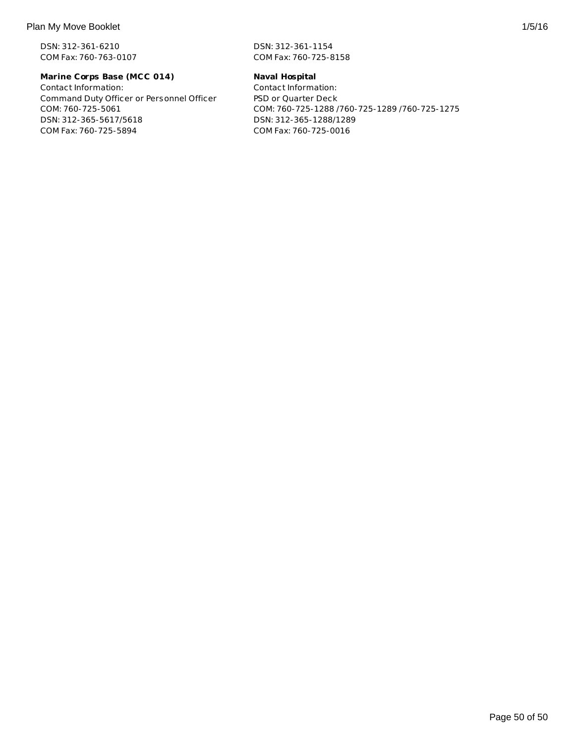DSN: 312-361-6210
COM Fax: 760-763-0107

**Marine Corps Base (MCC 014)**
Contact Information:
Command Duty Officer or Personnel Officer
COM: 760-725-5061
DSN: 312-365-5617/5618
COM Fax: 760-725-5894

DSN: 312-361-1154
COM Fax: 760-725-8158

**Naval Hospital**
Contact Information:
PSD or Quarter Deck
COM: 760-725-1288 /760-725-1289 /760-725-1275
DSN: 312-365-1288/1289
COM Fax: 760-725-0016